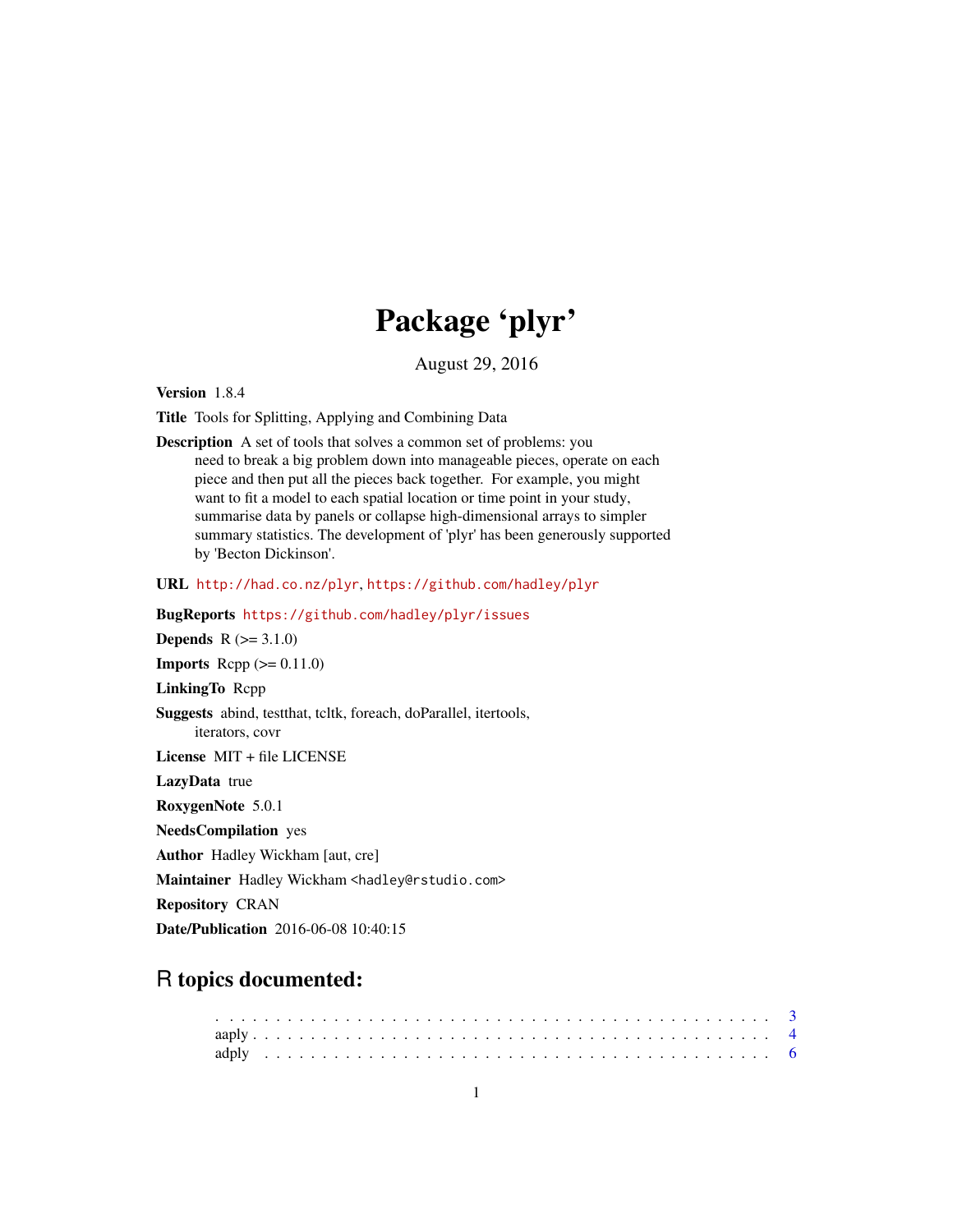# Package 'plyr'

August 29, 2016

**Version** 1.8.4

**Title** Tools for Splitting, Applying and Combining Data

**Description** A set of tools that solves a common set of problems: you need to break a big problem down into manageable pieces, operate on each piece and then put all the pieces back together. For example, you might want to fit a model to each spatial location or time point in your study, summarise data by panels or collapse high-dimensional arrays to simpler summary statistics. The development of 'plyr' has been generously supported by 'Becton Dickinson'.

**URL** http://had.co.nz/plyr, https://github.com/hadley/plyr

**BugReports** https://github.com/hadley/plyr/issues

**Depends** R (>= 3.1.0)

**Imports** Rcpp (>= 0.11.0)

**LinkingTo** Rcpp

**Suggests** abind, testthat, tcltk, foreach, doParallel, itertools, iterators, covr

**License** MIT + file LICENSE

**LazyData** true

**RoxygenNote** 5.0.1

**NeedsCompilation** yes

**Author** Hadley Wickham [aut, cre]

**Maintainer** Hadley Wickham <hadley@rstudio.com>

**Repository** CRAN

**Date/Publication** 2016-06-08 10:40:15

## R topics documented:

. . . . . . . . . . . . . . . . . . . . . . . . . . . . . . . . . . . . . . . . . . . . . . . . 3
aaply . . . . . . . . . . . . . . . . . . . . . . . . . . . . . . . . . . . . . . . . . . . . . 4
adply . . . . . . . . . . . . . . . . . . . . . . . . . . . . . . . . . . . . . . . . . . . . . 6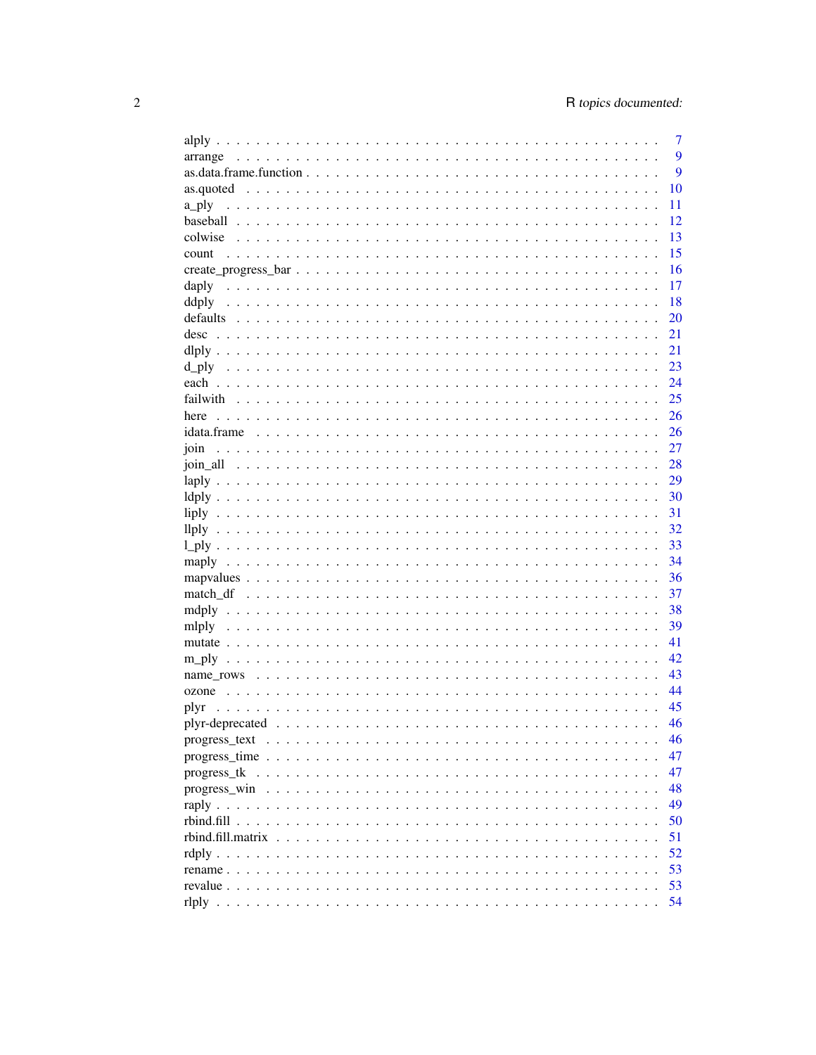| | |
|---|---|
| alply | 7 |
| arrange | 9 |
| as.data.frame.function | 9 |
| as.quoted | 10 |
| a_ply | 11 |
| baseball | 12 |
| colwise | 13 |
| count | 15 |
| create_progress_bar | 16 |
| daply | 17 |
| ddply | 18 |
| defaults | 20 |
| desc | 21 |
| dlply | 21 |
| d_ply | 23 |
| each | 24 |
| failwith | 25 |
| here | 26 |
| idata.frame | 26 |
| join | 27 |
| join_all | 28 |
| laply | 29 |
| ldply | 30 |
| liply | 31 |
| llply | 32 |
| l_ply | 33 |
| maply | 34 |
| mapvalues | 36 |
| match_df | 37 |
| mdply | 38 |
| mlply | 39 |
| mutate | 41 |
| m_ply | 42 |
| name_rows | 43 |
| ozone | 44 |
| plyr | 45 |
| plyr-deprecated | 46 |
| progress_text | 46 |
| progress_time | 47 |
| progress_tk | 47 |
| progress_win | 48 |
| raply | 49 |
| rbind.fill | 50 |
| rbind.fill.matrix | 51 |
| rdply | 52 |
| rename | 53 |
| revalue | 53 |
| rlply | 54 |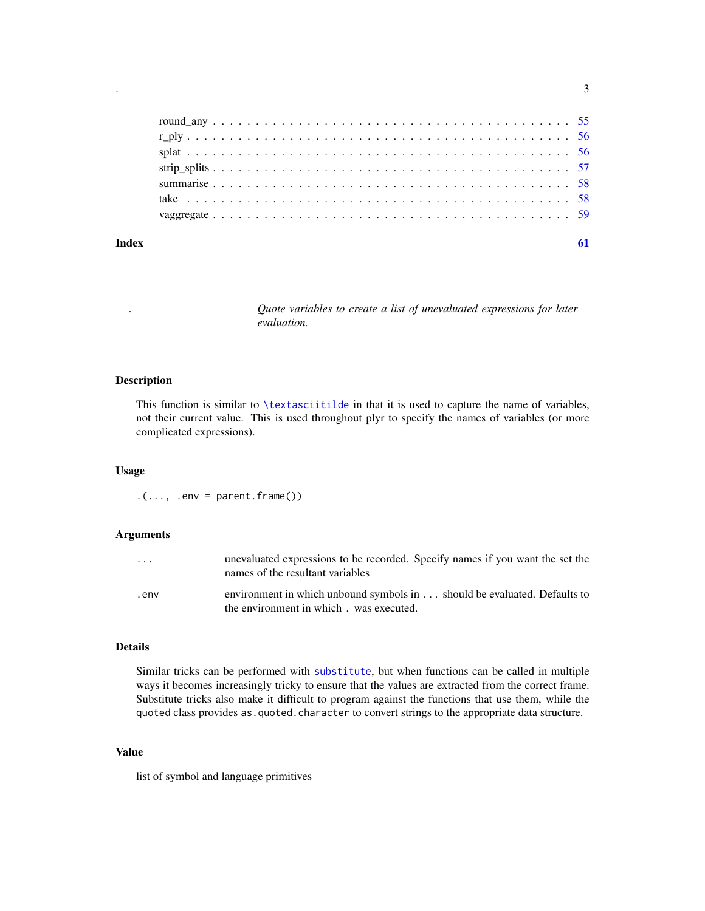round_any . . . . . . . . . . . . . . . . . . . . . . . . . . . . . . . . . . . . . . . . . 55
r_ply . . . . . . . . . . . . . . . . . . . . . . . . . . . . . . . . . . . . . . . . . . . 56
splat . . . . . . . . . . . . . . . . . . . . . . . . . . . . . . . . . . . . . . . . . . . 56
strip_splits . . . . . . . . . . . . . . . . . . . . . . . . . . . . . . . . . . . . . . . . 57
summarise . . . . . . . . . . . . . . . . . . . . . . . . . . . . . . . . . . . . . . . . . 58
take . . . . . . . . . . . . . . . . . . . . . . . . . . . . . . . . . . . . . . . . . . . 58
vaggregate . . . . . . . . . . . . . . . . . . . . . . . . . . . . . . . . . . . . . . . . 59

**Index** **61**

---

## . *Quote variables to create a list of unevaluated expressions for later evaluation.*

---

### Description

This function is similar to `\textasciitilde` in that it is used to capture the name of variables, not their current value. This is used throughout plyr to specify the names of variables (or more complicated expressions).

### Usage

```
.(..., .env = parent.frame())
```

### Arguments

| | |
|---|---|
| `...` | unevaluated expressions to be recorded. Specify names if you want the set the names of the resultant variables |
| `.env` | environment in which unbound symbols in `...` should be evaluated. Defaults to the environment in which `.` was executed. |

### Details

Similar tricks can be performed with `substitute`, but when functions can be called in multiple ways it becomes increasingly tricky to ensure that the values are extracted from the correct frame. Substitute tricks also make it difficult to program against the functions that use them, while the `quoted` class provides `as.quoted.character` to convert strings to the appropriate data structure.

### Value

list of symbol and language primitives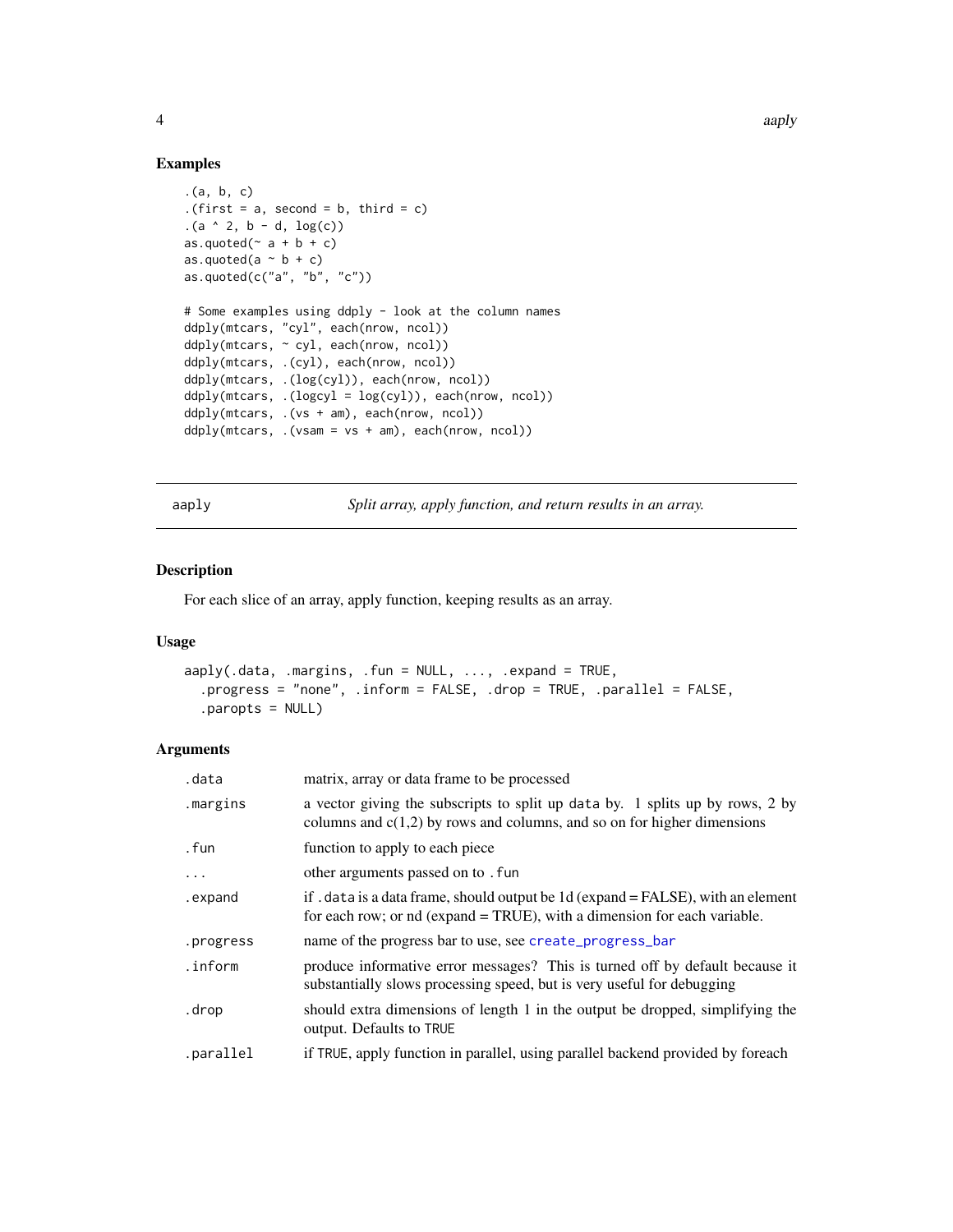## Examples

```
.(a, b, c)
.(first = a, second = b, third = c)
.(a ^ 2, b - d, log(c))
as.quoted(~ a + b + c)
as.quoted(a ~ b + c)
as.quoted(c("a", "b", "c"))

# Some examples using ddply - look at the column names
ddply(mtcars, "cyl", each(nrow, ncol))
ddply(mtcars, ~ cyl, each(nrow, ncol))
ddply(mtcars, .(cyl), each(nrow, ncol))
ddply(mtcars, .(log(cyl)), each(nrow, ncol))
ddply(mtcars, .(logcyl = log(cyl)), each(nrow, ncol))
ddply(mtcars, .(vs + am), each(nrow, ncol))
ddply(mtcars, .(vsam = vs + am), each(nrow, ncol))
```

---

# aplly — *Split array, apply function, and return results in an array.*

## Description

For each slice of an array, apply function, keeping results as an array.

## Usage

```
aaply(.data, .margins, .fun = NULL, ..., .expand = TRUE,
  .progress = "none", .inform = FALSE, .drop = TRUE, .parallel = FALSE,
  .paropts = NULL)
```

## Arguments

| | |
|---|---|
| `.data` | matrix, array or data frame to be processed |
| `.margins` | a vector giving the subscripts to split up `data` by. 1 splits up by rows, 2 by columns and c(1,2) by rows and columns, and so on for higher dimensions |
| `.fun` | function to apply to each piece |
| `...` | other arguments passed on to `.fun` |
| `.expand` | if `.data` is a data frame, should output be 1d (expand = FALSE), with an element for each row; or nd (expand = TRUE), with a dimension for each variable. |
| `.progress` | name of the progress bar to use, see `create_progress_bar` |
| `.inform` | produce informative error messages? This is turned off by default because it substantially slows processing speed, but is very useful for debugging |
| `.drop` | should extra dimensions of length 1 in the output be dropped, simplifying the output. Defaults to `TRUE` |
| `.parallel` | if `TRUE`, apply function in parallel, using parallel backend provided by foreach |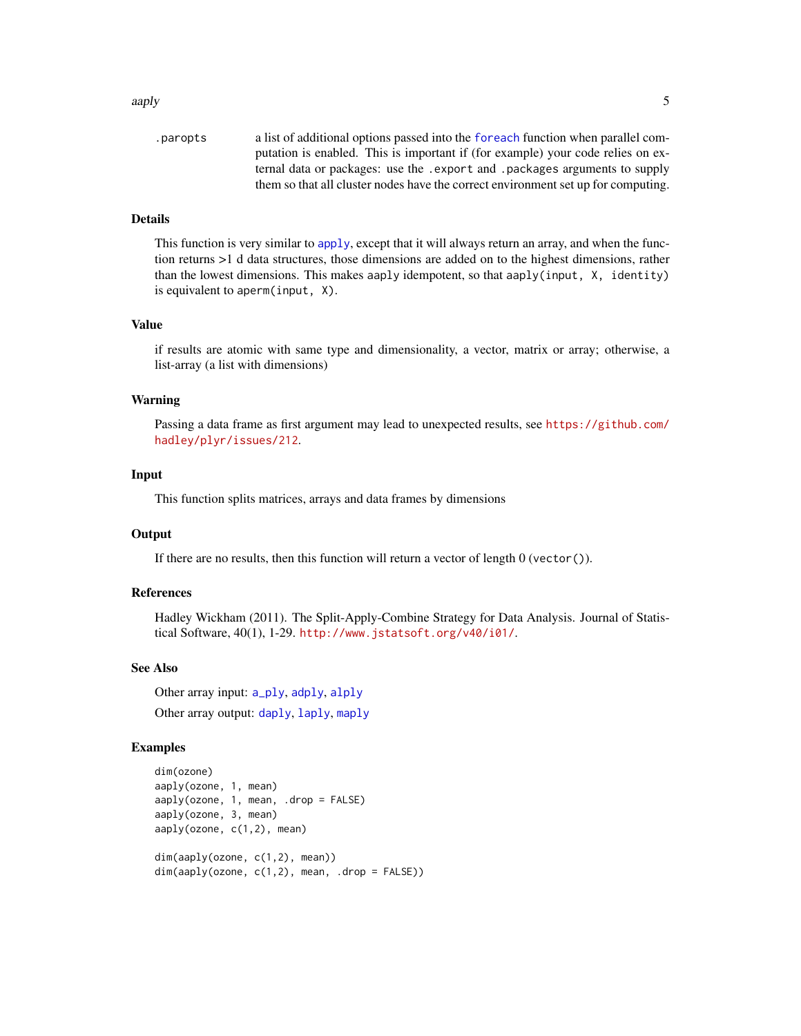`.paropts` a list of additional options passed into the `foreach` function when parallel computation is enabled. This is important if (for example) your code relies on external data or packages: use the `.export` and `.packages` arguments to supply them so that all cluster nodes have the correct environment set up for computing.

## Details

This function is very similar to `apply`, except that it will always return an array, and when the function returns >1 d data structures, those dimensions are added on to the highest dimensions, rather than the lowest dimensions. This makes `aaply` idempotent, so that `aaply(input, X, identity)` is equivalent to `aperm(input, X)`.

## Value

if results are atomic with same type and dimensionality, a vector, matrix or array; otherwise, a list-array (a list with dimensions)

## Warning

Passing a data frame as first argument may lead to unexpected results, see https://github.com/hadley/plyr/issues/212.

## Input

This function splits matrices, arrays and data frames by dimensions

## Output

If there are no results, then this function will return a vector of length 0 (`vector()`).

## References

Hadley Wickham (2011). The Split-Apply-Combine Strategy for Data Analysis. Journal of Statistical Software, 40(1), 1-29. http://www.jstatsoft.org/v40/i01/.

## See Also

Other array input: `a_ply`, `adply`, `alply`

Other array output: `daply`, `laply`, `maply`

## Examples

```
dim(ozone)
aaply(ozone, 1, mean)
aaply(ozone, 1, mean, .drop = FALSE)
aaply(ozone, 3, mean)
aaply(ozone, c(1,2), mean)

dim(aaply(ozone, c(1,2), mean))
dim(aaply(ozone, c(1,2), mean, .drop = FALSE))
```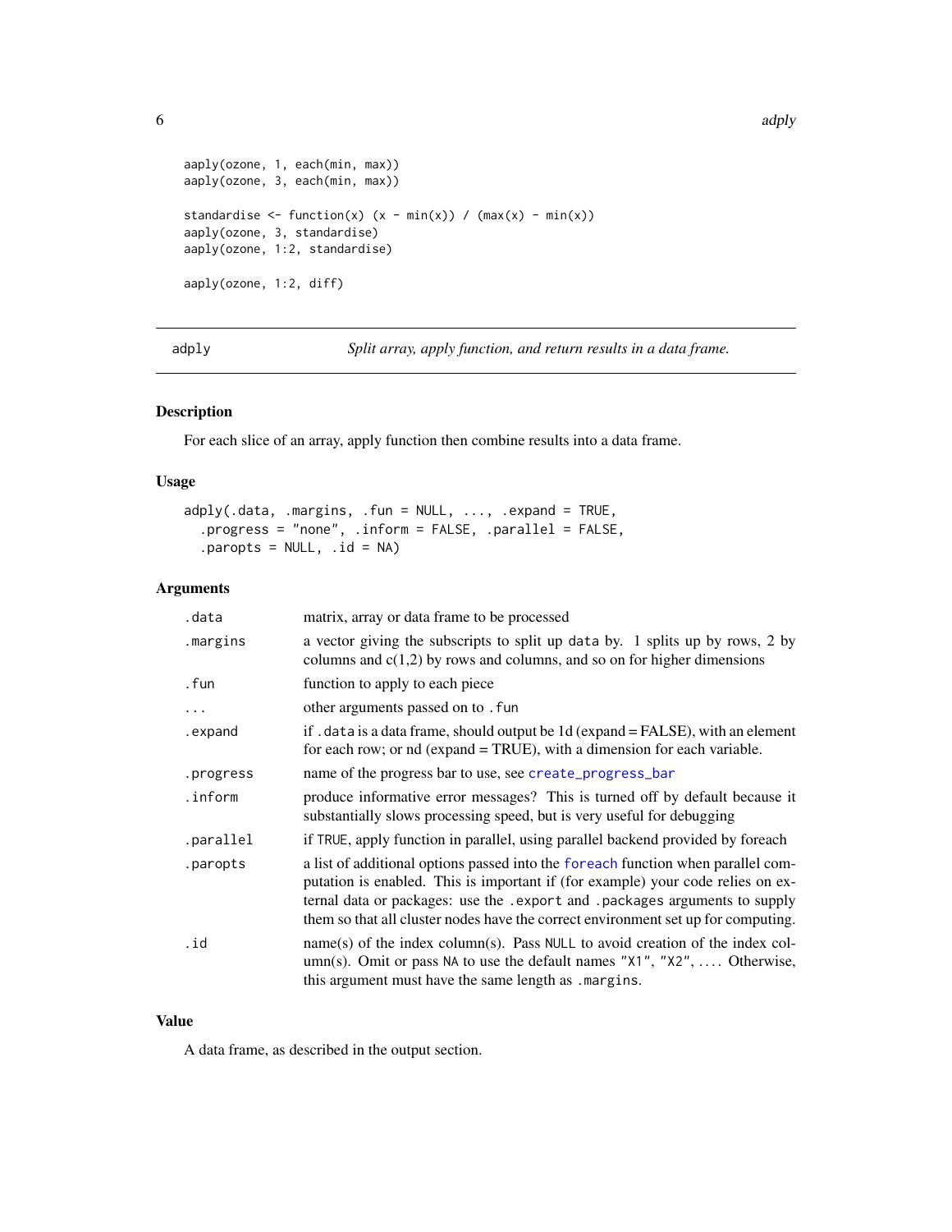```
aaply(ozone, 1, each(min, max))
aaply(ozone, 3, each(min, max))

standardise <- function(x) (x - min(x)) / (max(x) - min(x))
aaply(ozone, 3, standardise)
aaply(ozone, 1:2, standardise)

aaply(ozone, 1:2, diff)
```

---

## adply — *Split array, apply function, and return results in a data frame.*

### Description

For each slice of an array, apply function then combine results into a data frame.

### Usage

```
adply(.data, .margins, .fun = NULL, ..., .expand = TRUE,
  .progress = "none", .inform = FALSE, .parallel = FALSE,
  .paropts = NULL, .id = NA)
```

### Arguments

| | |
|---|---|
| `.data` | matrix, array or data frame to be processed |
| `.margins` | a vector giving the subscripts to split up `data` by. 1 splits up by rows, 2 by columns and c(1,2) by rows and columns, and so on for higher dimensions |
| `.fun` | function to apply to each piece |
| `...` | other arguments passed on to `.fun` |
| `.expand` | if `.data` is a data frame, should output be 1d (expand = FALSE), with an element for each row; or nd (expand = TRUE), with a dimension for each variable. |
| `.progress` | name of the progress bar to use, see `create_progress_bar` |
| `.inform` | produce informative error messages? This is turned off by default because it substantially slows processing speed, but is very useful for debugging |
| `.parallel` | if `TRUE`, apply function in parallel, using parallel backend provided by foreach |
| `.paropts` | a list of additional options passed into the `foreach` function when parallel computation is enabled. This is important if (for example) your code relies on external data or packages: use the `.export` and `.packages` arguments to supply them so that all cluster nodes have the correct environment set up for computing. |
| `.id` | name(s) of the index column(s). Pass `NULL` to avoid creation of the index column(s). Omit or pass `NA` to use the default names `"X1"`, `"X2"`, .... Otherwise, this argument must have the same length as `.margins`. |

### Value

A data frame, as described in the output section.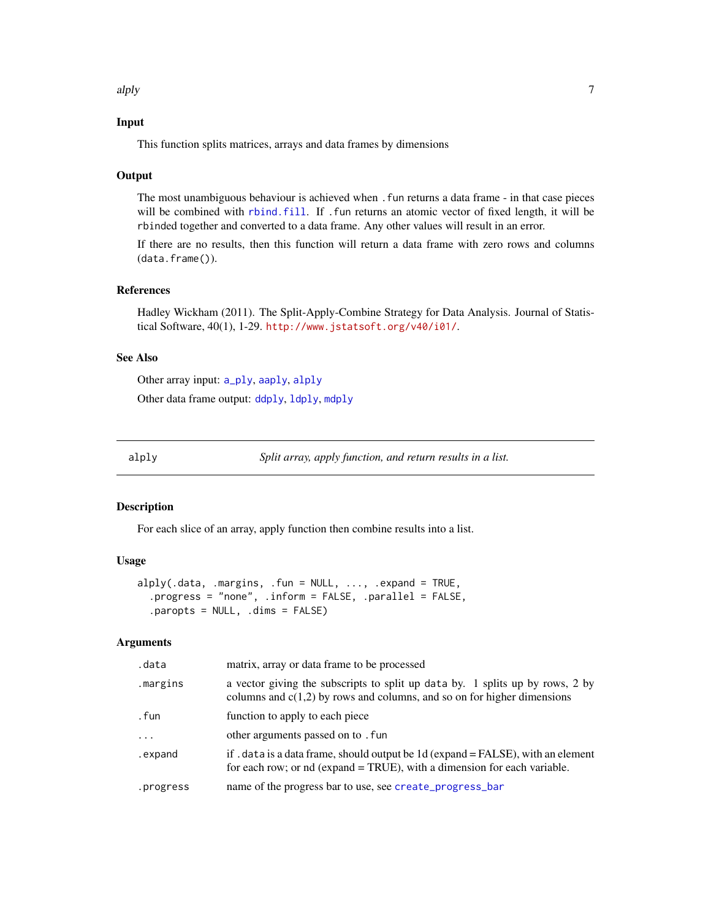### Input

This function splits matrices, arrays and data frames by dimensions

### Output

The most unambiguous behaviour is achieved when `.fun` returns a data frame - in that case pieces will be combined with `rbind.fill`. If `.fun` returns an atomic vector of fixed length, it will be `rbind`ed together and converted to a data frame. Any other values will result in an error.

If there are no results, then this function will return a data frame with zero rows and columns (`data.frame()`).

### References

Hadley Wickham (2011). The Split-Apply-Combine Strategy for Data Analysis. Journal of Statistical Software, 40(1), 1-29. http://www.jstatsoft.org/v40/i01/.

### See Also

Other array input: `a_ply`, `aaply`, `alply`

Other data frame output: `ddply`, `ldply`, `mdply`

---

## alply — *Split array, apply function, and return results in a list.*

### Description

For each slice of an array, apply function then combine results into a list.

### Usage

```
alply(.data, .margins, .fun = NULL, ..., .expand = TRUE,
  .progress = "none", .inform = FALSE, .parallel = FALSE,
  .paropts = NULL, .dims = FALSE)
```

### Arguments

| | |
|---|---|
| `.data` | matrix, array or data frame to be processed |
| `.margins` | a vector giving the subscripts to split up `data` by. 1 splits up by rows, 2 by columns and c(1,2) by rows and columns, and so on for higher dimensions |
| `.fun` | function to apply to each piece |
| `...` | other arguments passed on to `.fun` |
| `.expand` | if `.data` is a data frame, should output be 1d (expand = FALSE), with an element for each row; or nd (expand = TRUE), with a dimension for each variable. |
| `.progress` | name of the progress bar to use, see `create_progress_bar` |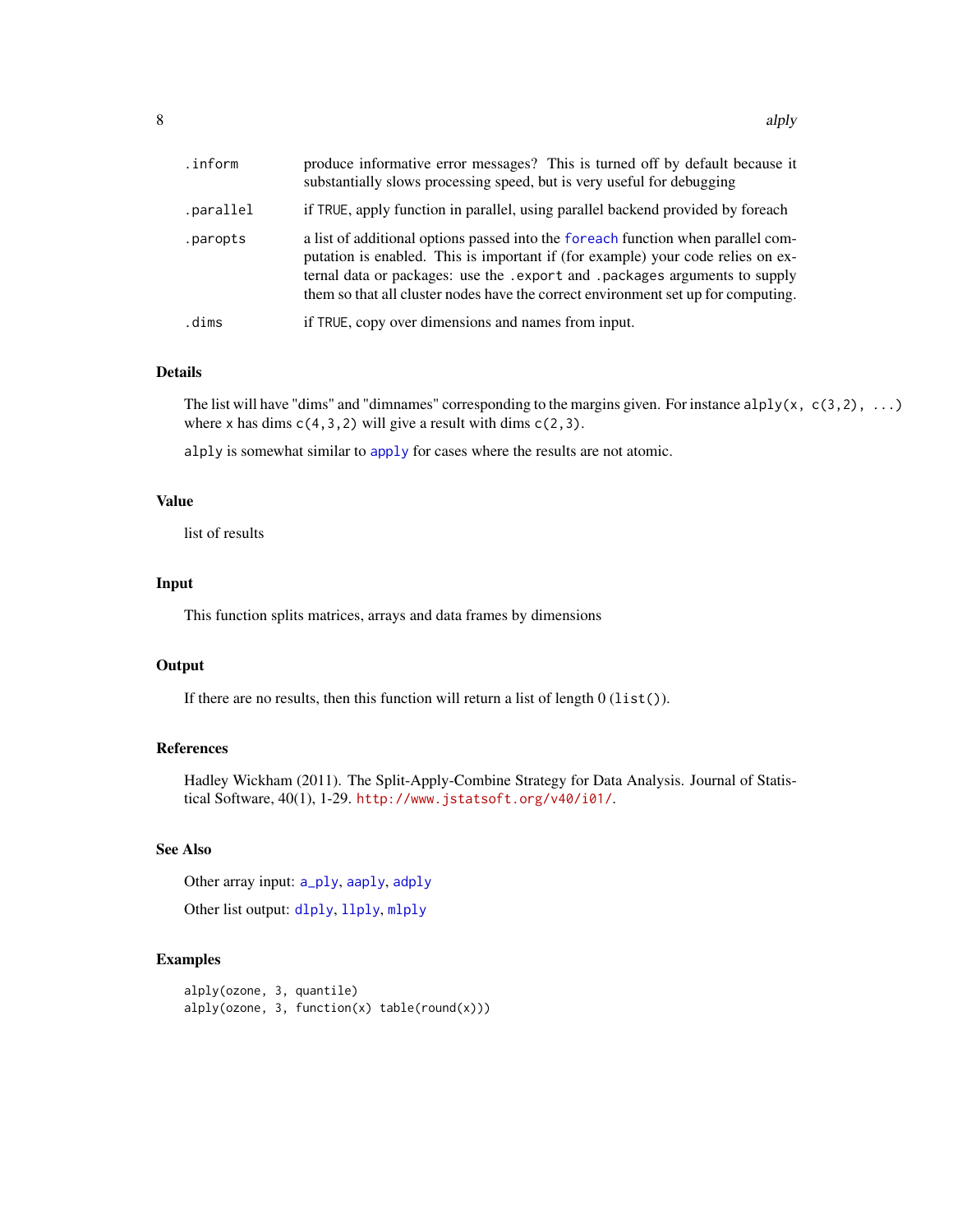.inform
: produce informative error messages? This is turned off by default because it substantially slows processing speed, but is very useful for debugging

.parallel
: if TRUE, apply function in parallel, using parallel backend provided by foreach

.paropts
: a list of additional options passed into the foreach function when parallel computation is enabled. This is important if (for example) your code relies on external data or packages: use the .export and .packages arguments to supply them so that all cluster nodes have the correct environment set up for computing.

.dims
: if TRUE, copy over dimensions and names from input.

## Details

The list will have "dims" and "dimnames" corresponding to the margins given. For instance `alply(x, c(3,2), ...)` where x has dims `c(4,3,2)` will give a result with dims `c(2,3)`.

`alply` is somewhat similar to `apply` for cases where the results are not atomic.

## Value

list of results

## Input

This function splits matrices, arrays and data frames by dimensions

## Output

If there are no results, then this function will return a list of length 0 (`list()`).

## References

Hadley Wickham (2011). The Split-Apply-Combine Strategy for Data Analysis. Journal of Statistical Software, 40(1), 1-29. http://www.jstatsoft.org/v40/i01/.

## See Also

Other array input: `a_ply`, `aaply`, `adply`

Other list output: `dlply`, `llply`, `mlply`

## Examples

```
alply(ozone, 3, quantile)
alply(ozone, 3, function(x) table(round(x)))
```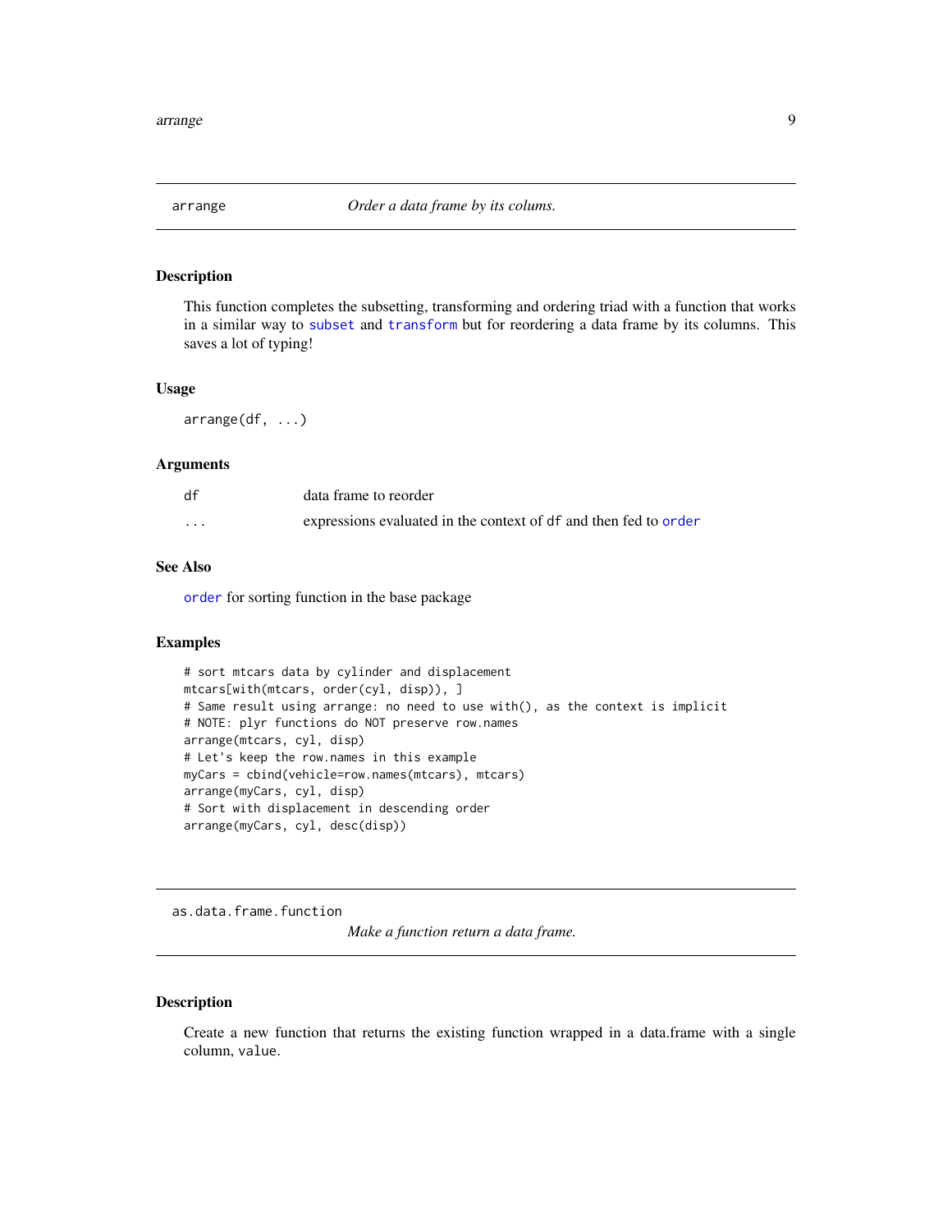## arrange

*Order a data frame by its colums.*

### Description

This function completes the subsetting, transforming and ordering triad with a function that works in a similar way to `subset` and `transform` but for reordering a data frame by its columns. This saves a lot of typing!

### Usage

```
arrange(df, ...)
```

### Arguments

| | |
|---|---|
| `df` | data frame to reorder |
| `...` | expressions evaluated in the context of `df` and then fed to `order` |

### See Also

`order` for sorting function in the base package

### Examples

```
# sort mtcars data by cylinder and displacement
mtcars[with(mtcars, order(cyl, disp)), ]
# Same result using arrange: no need to use with(), as the context is implicit
# NOTE: plyr functions do NOT preserve row.names
arrange(mtcars, cyl, disp)
# Let's keep the row.names in this example
myCars = cbind(vehicle=row.names(mtcars), mtcars)
arrange(myCars, cyl, disp)
# Sort with displacement in descending order
arrange(myCars, cyl, desc(disp))
```

## as.data.frame.function

*Make a function return a data frame.*

### Description

Create a new function that returns the existing function wrapped in a data.frame with a single column, `value`.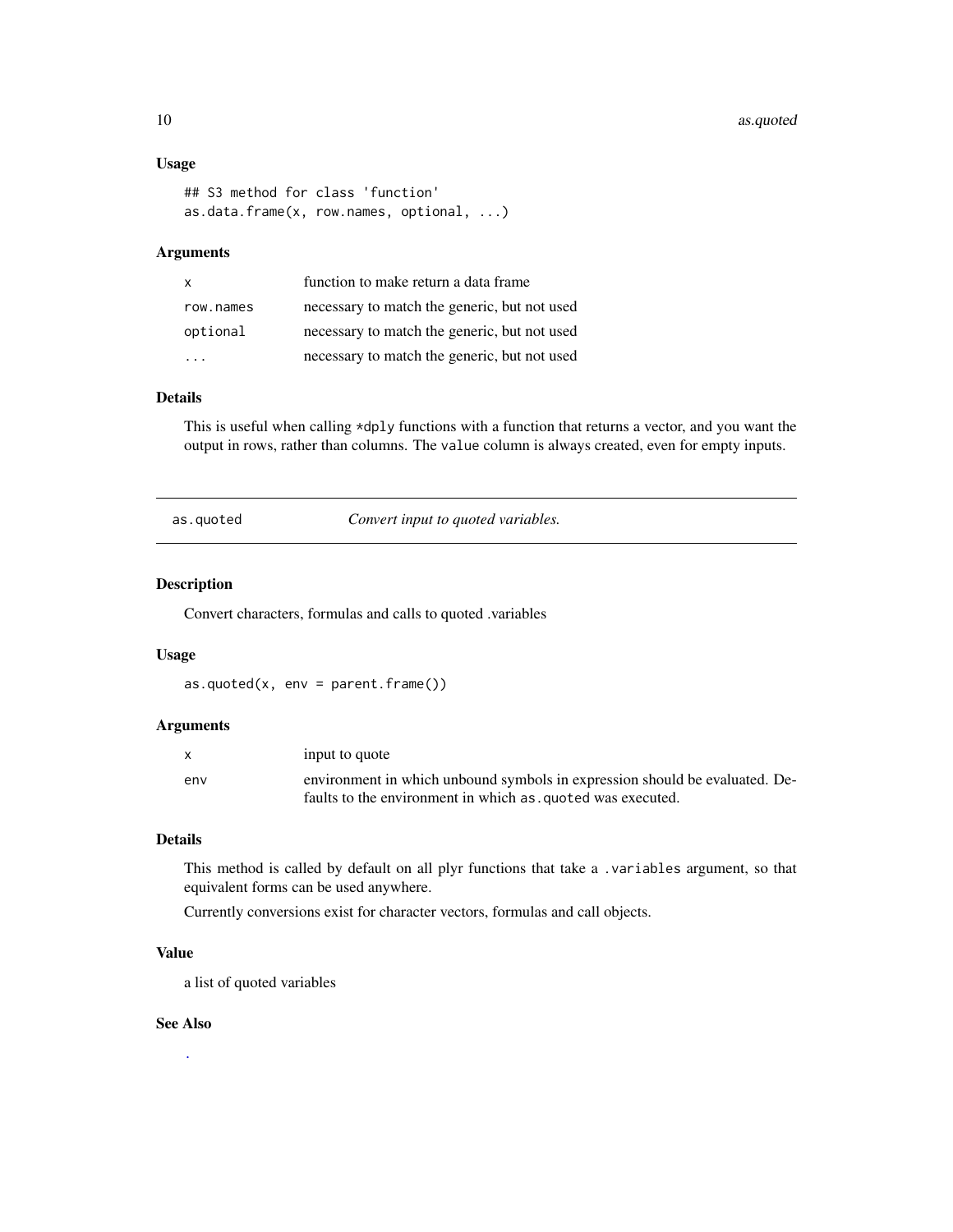### Usage

```
## S3 method for class 'function'
as.data.frame(x, row.names, optional, ...)
```

### Arguments

| | |
|---|---|
| x | function to make return a data frame |
| row.names | necessary to match the generic, but not used |
| optional | necessary to match the generic, but not used |
| ... | necessary to match the generic, but not used |

### Details

This is useful when calling *dply functions with a function that returns a vector, and you want the output in rows, rather than columns. The value column is always created, even for empty inputs.

---

## as.quoted — *Convert input to quoted variables.*

### Description

Convert characters, formulas and calls to quoted .variables

### Usage

```
as.quoted(x, env = parent.frame())
```

### Arguments

| | |
|---|---|
| x | input to quote |
| env | environment in which unbound symbols in expression should be evaluated. Defaults to the environment in which as.quoted was executed. |

### Details

This method is called by default on all plyr functions that take a .variables argument, so that equivalent forms can be used anywhere.

Currently conversions exist for character vectors, formulas and call objects.

### Value

a list of quoted variables

### See Also

.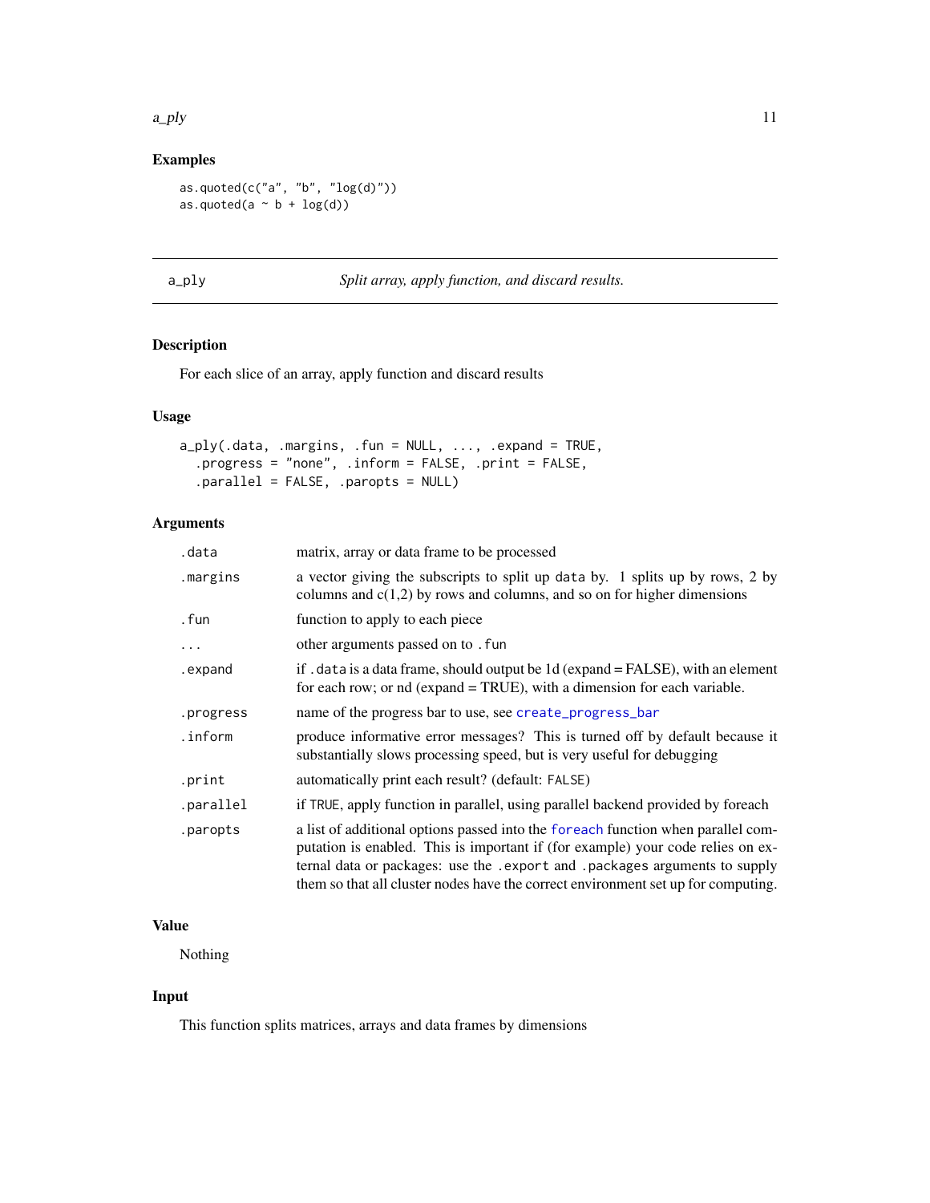## Examples

```
as.quoted(c("a", "b", "log(d)"))
as.quoted(a ~ b + log(d))
```

---

## a_ply — *Split array, apply function, and discard results.*

---

### Description

For each slice of an array, apply function and discard results

### Usage

```
a_ply(.data, .margins, .fun = NULL, ..., .expand = TRUE,
  .progress = "none", .inform = FALSE, .print = FALSE,
  .parallel = FALSE, .paropts = NULL)
```

### Arguments

| | |
|---|---|
| `.data` | matrix, array or data frame to be processed |
| `.margins` | a vector giving the subscripts to split up `data` by. 1 splits up by rows, 2 by columns and c(1,2) by rows and columns, and so on for higher dimensions |
| `.fun` | function to apply to each piece |
| `...` | other arguments passed on to `.fun` |
| `.expand` | if `.data` is a data frame, should output be 1d (expand = FALSE), with an element for each row; or nd (expand = TRUE), with a dimension for each variable. |
| `.progress` | name of the progress bar to use, see `create_progress_bar` |
| `.inform` | produce informative error messages? This is turned off by default because it substantially slows processing speed, but is very useful for debugging |
| `.print` | automatically print each result? (default: `FALSE`) |
| `.parallel` | if `TRUE`, apply function in parallel, using parallel backend provided by foreach |
| `.paropts` | a list of additional options passed into the `foreach` function when parallel computation is enabled. This is important if (for example) your code relies on external data or packages: use the `.export` and `.packages` arguments to supply them so that all cluster nodes have the correct environment set up for computing. |

### Value

Nothing

### Input

This function splits matrices, arrays and data frames by dimensions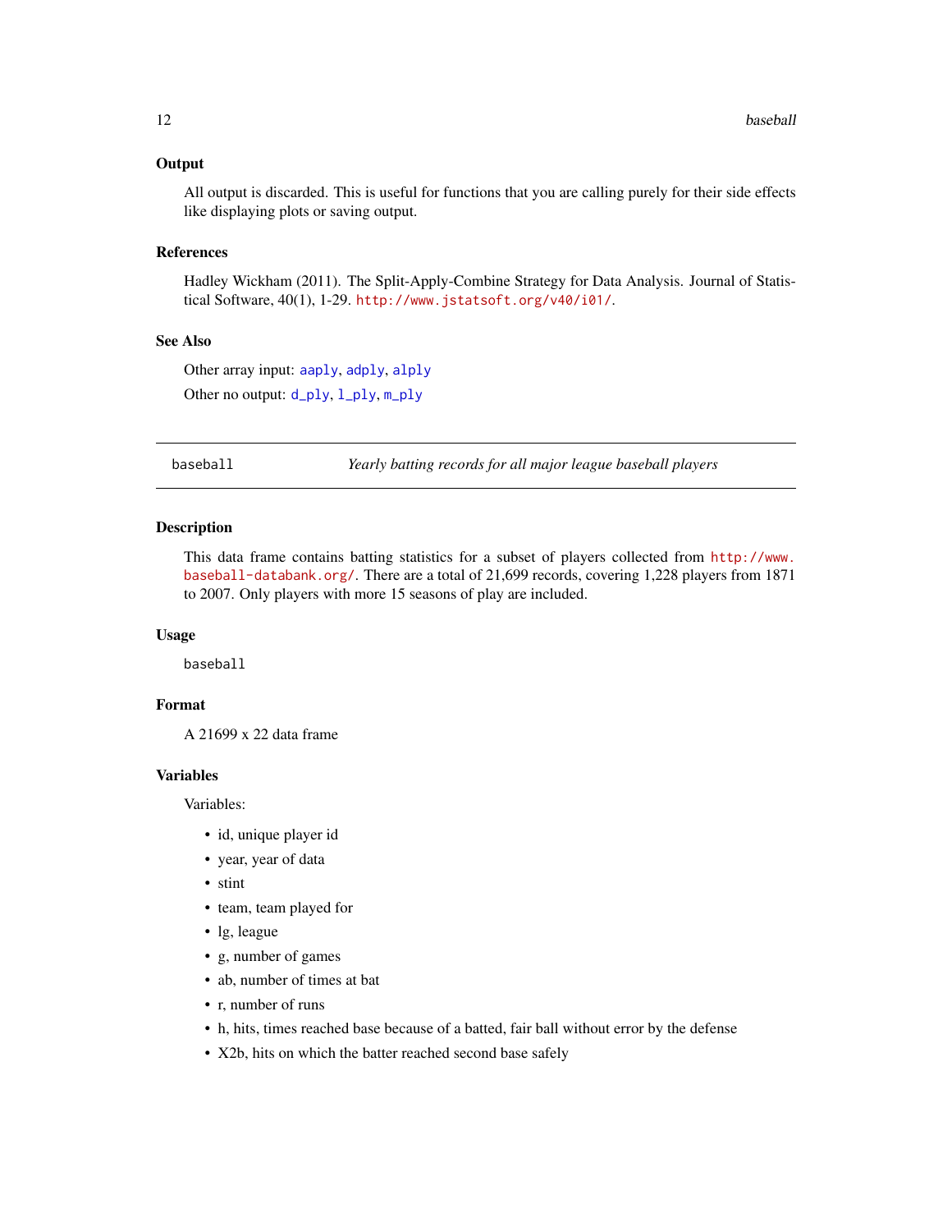### Output

All output is discarded. This is useful for functions that you are calling purely for their side effects like displaying plots or saving output.

### References

Hadley Wickham (2011). The Split-Apply-Combine Strategy for Data Analysis. Journal of Statistical Software, 40(1), 1-29. http://www.jstatsoft.org/v40/i01/.

### See Also

Other array input: aaply, adply, alply

Other no output: d_ply, l_ply, m_ply

---

## baseball — *Yearly batting records for all major league baseball players*

---

### Description

This data frame contains batting statistics for a subset of players collected from http://www.baseball-databank.org/. There are a total of 21,699 records, covering 1,228 players from 1871 to 2007. Only players with more 15 seasons of play are included.

### Usage

```
baseball
```

### Format

A 21699 x 22 data frame

### Variables

Variables:

- id, unique player id
- year, year of data
- stint
- team, team played for
- lg, league
- g, number of games
- ab, number of times at bat
- r, number of runs
- h, hits, times reached base because of a batted, fair ball without error by the defense
- X2b, hits on which the batter reached second base safely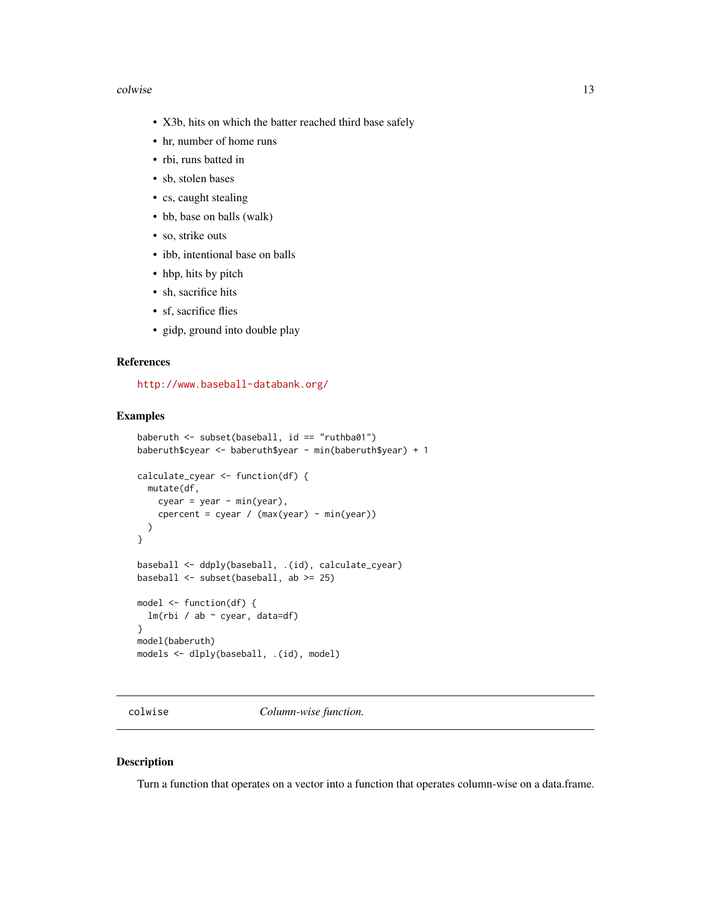- X3b, hits on which the batter reached third base safely
- hr, number of home runs
- rbi, runs batted in
- sb, stolen bases
- cs, caught stealing
- bb, base on balls (walk)
- so, strike outs
- ibb, intentional base on balls
- hbp, hits by pitch
- sh, sacrifice hits
- sf, sacrifice flies
- gidp, ground into double play

### References

http://www.baseball-databank.org/

### Examples

```
baberuth <- subset(baseball, id == "ruthba01")
baberuth$cyear <- baberuth$year - min(baberuth$year) + 1

calculate_cyear <- function(df) {
  mutate(df,
    cyear = year - min(year),
    cpercent = cyear / (max(year) - min(year))
  )
}

baseball <- ddply(baseball, .(id), calculate_cyear)
baseball <- subset(baseball, ab >= 25)

model <- function(df) {
  lm(rbi / ab ~ cyear, data=df)
}
model(baberuth)
models <- dlply(baseball, .(id), model)
```

---

## colwise — *Column-wise function.*

### Description

Turn a function that operates on a vector into a function that operates column-wise on a data.frame.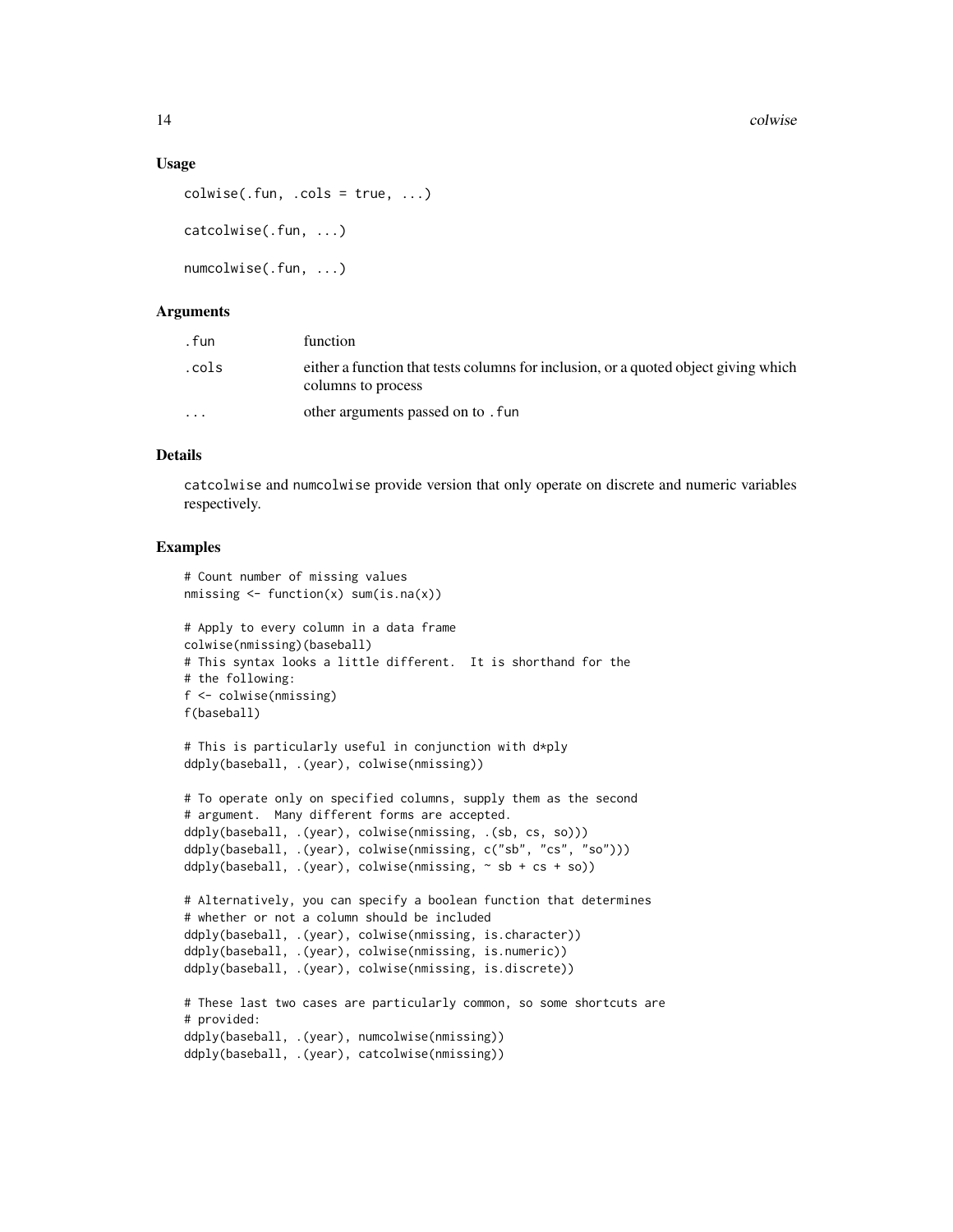## Usage

```
colwise(.fun, .cols = true, ...)

catcolwise(.fun, ...)

numcolwise(.fun, ...)
```

## Arguments

| | |
|---|---|
| `.fun` | function |
| `.cols` | either a function that tests columns for inclusion, or a quoted object giving which columns to process |
| `...` | other arguments passed on to `.fun` |

## Details

`catcolwise` and `numcolwise` provide version that only operate on discrete and numeric variables respectively.

## Examples

```
# Count number of missing values
nmissing <- function(x) sum(is.na(x))

# Apply to every column in a data frame
colwise(nmissing)(baseball)
# This syntax looks a little different.  It is shorthand for the
# the following:
f <- colwise(nmissing)
f(baseball)

# This is particularly useful in conjunction with d*ply
ddply(baseball, .(year), colwise(nmissing))

# To operate only on specified columns, supply them as the second
# argument.  Many different forms are accepted.
ddply(baseball, .(year), colwise(nmissing, .(sb, cs, so)))
ddply(baseball, .(year), colwise(nmissing, c("sb", "cs", "so")))
ddply(baseball, .(year), colwise(nmissing, ~ sb + cs + so))

# Alternatively, you can specify a boolean function that determines
# whether or not a column should be included
ddply(baseball, .(year), colwise(nmissing, is.character))
ddply(baseball, .(year), colwise(nmissing, is.numeric))
ddply(baseball, .(year), colwise(nmissing, is.discrete))

# These last two cases are particularly common, so some shortcuts are
# provided:
ddply(baseball, .(year), numcolwise(nmissing))
ddply(baseball, .(year), catcolwise(nmissing))
```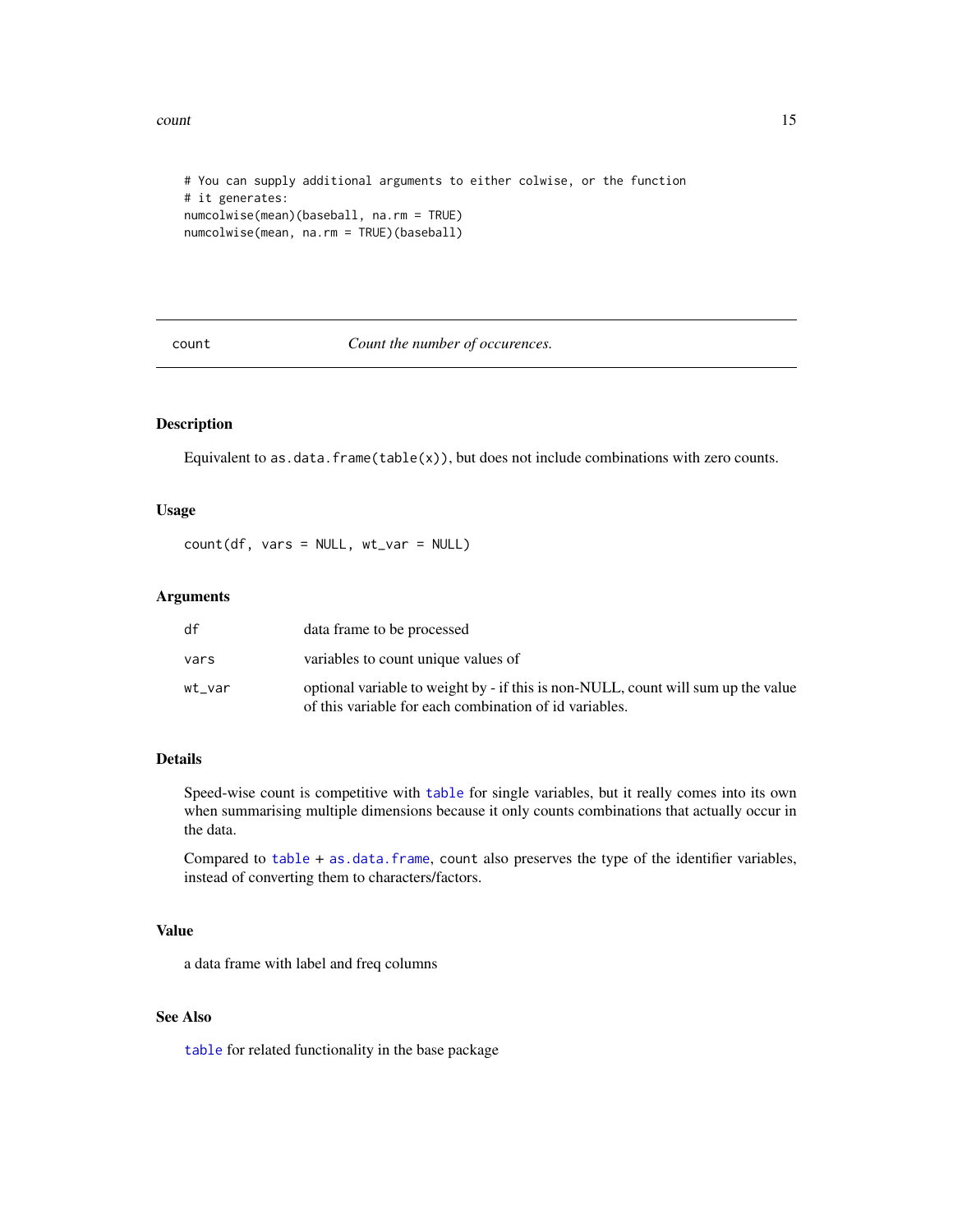```
# You can supply additional arguments to either colwise, or the function
# it generates:
numcolwise(mean)(baseball, na.rm = TRUE)
numcolwise(mean, na.rm = TRUE)(baseball)
```

---

## count — *Count the number of occurences.*

---

### Description

Equivalent to `as.data.frame(table(x))`, but does not include combinations with zero counts.

### Usage

```
count(df, vars = NULL, wt_var = NULL)
```

### Arguments

| | |
|---|---|
| `df` | data frame to be processed |
| `vars` | variables to count unique values of |
| `wt_var` | optional variable to weight by - if this is non-NULL, count will sum up the value of this variable for each combination of id variables. |

### Details

Speed-wise count is competitive with `table` for single variables, but it really comes into its own when summarising multiple dimensions because it only counts combinations that actually occur in the data.

Compared to `table` + `as.data.frame`, `count` also preserves the type of the identifier variables, instead of converting them to characters/factors.

### Value

a data frame with label and freq columns

### See Also

`table` for related functionality in the base package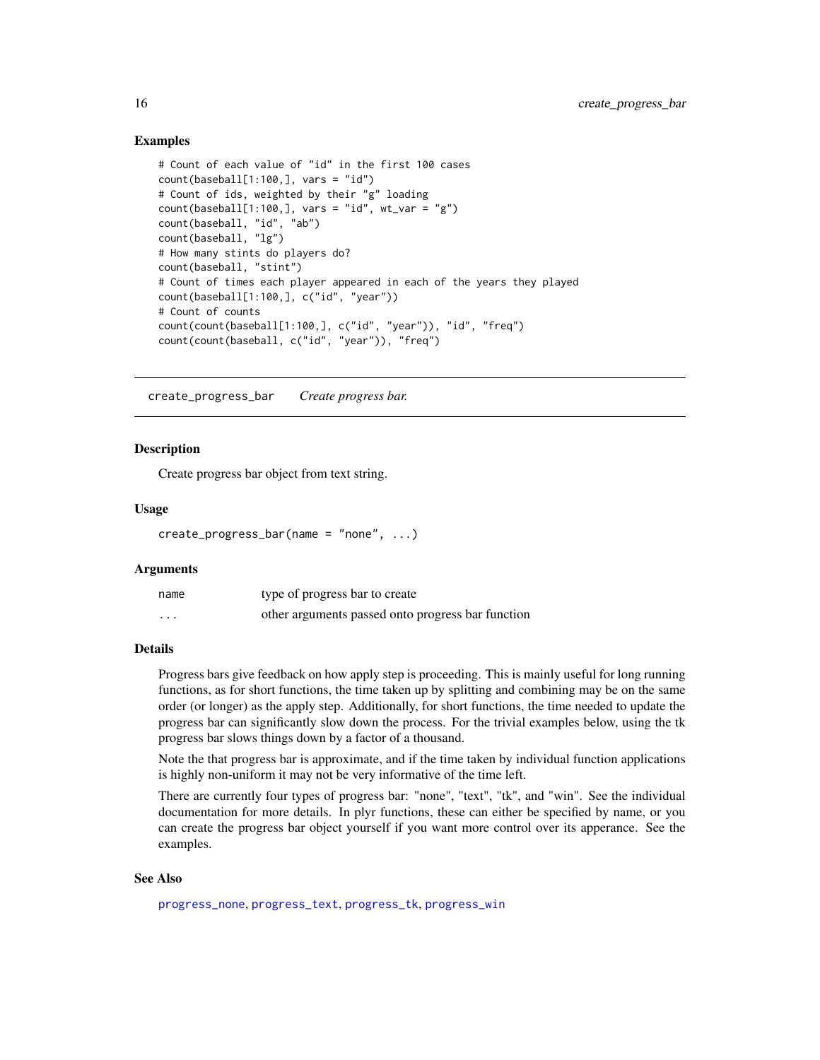### Examples

```
# Count of each value of "id" in the first 100 cases
count(baseball[1:100,], vars = "id")
# Count of ids, weighted by their "g" loading
count(baseball[1:100,], vars = "id", wt_var = "g")
count(baseball, "id", "ab")
count(baseball, "lg")
# How many stints do players do?
count(baseball, "stint")
# Count of times each player appeared in each of the years they played
count(baseball[1:100,], c("id", "year"))
# Count of counts
count(count(baseball[1:100,], c("id", "year")), "id", "freq")
count(count(baseball, c("id", "year")), "freq")
```

---

## create_progress_bar *Create progress bar.*

---

### Description

Create progress bar object from text string.

### Usage

```
create_progress_bar(name = "none", ...)
```

### Arguments

| | |
|---|---|
| name | type of progress bar to create |
| ... | other arguments passed onto progress bar function |

### Details

Progress bars give feedback on how apply step is proceeding. This is mainly useful for long running functions, as for short functions, the time taken up by splitting and combining may be on the same order (or longer) as the apply step. Additionally, for short functions, the time needed to update the progress bar can significantly slow down the process. For the trivial examples below, using the tk progress bar slows things down by a factor of a thousand.

Note the that progress bar is approximate, and if the time taken by individual function applications is highly non-uniform it may not be very informative of the time left.

There are currently four types of progress bar: "none", "text", "tk", and "win". See the individual documentation for more details. In plyr functions, these can either be specified by name, or you can create the progress bar object yourself if you want more control over its apperance. See the examples.

### See Also

progress_none, progress_text, progress_tk, progress_win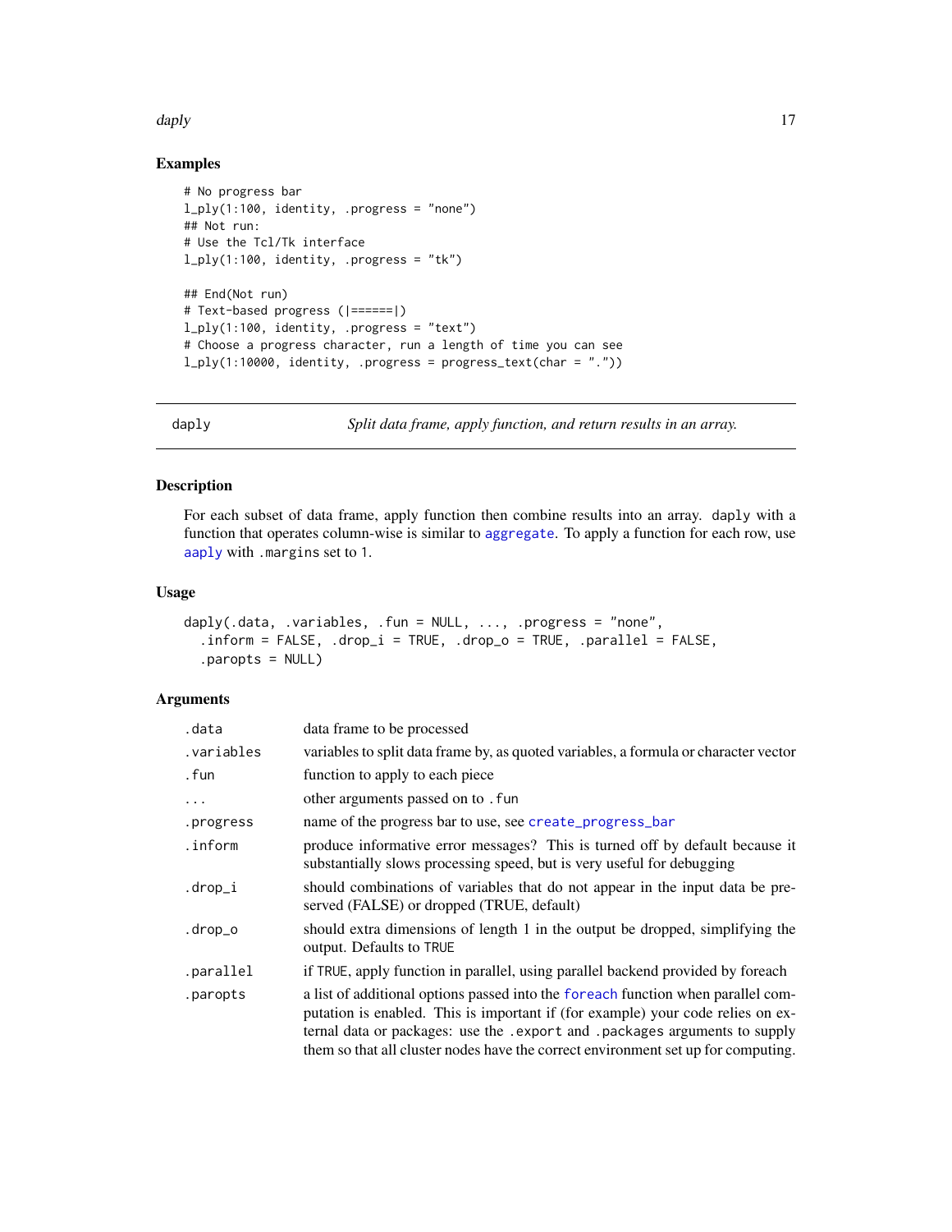### Examples

```
# No progress bar
l_ply(1:100, identity, .progress = "none")
## Not run:
# Use the Tcl/Tk interface
l_ply(1:100, identity, .progress = "tk")

## End(Not run)
# Text-based progress (|======|)
l_ply(1:100, identity, .progress = "text")
# Choose a progress character, run a length of time you can see
l_ply(1:10000, identity, .progress = progress_text(char = "."))
```

---

## daply — *Split data frame, apply function, and return results in an array.*

---

### Description

For each subset of data frame, apply function then combine results into an array. `daply` with a function that operates column-wise is similar to `aggregate`. To apply a function for each row, use `aaply` with `.margins` set to `1`.

### Usage

```
daply(.data, .variables, .fun = NULL, ..., .progress = "none",
  .inform = FALSE, .drop_i = TRUE, .drop_o = TRUE, .parallel = FALSE,
  .paropts = NULL)
```

### Arguments

| | |
|---|---|
| `.data` | data frame to be processed |
| `.variables` | variables to split data frame by, as quoted variables, a formula or character vector |
| `.fun` | function to apply to each piece |
| `...` | other arguments passed on to `.fun` |
| `.progress` | name of the progress bar to use, see `create_progress_bar` |
| `.inform` | produce informative error messages? This is turned off by default because it substantially slows processing speed, but is very useful for debugging |
| `.drop_i` | should combinations of variables that do not appear in the input data be preserved (FALSE) or dropped (TRUE, default) |
| `.drop_o` | should extra dimensions of length 1 in the output be dropped, simplifying the output. Defaults to `TRUE` |
| `.parallel` | if `TRUE`, apply function in parallel, using parallel backend provided by foreach |
| `.paropts` | a list of additional options passed into the `foreach` function when parallel computation is enabled. This is important if (for example) your code relies on external data or packages: use the `.export` and `.packages` arguments to supply them so that all cluster nodes have the correct environment set up for computing. |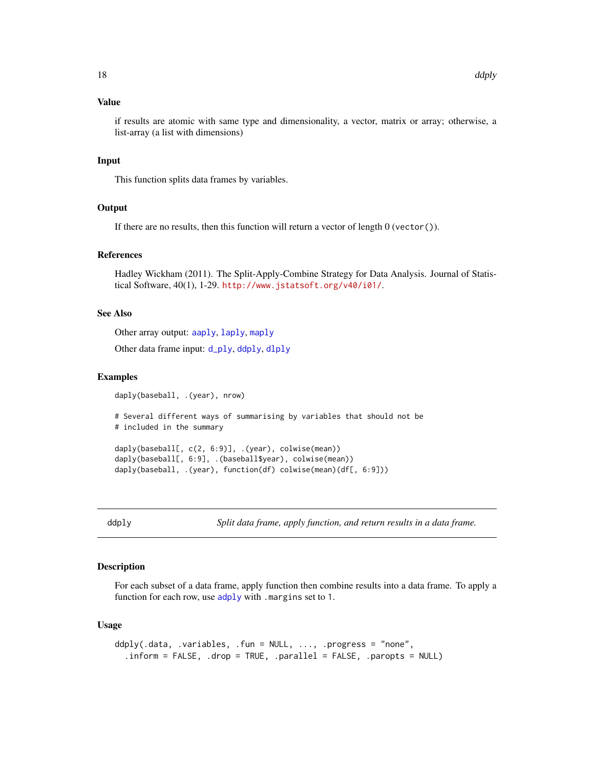### Value

if results are atomic with same type and dimensionality, a vector, matrix or array; otherwise, a list-array (a list with dimensions)

### Input

This function splits data frames by variables.

### Output

If there are no results, then this function will return a vector of length 0 (`vector()`).

### References

Hadley Wickham (2011). The Split-Apply-Combine Strategy for Data Analysis. Journal of Statistical Software, 40(1), 1-29. http://www.jstatsoft.org/v40/i01/.

### See Also

Other array output: aaply, laply, maply

Other data frame input: d_ply, ddply, dlply

### Examples

```
daply(baseball, .(year), nrow)

# Several different ways of summarising by variables that should not be
# included in the summary

daply(baseball[, c(2, 6:9)], .(year), colwise(mean))
daply(baseball[, 6:9], .(baseball$year), colwise(mean))
daply(baseball, .(year), function(df) colwise(mean)(df[, 6:9]))
```

---

## ddply — *Split data frame, apply function, and return results in a data frame.*

### Description

For each subset of a data frame, apply function then combine results into a data frame. To apply a function for each row, use adply with `.margins` set to `1`.

### Usage

```
ddply(.data, .variables, .fun = NULL, ..., .progress = "none",
  .inform = FALSE, .drop = TRUE, .parallel = FALSE, .paropts = NULL)
```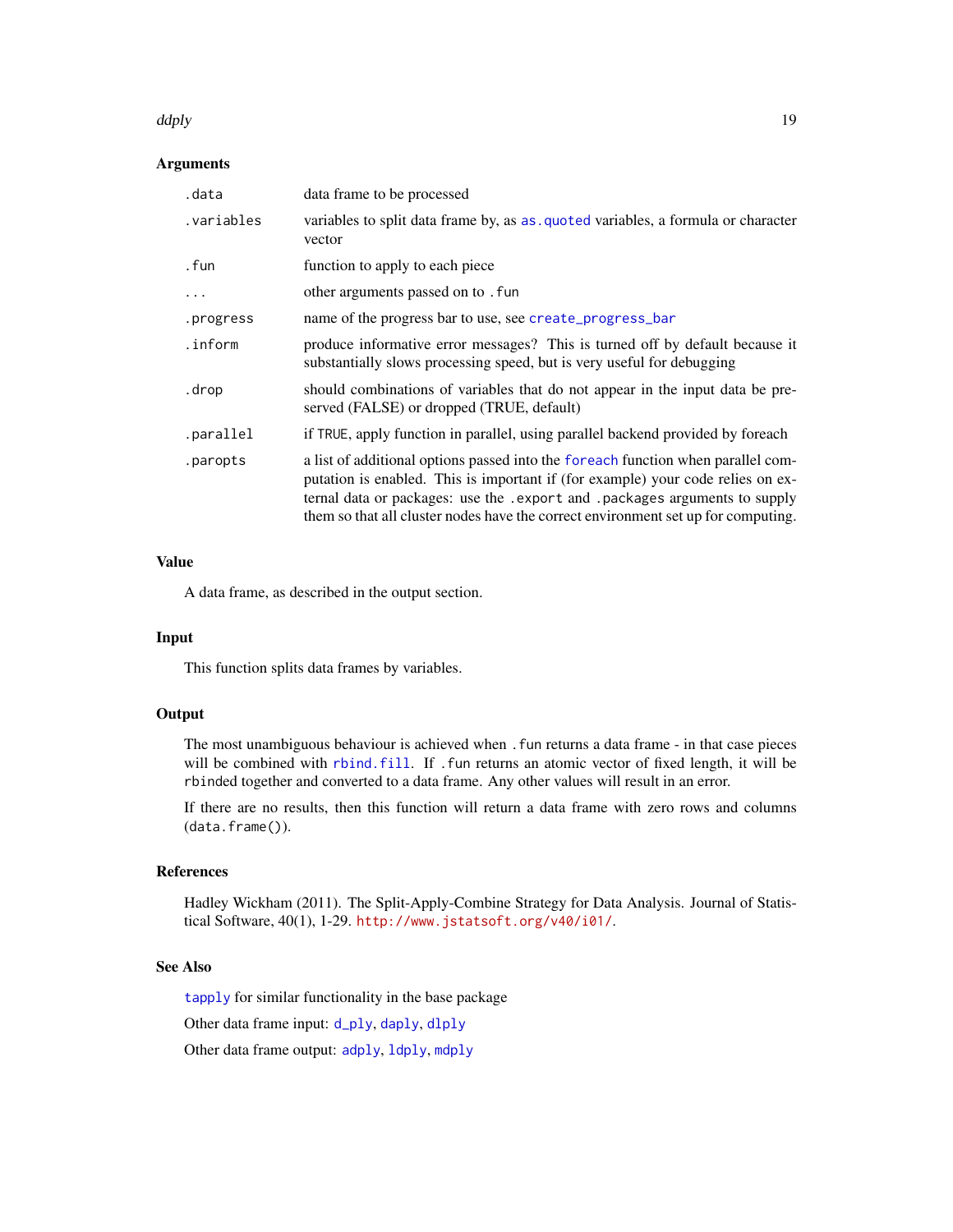## Arguments

| | |
|---|---|
| `.data` | data frame to be processed |
| `.variables` | variables to split data frame by, as `as.quoted` variables, a formula or character vector |
| `.fun` | function to apply to each piece |
| `...` | other arguments passed on to `.fun` |
| `.progress` | name of the progress bar to use, see `create_progress_bar` |
| `.inform` | produce informative error messages? This is turned off by default because it substantially slows processing speed, but is very useful for debugging |
| `.drop` | should combinations of variables that do not appear in the input data be preserved (FALSE) or dropped (TRUE, default) |
| `.parallel` | if `TRUE`, apply function in parallel, using parallel backend provided by foreach |
| `.paropts` | a list of additional options passed into the `foreach` function when parallel computation is enabled. This is important if (for example) your code relies on external data or packages: use the `.export` and `.packages` arguments to supply them so that all cluster nodes have the correct environment set up for computing. |

## Value

A data frame, as described in the output section.

## Input

This function splits data frames by variables.

## Output

The most unambiguous behaviour is achieved when `.fun` returns a data frame - in that case pieces will be combined with `rbind.fill`. If `.fun` returns an atomic vector of fixed length, it will be `rbind`ed together and converted to a data frame. Any other values will result in an error.

If there are no results, then this function will return a data frame with zero rows and columns (`data.frame()`).

## References

Hadley Wickham (2011). The Split-Apply-Combine Strategy for Data Analysis. Journal of Statistical Software, 40(1), 1-29. http://www.jstatsoft.org/v40/i01/.

## See Also

`tapply` for similar functionality in the base package

Other data frame input: `d_ply`, `daply`, `dlply`

Other data frame output: `adply`, `ldply`, `mdply`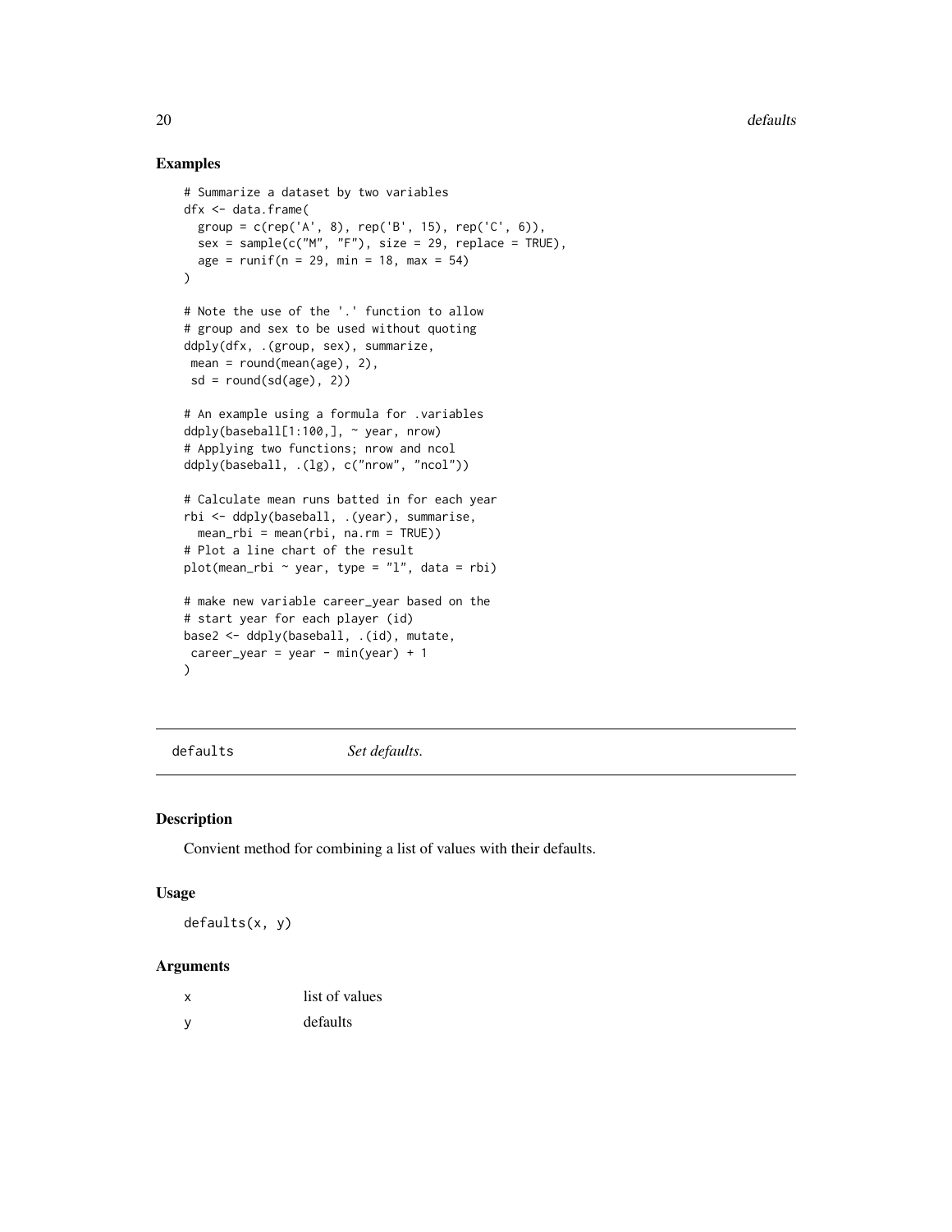## Examples

```
# Summarize a dataset by two variables
dfx <- data.frame(
  group = c(rep('A', 8), rep('B', 15), rep('C', 6)),
  sex = sample(c("M", "F"), size = 29, replace = TRUE),
  age = runif(n = 29, min = 18, max = 54)
)

# Note the use of the '.' function to allow
# group and sex to be used without quoting
ddply(dfx, .(group, sex), summarize,
 mean = round(mean(age), 2),
 sd = round(sd(age), 2))

# An example using a formula for .variables
ddply(baseball[1:100,], ~ year, nrow)
# Applying two functions; nrow and ncol
ddply(baseball, .(lg), c("nrow", "ncol"))

# Calculate mean runs batted in for each year
rbi <- ddply(baseball, .(year), summarise,
  mean_rbi = mean(rbi, na.rm = TRUE))
# Plot a line chart of the result
plot(mean_rbi ~ year, type = "l", data = rbi)

# make new variable career_year based on the
# start year for each player (id)
base2 <- ddply(baseball, .(id), mutate,
 career_year = year - min(year) + 1
)
```

---

`defaults` *Set defaults.*

---

## Description

Convient method for combining a list of values with their defaults.

## Usage

```
defaults(x, y)
```

## Arguments

| | |
|---|---|
| x | list of values |
| y | defaults |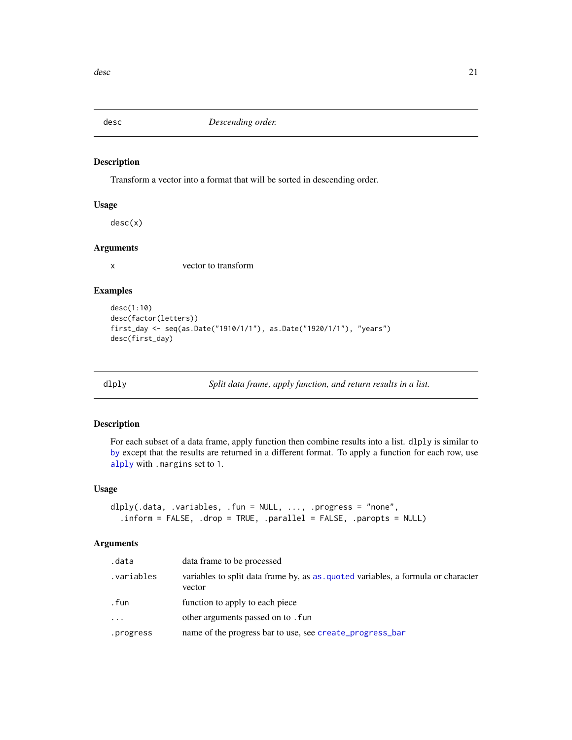## desc — *Descending order.*

### Description

Transform a vector into a format that will be sorted in descending order.

### Usage

```
desc(x)
```

### Arguments

| | |
|---|---|
| x | vector to transform |

### Examples

```
desc(1:10)
desc(factor(letters))
first_day <- seq(as.Date("1910/1/1"), as.Date("1920/1/1"), "years")
desc(first_day)
```

## dlply — *Split data frame, apply function, and return results in a list.*

### Description

For each subset of a data frame, apply function then combine results into a list. `dlply` is similar to `by` except that the results are returned in a different format. To apply a function for each row, use `alply` with `.margins` set to 1.

### Usage

```
dlply(.data, .variables, .fun = NULL, ..., .progress = "none",
  .inform = FALSE, .drop = TRUE, .parallel = FALSE, .paropts = NULL)
```

### Arguments

| | |
|---|---|
| .data | data frame to be processed |
| .variables | variables to split data frame by, as `as.quoted` variables, a formula or character vector |
| .fun | function to apply to each piece |
| ... | other arguments passed on to `.fun` |
| .progress | name of the progress bar to use, see `create_progress_bar` |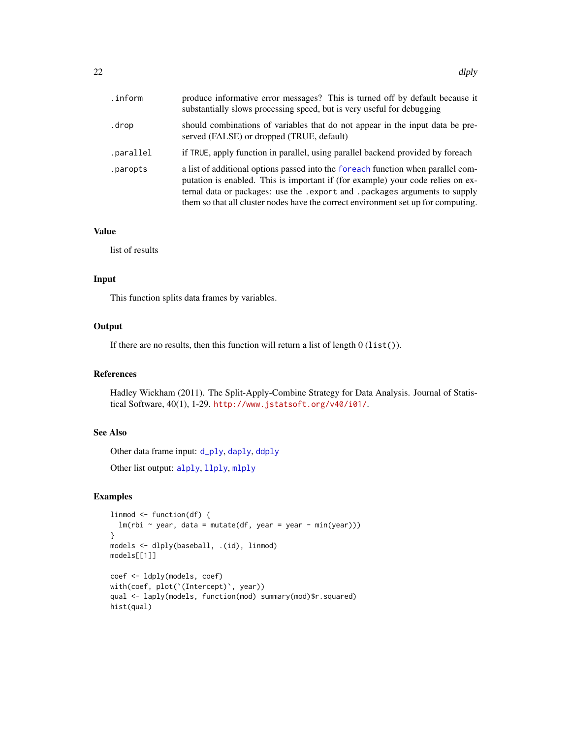| | |
|---|---|
| .inform | produce informative error messages? This is turned off by default because it substantially slows processing speed, but is very useful for debugging |
| .drop | should combinations of variables that do not appear in the input data be preserved (FALSE) or dropped (TRUE, default) |
| .parallel | if TRUE, apply function in parallel, using parallel backend provided by foreach |
| .paropts | a list of additional options passed into the foreach function when parallel computation is enabled. This is important if (for example) your code relies on external data or packages: use the .export and .packages arguments to supply them so that all cluster nodes have the correct environment set up for computing. |

### Value

list of results

### Input

This function splits data frames by variables.

### Output

If there are no results, then this function will return a list of length 0 (list()).

### References

Hadley Wickham (2011). The Split-Apply-Combine Strategy for Data Analysis. Journal of Statistical Software, 40(1), 1-29. http://www.jstatsoft.org/v40/i01/.

### See Also

Other data frame input: d_ply, daply, ddply

Other list output: alply, llply, mlply

### Examples

```
linmod <- function(df) {
  lm(rbi ~ year, data = mutate(df, year = year - min(year)))
}
models <- dlply(baseball, .(id), linmod)
models[[1]]

coef <- ldply(models, coef)
with(coef, plot(`(Intercept)`, year))
qual <- laply(models, function(mod) summary(mod)$r.squared)
hist(qual)
```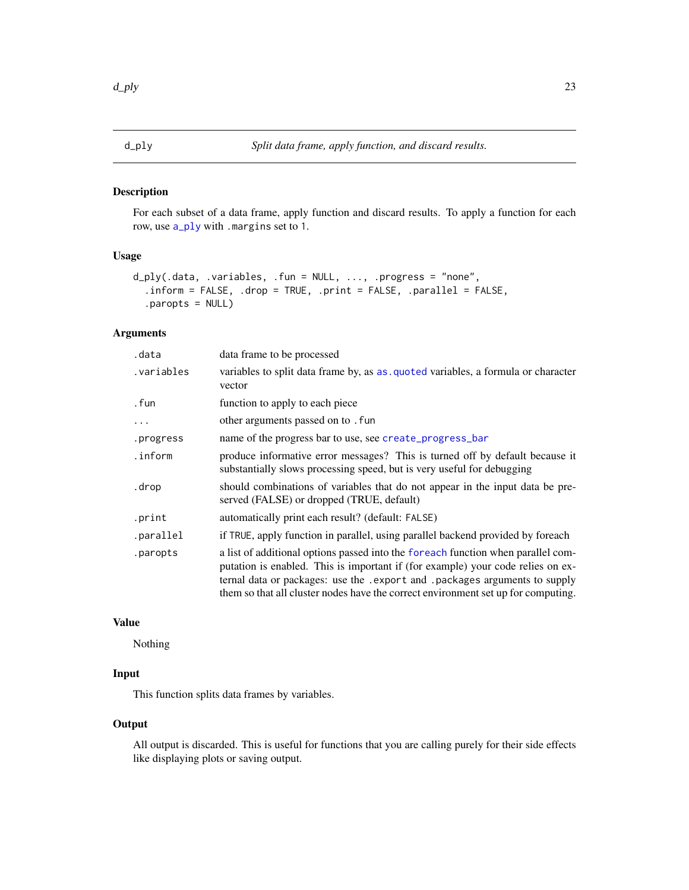## d_ply — *Split data frame, apply function, and discard results.*

### Description

For each subset of a data frame, apply function and discard results. To apply a function for each row, use a_ply with .margins set to 1.

### Usage

```
d_ply(.data, .variables, .fun = NULL, ..., .progress = "none",
  .inform = FALSE, .drop = TRUE, .print = FALSE, .parallel = FALSE,
  .paropts = NULL)
```

### Arguments

| | |
|---|---|
| .data | data frame to be processed |
| .variables | variables to split data frame by, as as.quoted variables, a formula or character vector |
| .fun | function to apply to each piece |
| ... | other arguments passed on to .fun |
| .progress | name of the progress bar to use, see create_progress_bar |
| .inform | produce informative error messages? This is turned off by default because it substantially slows processing speed, but is very useful for debugging |
| .drop | should combinations of variables that do not appear in the input data be preserved (FALSE) or dropped (TRUE, default) |
| .print | automatically print each result? (default: FALSE) |
| .parallel | if TRUE, apply function in parallel, using parallel backend provided by foreach |
| .paropts | a list of additional options passed into the foreach function when parallel computation is enabled. This is important if (for example) your code relies on external data or packages: use the .export and .packages arguments to supply them so that all cluster nodes have the correct environment set up for computing. |

### Value

Nothing

### Input

This function splits data frames by variables.

### Output

All output is discarded. This is useful for functions that you are calling purely for their side effects like displaying plots or saving output.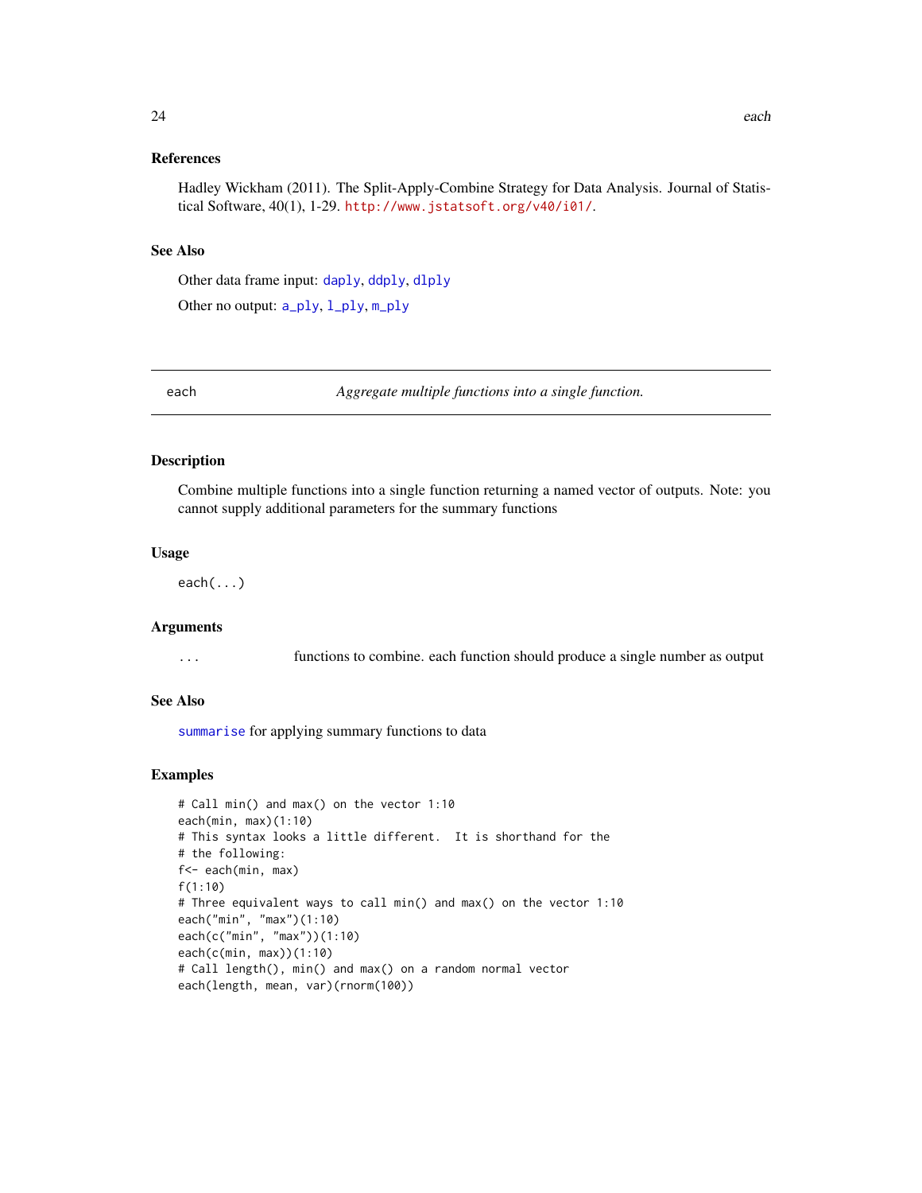### References

Hadley Wickham (2011). The Split-Apply-Combine Strategy for Data Analysis. Journal of Statistical Software, 40(1), 1-29. http://www.jstatsoft.org/v40/i01/.

### See Also

Other data frame input: daply, ddply, dlply

Other no output: a_ply, l_ply, m_ply

---

## each — *Aggregate multiple functions into a single function.*

### Description

Combine multiple functions into a single function returning a named vector of outputs. Note: you cannot supply additional parameters for the summary functions

### Usage

```
each(...)
```

### Arguments

| | |
|---|---|
| ... | functions to combine. each function should produce a single number as output |

### See Also

summarise for applying summary functions to data

### Examples

```
# Call min() and max() on the vector 1:10
each(min, max)(1:10)
# This syntax looks a little different.  It is shorthand for the
# the following:
f<- each(min, max)
f(1:10)
# Three equivalent ways to call min() and max() on the vector 1:10
each("min", "max")(1:10)
each(c("min", "max"))(1:10)
each(c(min, max))(1:10)
# Call length(), min() and max() on a random normal vector
each(length, mean, var)(rnorm(100))
```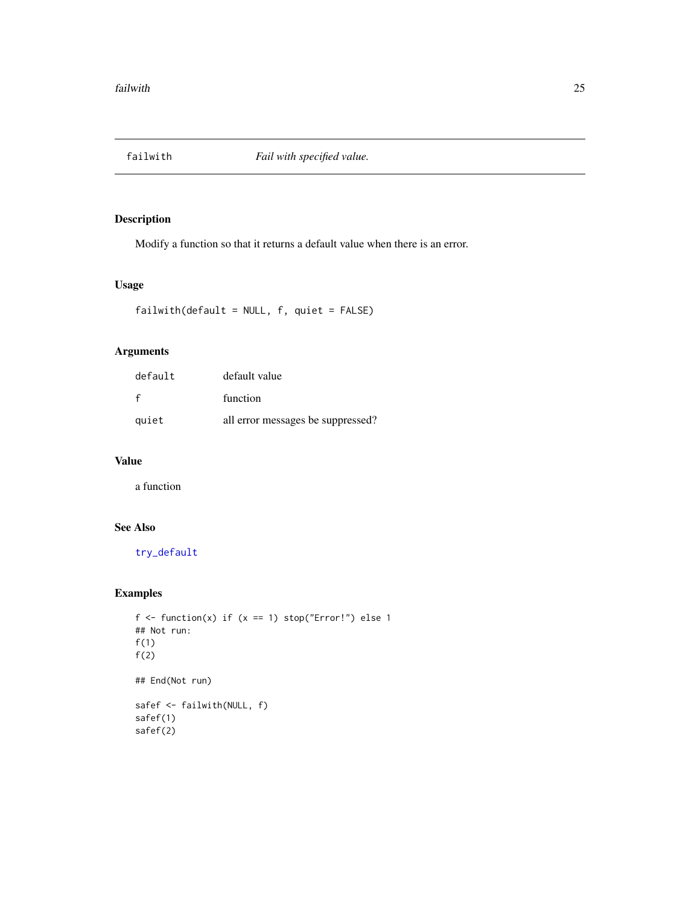## failwith *Fail with specified value.*

### Description

Modify a function so that it returns a default value when there is an error.

### Usage

```
failwith(default = NULL, f, quiet = FALSE)
```

### Arguments

| | |
|---|---|
| `default` | default value |
| `f` | function |
| `quiet` | all error messages be suppressed? |

### Value

a function

### See Also

try_default

### Examples

```
f <- function(x) if (x == 1) stop("Error!") else 1
## Not run:
f(1)
f(2)

## End(Not run)

safef <- failwith(NULL, f)
safef(1)
safef(2)
```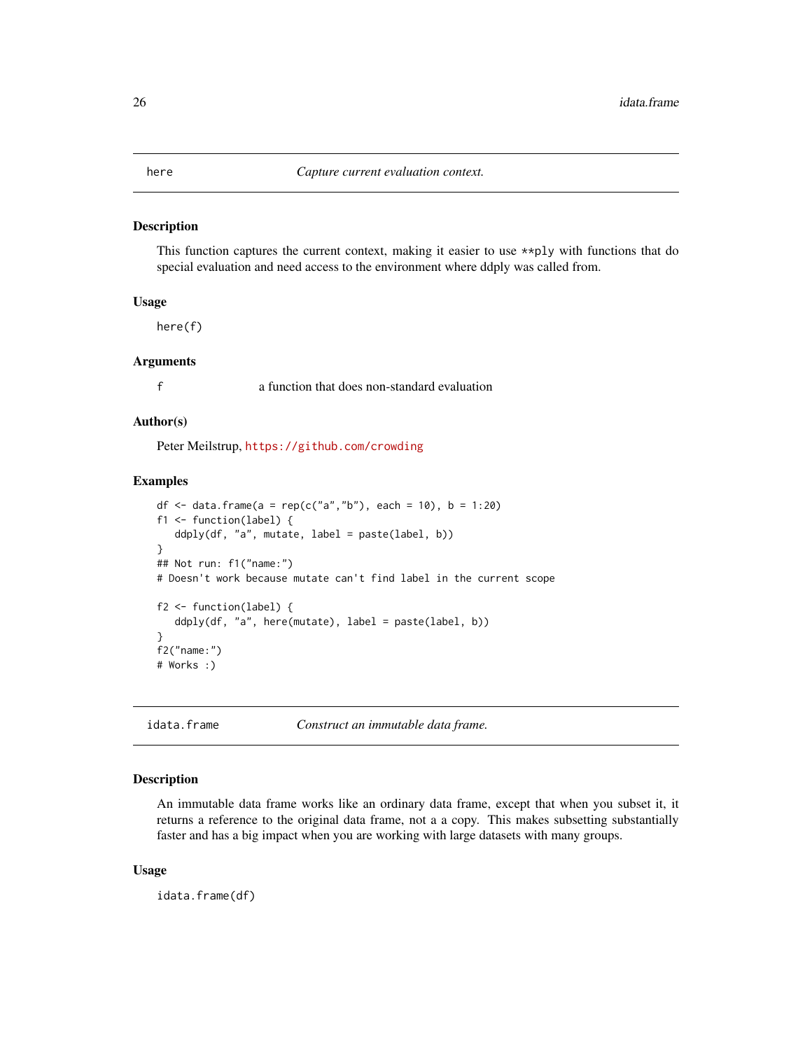## here — *Capture current evaluation context.*

### Description

This function captures the current context, making it easier to use `**ply` with functions that do special evaluation and need access to the environment where ddply was called from.

### Usage

```
here(f)
```

### Arguments

| | |
|---|---|
| `f` | a function that does non-standard evaluation |

### Author(s)

Peter Meilstrup, https://github.com/crowding

### Examples

```
df <- data.frame(a = rep(c("a","b"), each = 10), b = 1:20)
f1 <- function(label) {
   ddply(df, "a", mutate, label = paste(label, b))
}
## Not run: f1("name:")
# Doesn't work because mutate can't find label in the current scope

f2 <- function(label) {
   ddply(df, "a", here(mutate), label = paste(label, b))
}
f2("name:")
# Works :)
```

## idata.frame — *Construct an immutable data frame.*

### Description

An immutable data frame works like an ordinary data frame, except that when you subset it, it returns a reference to the original data frame, not a a copy. This makes subsetting substantially faster and has a big impact when you are working with large datasets with many groups.

### Usage

```
idata.frame(df)
```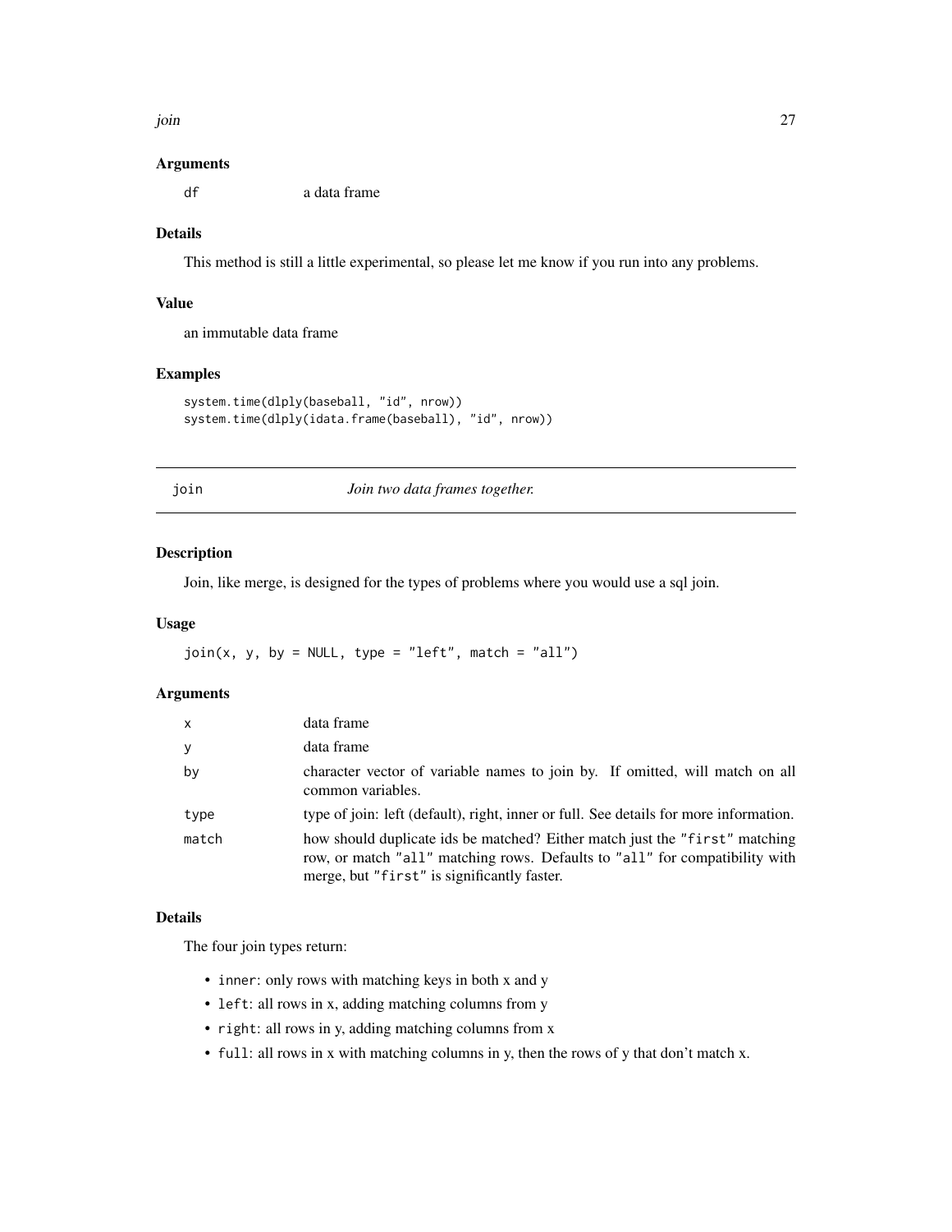### Arguments

| | |
|---|---|
| df | a data frame |

### Details

This method is still a little experimental, so please let me know if you run into any problems.

### Value

an immutable data frame

### Examples

```
system.time(dlply(baseball, "id", nrow))
system.time(dlply(idata.frame(baseball), "id", nrow))
```

---

## join — *Join two data frames together.*

---

### Description

Join, like merge, is designed for the types of problems where you would use a sql join.

### Usage

```
join(x, y, by = NULL, type = "left", match = "all")
```

### Arguments

| | |
|---|---|
| x | data frame |
| y | data frame |
| by | character vector of variable names to join by. If omitted, will match on all common variables. |
| type | type of join: left (default), right, inner or full. See details for more information. |
| match | how should duplicate ids be matched? Either match just the "first" matching row, or match "all" matching rows. Defaults to "all" for compatibility with merge, but "first" is significantly faster. |

### Details

The four join types return:

- `inner`: only rows with matching keys in both x and y
- `left`: all rows in x, adding matching columns from y
- `right`: all rows in y, adding matching columns from x
- `full`: all rows in x with matching columns in y, then the rows of y that don't match x.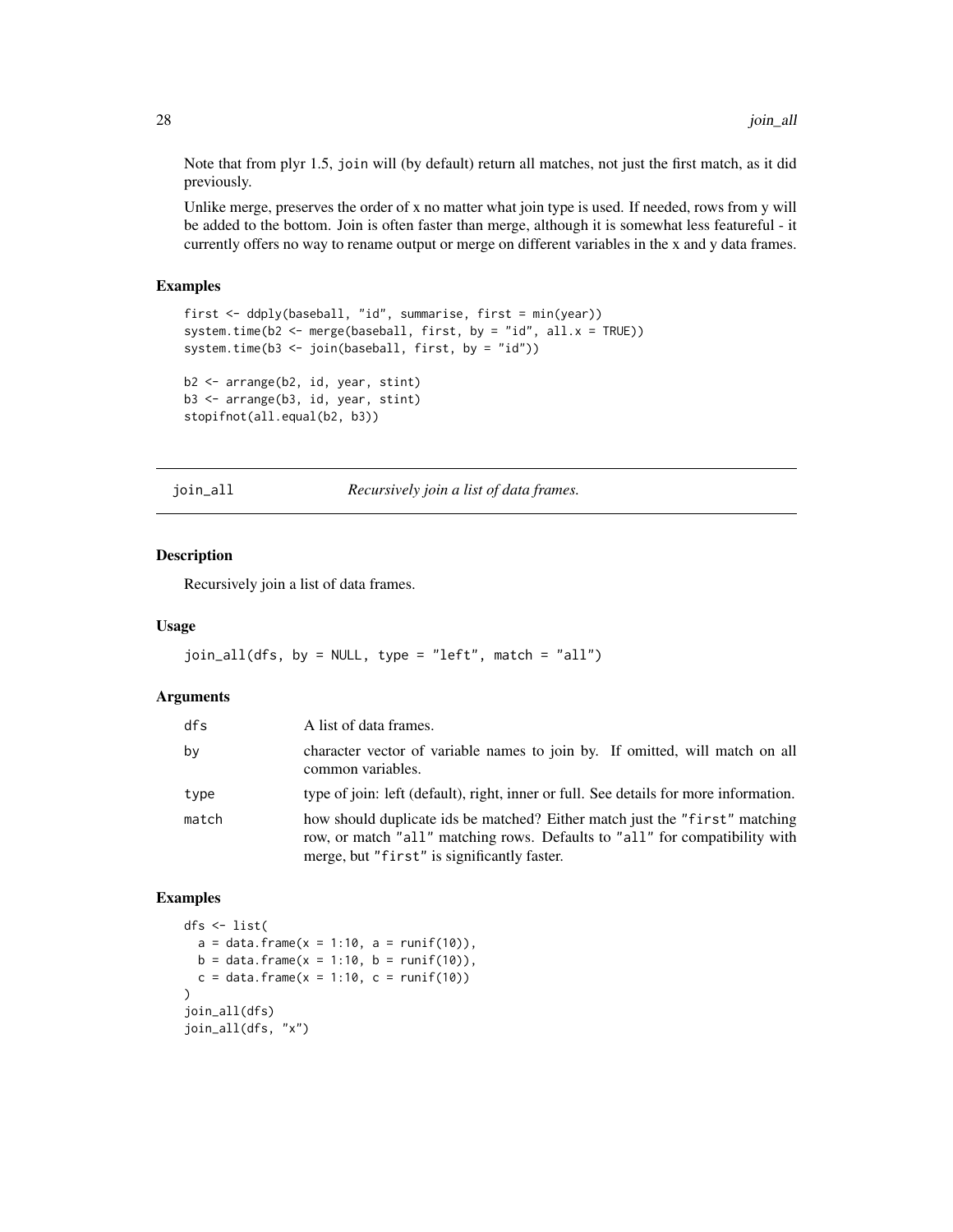Note that from plyr 1.5, join will (by default) return all matches, not just the first match, as it did previously.

Unlike merge, preserves the order of x no matter what join type is used. If needed, rows from y will be added to the bottom. Join is often faster than merge, although it is somewhat less featureful - it currently offers no way to rename output or merge on different variables in the x and y data frames.

### Examples

```
first <- ddply(baseball, "id", summarise, first = min(year))
system.time(b2 <- merge(baseball, first, by = "id", all.x = TRUE))
system.time(b3 <- join(baseball, first, by = "id"))

b2 <- arrange(b2, id, year, stint)
b3 <- arrange(b3, id, year, stint)
stopifnot(all.equal(b2, b3))
```

---

## join_all *Recursively join a list of data frames.*

### Description

Recursively join a list of data frames.

### Usage

```
join_all(dfs, by = NULL, type = "left", match = "all")
```

### Arguments

| | |
|---|---|
| dfs | A list of data frames. |
| by | character vector of variable names to join by. If omitted, will match on all common variables. |
| type | type of join: left (default), right, inner or full. See details for more information. |
| match | how should duplicate ids be matched? Either match just the "first" matching row, or match "all" matching rows. Defaults to "all" for compatibility with merge, but "first" is significantly faster. |

### Examples

```
dfs <- list(
  a = data.frame(x = 1:10, a = runif(10)),
  b = data.frame(x = 1:10, b = runif(10)),
  c = data.frame(x = 1:10, c = runif(10))
)
join_all(dfs)
join_all(dfs, "x")
```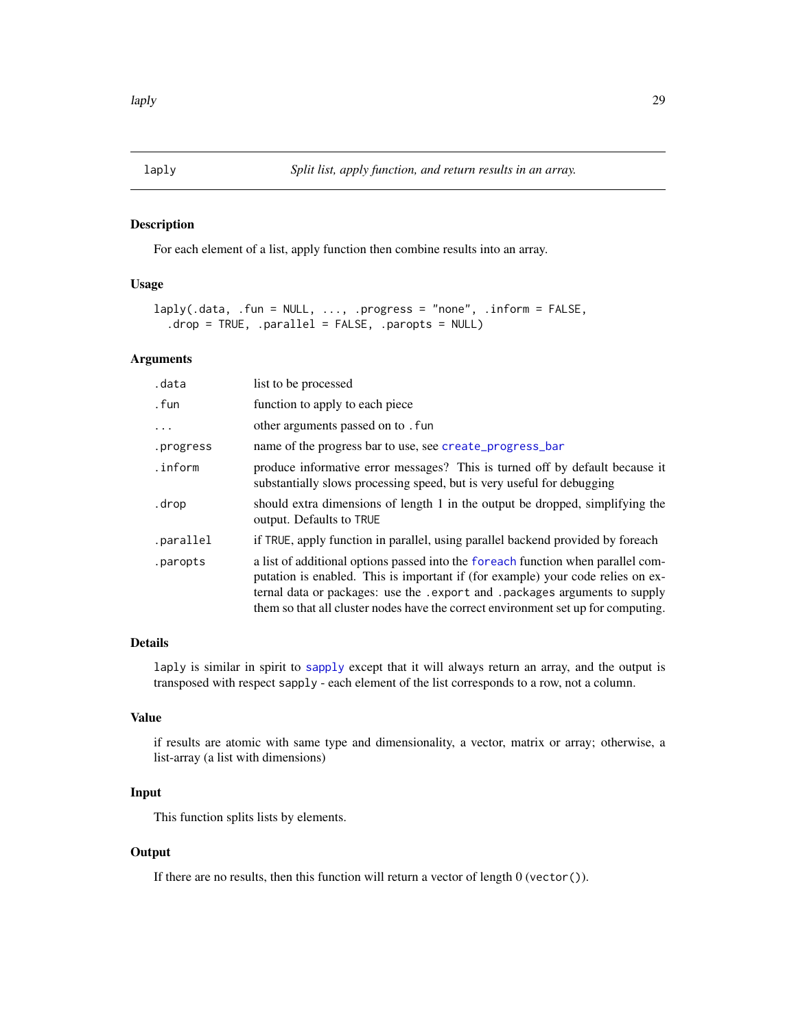## laply — *Split list, apply function, and return results in an array.*

### Description

For each element of a list, apply function then combine results into an array.

### Usage

```
laply(.data, .fun = NULL, ..., .progress = "none", .inform = FALSE,
  .drop = TRUE, .parallel = FALSE, .paropts = NULL)
```

### Arguments

| | |
|---|---|
| `.data` | list to be processed |
| `.fun` | function to apply to each piece |
| `...` | other arguments passed on to `.fun` |
| `.progress` | name of the progress bar to use, see `create_progress_bar` |
| `.inform` | produce informative error messages? This is turned off by default because it substantially slows processing speed, but is very useful for debugging |
| `.drop` | should extra dimensions of length 1 in the output be dropped, simplifying the output. Defaults to `TRUE` |
| `.parallel` | if `TRUE`, apply function in parallel, using parallel backend provided by foreach |
| `.paropts` | a list of additional options passed into the `foreach` function when parallel computation is enabled. This is important if (for example) your code relies on external data or packages: use the `.export` and `.packages` arguments to supply them so that all cluster nodes have the correct environment set up for computing. |

### Details

`laply` is similar in spirit to `sapply` except that it will always return an array, and the output is transposed with respect `sapply` - each element of the list corresponds to a row, not a column.

### Value

if results are atomic with same type and dimensionality, a vector, matrix or array; otherwise, a list-array (a list with dimensions)

### Input

This function splits lists by elements.

### Output

If there are no results, then this function will return a vector of length 0 (`vector()`).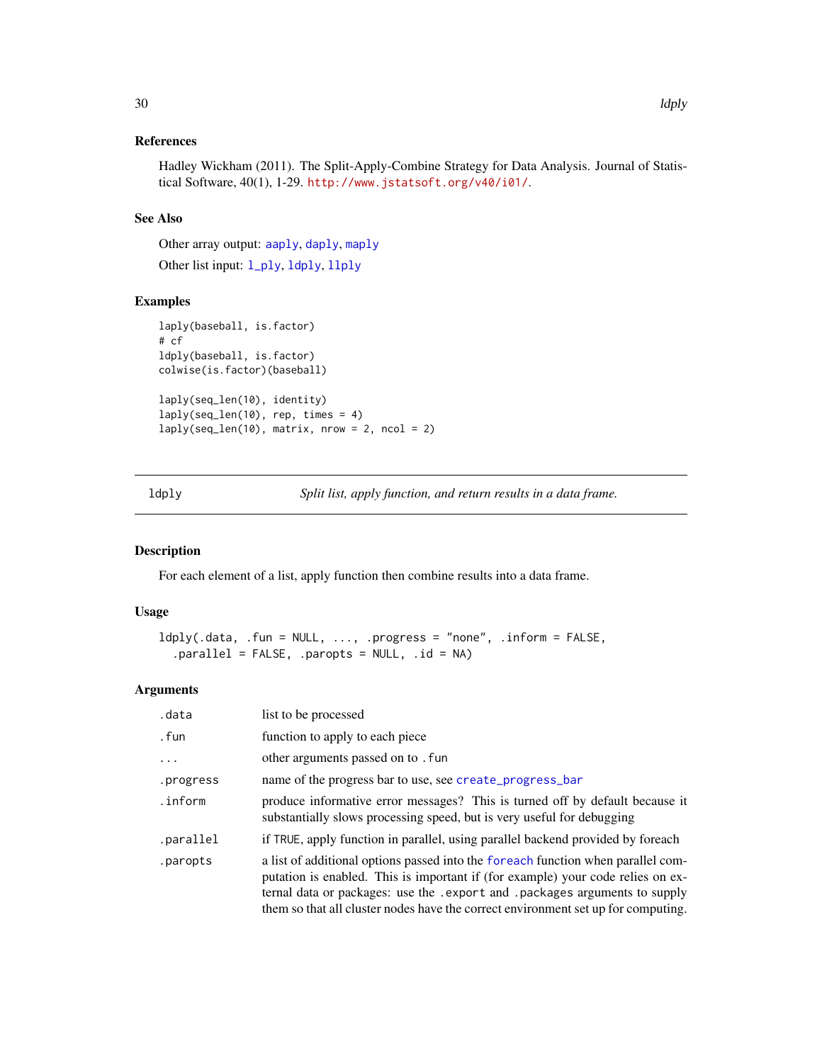### References

Hadley Wickham (2011). The Split-Apply-Combine Strategy for Data Analysis. Journal of Statistical Software, 40(1), 1-29. http://www.jstatsoft.org/v40/i01/.

### See Also

Other array output: aaply, daply, maply

Other list input: l_ply, ldply, llply

### Examples

```
laply(baseball, is.factor)
# cf
ldply(baseball, is.factor)
colwise(is.factor)(baseball)

laply(seq_len(10), identity)
laply(seq_len(10), rep, times = 4)
laply(seq_len(10), matrix, nrow = 2, ncol = 2)
```

---

## ldply — *Split list, apply function, and return results in a data frame.*

### Description

For each element of a list, apply function then combine results into a data frame.

### Usage

```
ldply(.data, .fun = NULL, ..., .progress = "none", .inform = FALSE,
  .parallel = FALSE, .paropts = NULL, .id = NA)
```

### Arguments

| | |
|---|---|
| `.data` | list to be processed |
| `.fun` | function to apply to each piece |
| `...` | other arguments passed on to `.fun` |
| `.progress` | name of the progress bar to use, see create_progress_bar |
| `.inform` | produce informative error messages? This is turned off by default because it substantially slows processing speed, but is very useful for debugging |
| `.parallel` | if `TRUE`, apply function in parallel, using parallel backend provided by foreach |
| `.paropts` | a list of additional options passed into the foreach function when parallel computation is enabled. This is important if (for example) your code relies on external data or packages: use the `.export` and `.packages` arguments to supply them so that all cluster nodes have the correct environment set up for computing. |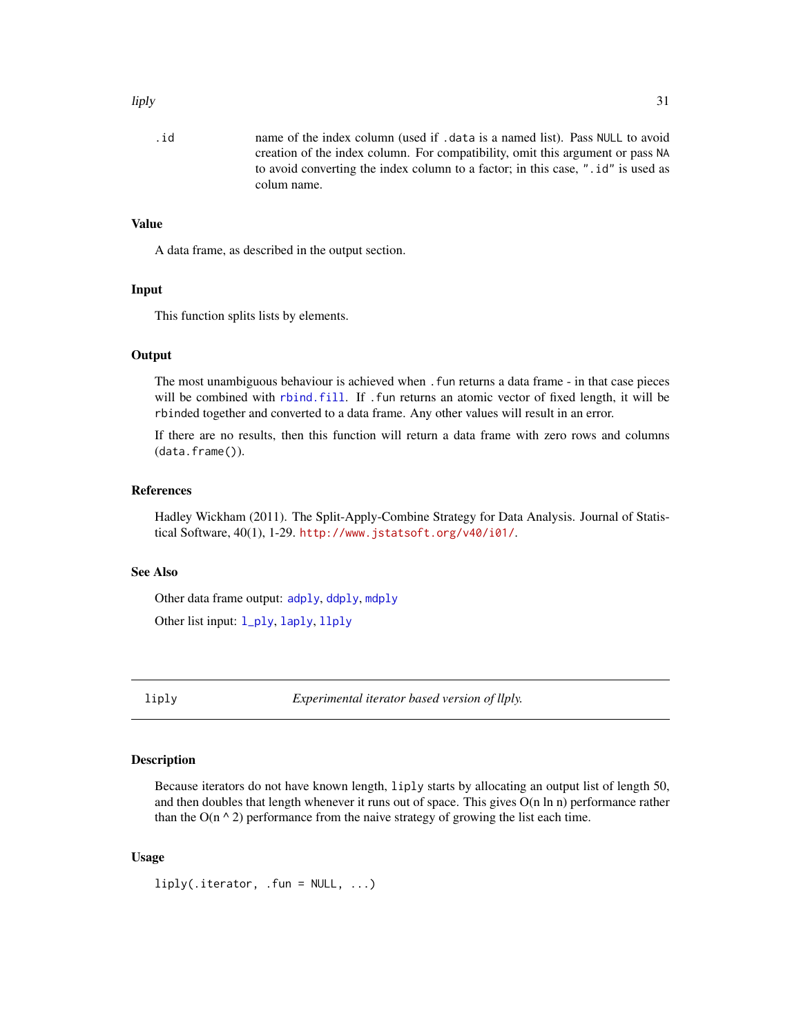| | |
|---|---|
| `.id` | name of the index column (used if `.data` is a named list). Pass `NULL` to avoid creation of the index column. For compatibility, omit this argument or pass `NA` to avoid converting the index column to a factor; in this case, `".id"` is used as colum name. |

### Value

A data frame, as described in the output section.

### Input

This function splits lists by elements.

### Output

The most unambiguous behaviour is achieved when `.fun` returns a data frame - in that case pieces will be combined with `rbind.fill`. If `.fun` returns an atomic vector of fixed length, it will be `rbind`ed together and converted to a data frame. Any other values will result in an error.

If there are no results, then this function will return a data frame with zero rows and columns (`data.frame()`).

### References

Hadley Wickham (2011). The Split-Apply-Combine Strategy for Data Analysis. Journal of Statistical Software, 40(1), 1-29. http://www.jstatsoft.org/v40/i01/.

### See Also

Other data frame output: `adply`, `ddply`, `mdply`

Other list input: `l_ply`, `laply`, `llply`

---

## liply — *Experimental iterator based version of llply.*

---

### Description

Because iterators do not have known length, `liply` starts by allocating an output list of length 50, and then doubles that length whenever it runs out of space. This gives O(n ln n) performance rather than the O(n ^ 2) performance from the naive strategy of growing the list each time.

### Usage

```
liply(.iterator, .fun = NULL, ...)
```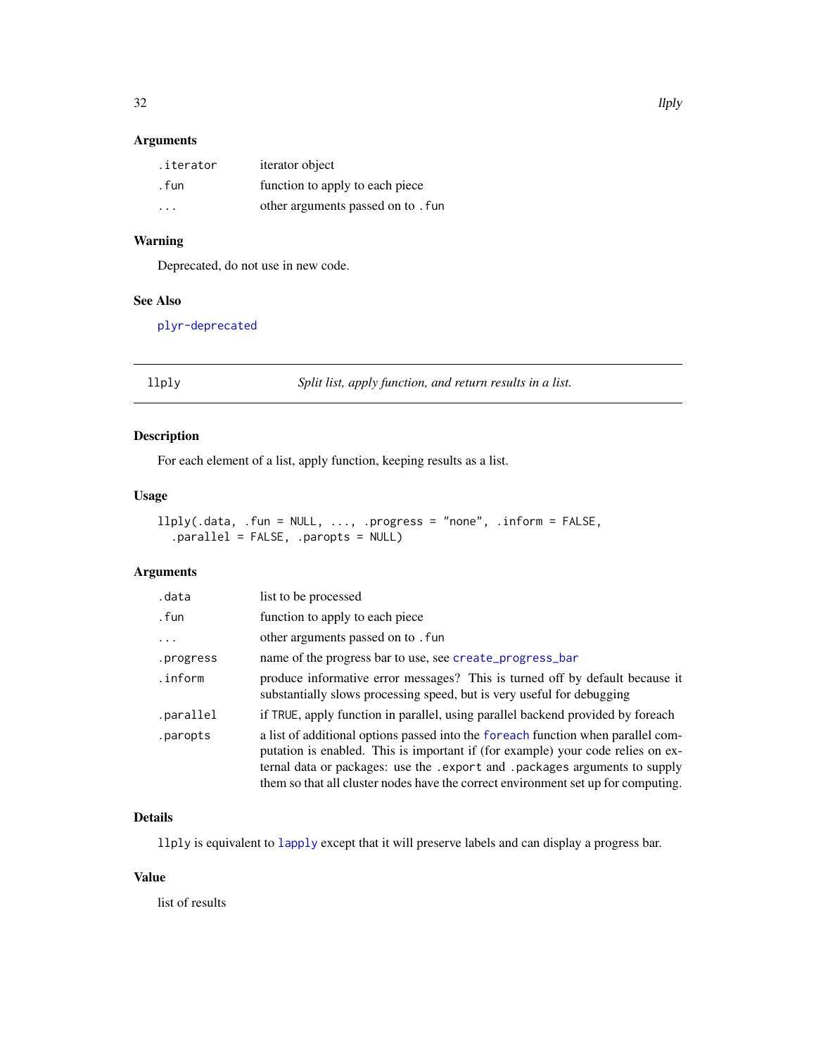### Arguments

| | |
|---|---|
| `.iterator` | iterator object |
| `.fun` | function to apply to each piece |
| `...` | other arguments passed on to `.fun` |

### Warning

Deprecated, do not use in new code.

### See Also

plyr-deprecated

---

## llply — *Split list, apply function, and return results in a list.*

### Description

For each element of a list, apply function, keeping results as a list.

### Usage

```
llply(.data, .fun = NULL, ..., .progress = "none", .inform = FALSE,
  .parallel = FALSE, .paropts = NULL)
```

### Arguments

| | |
|---|---|
| `.data` | list to be processed |
| `.fun` | function to apply to each piece |
| `...` | other arguments passed on to `.fun` |
| `.progress` | name of the progress bar to use, see `create_progress_bar` |
| `.inform` | produce informative error messages? This is turned off by default because it substantially slows processing speed, but is very useful for debugging |
| `.parallel` | if `TRUE`, apply function in parallel, using parallel backend provided by foreach |
| `.paropts` | a list of additional options passed into the `foreach` function when parallel computation is enabled. This is important if (for example) your code relies on external data or packages: use the `.export` and `.packages` arguments to supply them so that all cluster nodes have the correct environment set up for computing. |

### Details

`llply` is equivalent to `lapply` except that it will preserve labels and can display a progress bar.

### Value

list of results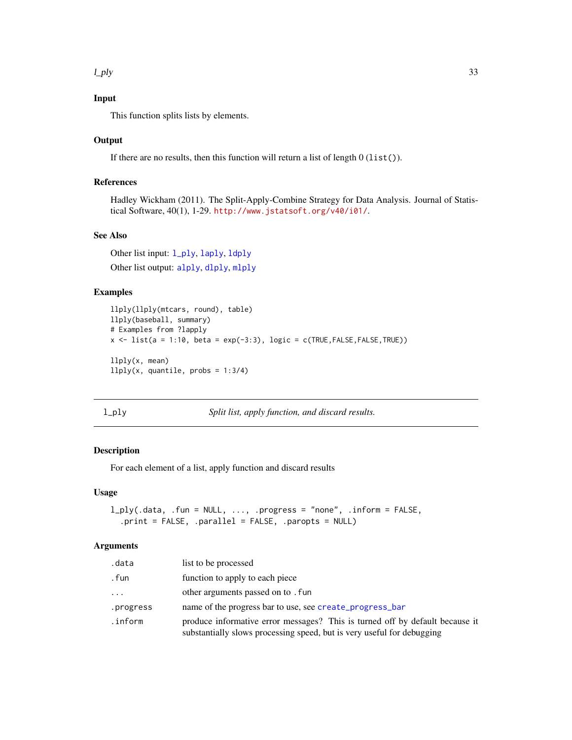### Input

This function splits lists by elements.

### Output

If there are no results, then this function will return a list of length 0 (`list()`).

### References

Hadley Wickham (2011). The Split-Apply-Combine Strategy for Data Analysis. Journal of Statistical Software, 40(1), 1-29. http://www.jstatsoft.org/v40/i01/.

### See Also

Other list input: `l_ply`, `laply`, `ldply`

Other list output: `alply`, `dlply`, `mlply`

### Examples

```
llply(llply(mtcars, round), table)
llply(baseball, summary)
# Examples from ?lapply
x <- list(a = 1:10, beta = exp(-3:3), logic = c(TRUE,FALSE,FALSE,TRUE))

llply(x, mean)
llply(x, quantile, probs = 1:3/4)
```

---

## l_ply — *Split list, apply function, and discard results.*

### Description

For each element of a list, apply function and discard results

### Usage

```
l_ply(.data, .fun = NULL, ..., .progress = "none", .inform = FALSE,
  .print = FALSE, .parallel = FALSE, .paropts = NULL)
```

### Arguments

| | |
|---|---|
| `.data` | list to be processed |
| `.fun` | function to apply to each piece |
| `...` | other arguments passed on to `.fun` |
| `.progress` | name of the progress bar to use, see `create_progress_bar` |
| `.inform` | produce informative error messages? This is turned off by default because it substantially slows processing speed, but is very useful for debugging |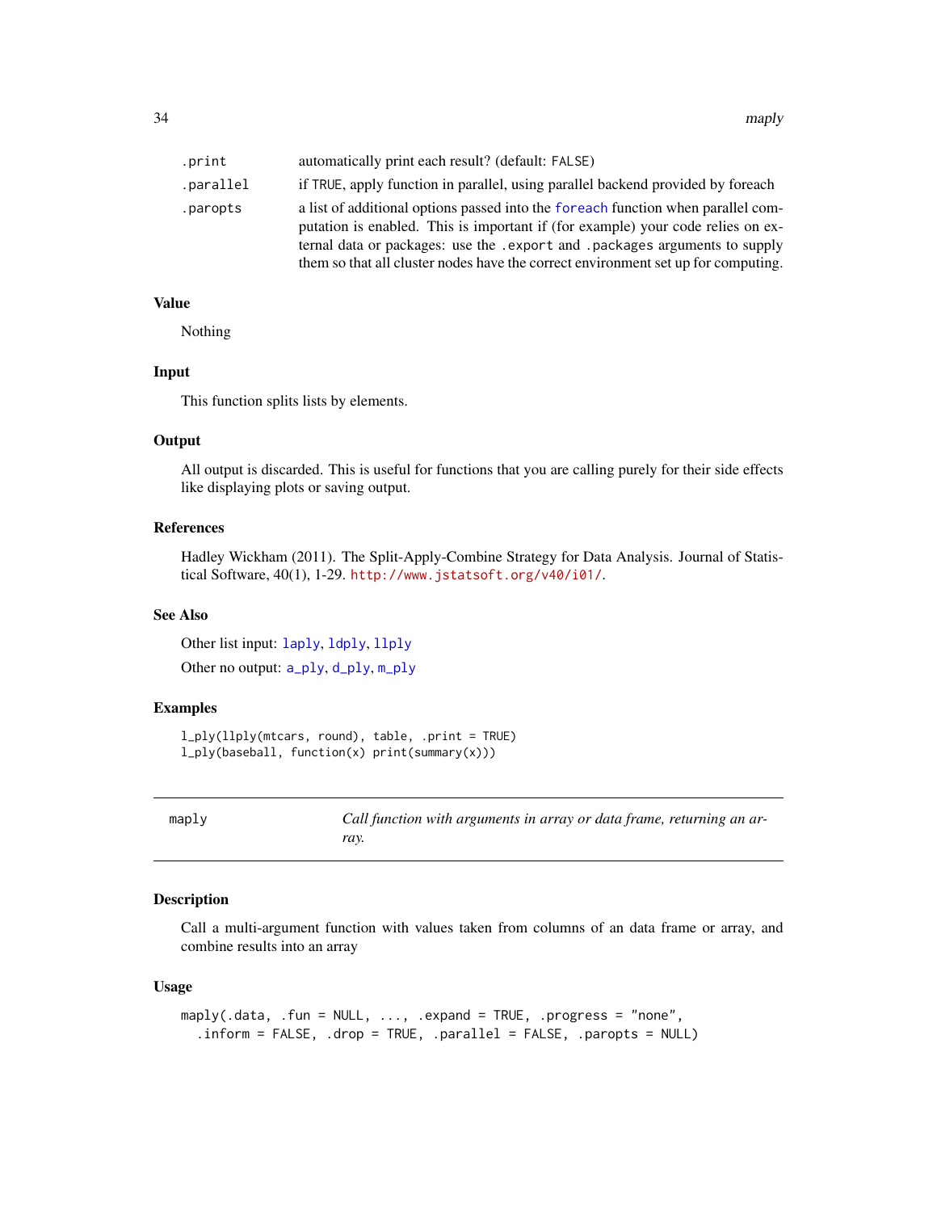| | |
|---|---|
| .print | automatically print each result? (default: FALSE) |
| .parallel | if TRUE, apply function in parallel, using parallel backend provided by foreach |
| .paropts | a list of additional options passed into the foreach function when parallel computation is enabled. This is important if (for example) your code relies on external data or packages: use the .export and .packages arguments to supply them so that all cluster nodes have the correct environment set up for computing. |

### Value

Nothing

### Input

This function splits lists by elements.

### Output

All output is discarded. This is useful for functions that you are calling purely for their side effects like displaying plots or saving output.

### References

Hadley Wickham (2011). The Split-Apply-Combine Strategy for Data Analysis. Journal of Statistical Software, 40(1), 1-29. http://www.jstatsoft.org/v40/i01/.

### See Also

Other list input: laply, ldply, llply

Other no output: a_ply, d_ply, m_ply

### Examples

```
l_ply(llply(mtcars, round), table, .print = TRUE)
l_ply(baseball, function(x) print(summary(x)))
```

---

## maply — *Call function with arguments in array or data frame, returning an array.*

---

### Description

Call a multi-argument function with values taken from columns of an data frame or array, and combine results into an array

### Usage

```
maply(.data, .fun = NULL, ..., .expand = TRUE, .progress = "none",
  .inform = FALSE, .drop = TRUE, .parallel = FALSE, .paropts = NULL)
```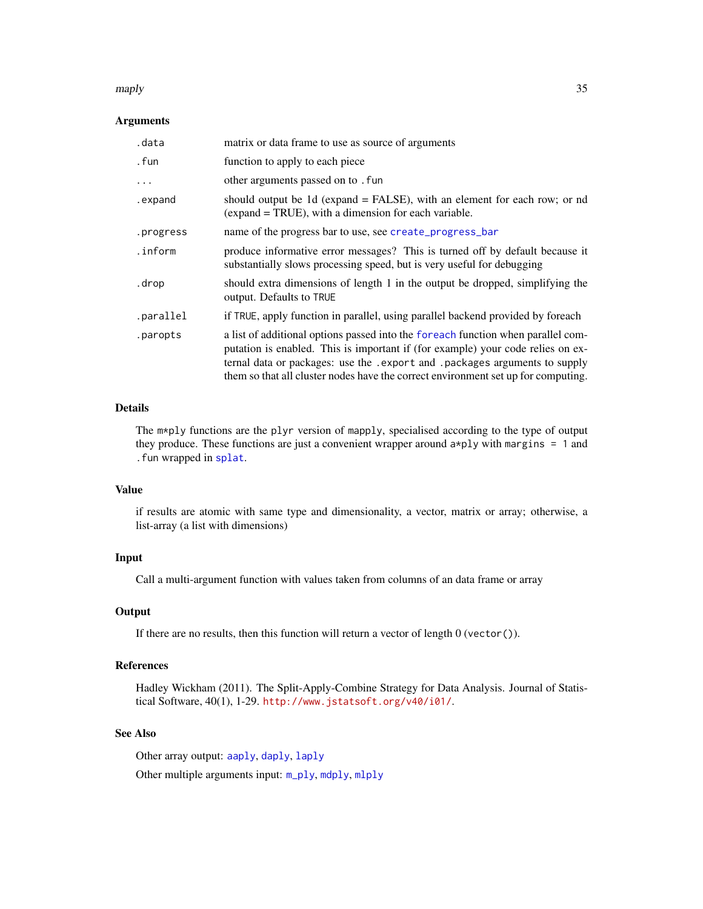### Arguments

| | |
|---|---|
| `.data` | matrix or data frame to use as source of arguments |
| `.fun` | function to apply to each piece |
| `...` | other arguments passed on to `.fun` |
| `.expand` | should output be 1d (expand = FALSE), with an element for each row; or nd (expand = TRUE), with a dimension for each variable. |
| `.progress` | name of the progress bar to use, see `create_progress_bar` |
| `.inform` | produce informative error messages? This is turned off by default because it substantially slows processing speed, but is very useful for debugging |
| `.drop` | should extra dimensions of length 1 in the output be dropped, simplifying the output. Defaults to `TRUE` |
| `.parallel` | if `TRUE`, apply function in parallel, using parallel backend provided by foreach |
| `.paropts` | a list of additional options passed into the `foreach` function when parallel computation is enabled. This is important if (for example) your code relies on external data or packages: use the `.export` and `.packages` arguments to supply them so that all cluster nodes have the correct environment set up for computing. |

### Details

The `m*ply` functions are the `plyr` version of `mapply`, specialised according to the type of output they produce. These functions are just a convenient wrapper around `a*ply` with `margins = 1` and `.fun` wrapped in `splat`.

### Value

if results are atomic with same type and dimensionality, a vector, matrix or array; otherwise, a list-array (a list with dimensions)

### Input

Call a multi-argument function with values taken from columns of an data frame or array

### Output

If there are no results, then this function will return a vector of length 0 (`vector()`).

### References

Hadley Wickham (2011). The Split-Apply-Combine Strategy for Data Analysis. Journal of Statistical Software, 40(1), 1-29. http://www.jstatsoft.org/v40/i01/.

### See Also

Other array output: `aaply`, `daply`, `laply`

Other multiple arguments input: `m_ply`, `mdply`, `mlply`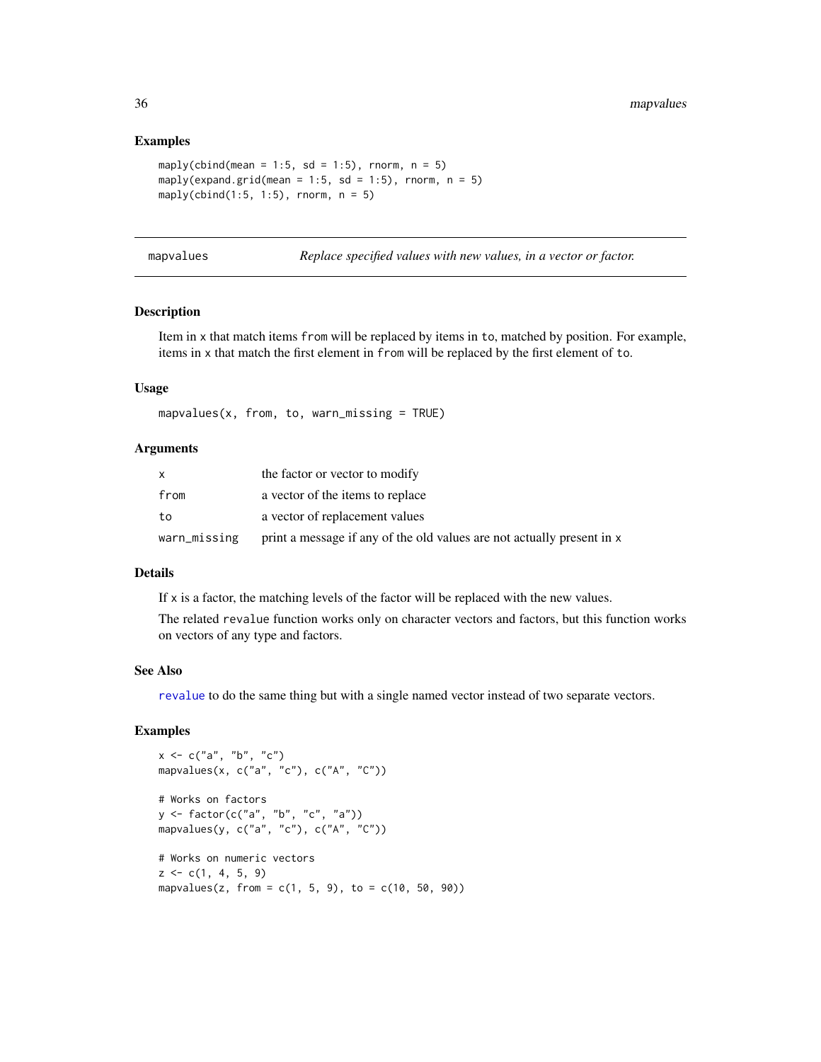### Examples

```
maply(cbind(mean = 1:5, sd = 1:5), rnorm, n = 5)
maply(expand.grid(mean = 1:5, sd = 1:5), rnorm, n = 5)
maply(cbind(1:5, 1:5), rnorm, n = 5)
```

---

## mapvalues — *Replace specified values with new values, in a vector or factor.*

### Description

Item in x that match items from will be replaced by items in to, matched by position. For example, items in x that match the first element in from will be replaced by the first element of to.

### Usage

```
mapvalues(x, from, to, warn_missing = TRUE)
```

### Arguments

| | |
|---|---|
| x | the factor or vector to modify |
| from | a vector of the items to replace |
| to | a vector of replacement values |
| warn_missing | print a message if any of the old values are not actually present in x |

### Details

If x is a factor, the matching levels of the factor will be replaced with the new values.

The related revalue function works only on character vectors and factors, but this function works on vectors of any type and factors.

### See Also

revalue to do the same thing but with a single named vector instead of two separate vectors.

### Examples

```
x <- c("a", "b", "c")
mapvalues(x, c("a", "c"), c("A", "C"))

# Works on factors
y <- factor(c("a", "b", "c", "a"))
mapvalues(y, c("a", "c"), c("A", "C"))

# Works on numeric vectors
z <- c(1, 4, 5, 9)
mapvalues(z, from = c(1, 5, 9), to = c(10, 50, 90))
```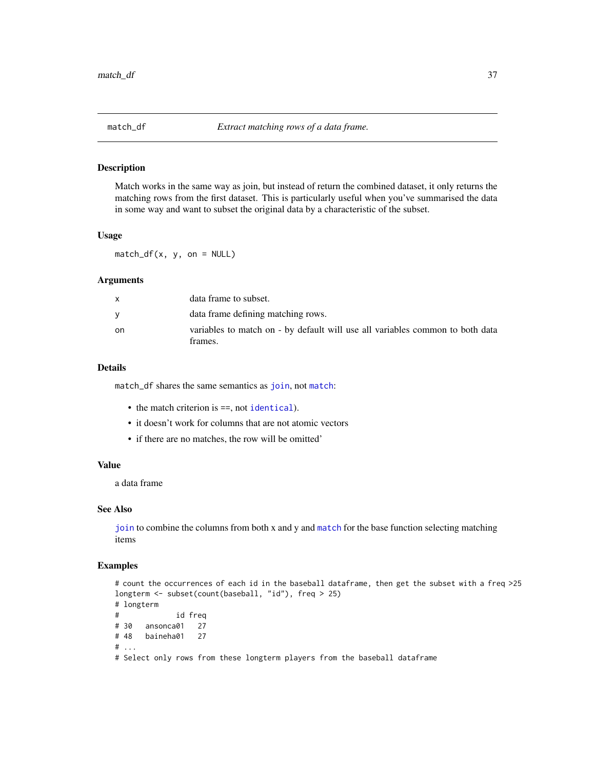## match_df *Extract matching rows of a data frame.*

### Description

Match works in the same way as join, but instead of return the combined dataset, it only returns the matching rows from the first dataset. This is particularly useful when you've summarised the data in some way and want to subset the original data by a characteristic of the subset.

### Usage

```
match_df(x, y, on = NULL)
```

### Arguments

| | |
|---|---|
| x | data frame to subset. |
| y | data frame defining matching rows. |
| on | variables to match on - by default will use all variables common to both data frames. |

### Details

`match_df` shares the same semantics as `join`, not `match`:

- the match criterion is ==, not `identical`).
- it doesn't work for columns that are not atomic vectors
- if there are no matches, the row will be omitted'

### Value

a data frame

### See Also

`join` to combine the columns from both x and y and `match` for the base function selecting matching items

### Examples

```
# count the occurrences of each id in the baseball dataframe, then get the subset with a freq >25
longterm <- subset(count(baseball, "id"), freq > 25)
# longterm
#             id freq
# 30   ansonca01   27
# 48   baineha01   27
# ...
# Select only rows from these longterm players from the baseball dataframe
```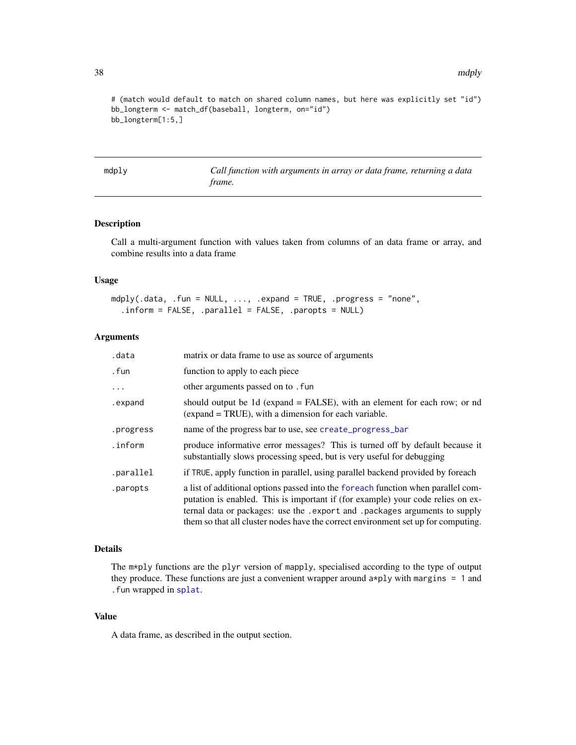```
# (match would default to match on shared column names, but here was explicitly set "id")
bb_longterm <- match_df(baseball, longterm, on="id")
bb_longterm[1:5,]
```

## mdply — *Call function with arguments in array or data frame, returning a data frame.*

### Description

Call a multi-argument function with values taken from columns of an data frame or array, and combine results into a data frame

### Usage

```
mdply(.data, .fun = NULL, ..., .expand = TRUE, .progress = "none",
  .inform = FALSE, .parallel = FALSE, .paropts = NULL)
```

### Arguments

| | |
|---|---|
| `.data` | matrix or data frame to use as source of arguments |
| `.fun` | function to apply to each piece |
| `...` | other arguments passed on to `.fun` |
| `.expand` | should output be 1d (expand = FALSE), with an element for each row; or nd (expand = TRUE), with a dimension for each variable. |
| `.progress` | name of the progress bar to use, see `create_progress_bar` |
| `.inform` | produce informative error messages? This is turned off by default because it substantially slows processing speed, but is very useful for debugging |
| `.parallel` | if `TRUE`, apply function in parallel, using parallel backend provided by foreach |
| `.paropts` | a list of additional options passed into the `foreach` function when parallel computation is enabled. This is important if (for example) your code relies on external data or packages: use the `.export` and `.packages` arguments to supply them so that all cluster nodes have the correct environment set up for computing. |

### Details

The `m*ply` functions are the `plyr` version of `mapply`, specialised according to the type of output they produce. These functions are just a convenient wrapper around `a*ply` with `margins = 1` and `.fun` wrapped in `splat`.

### Value

A data frame, as described in the output section.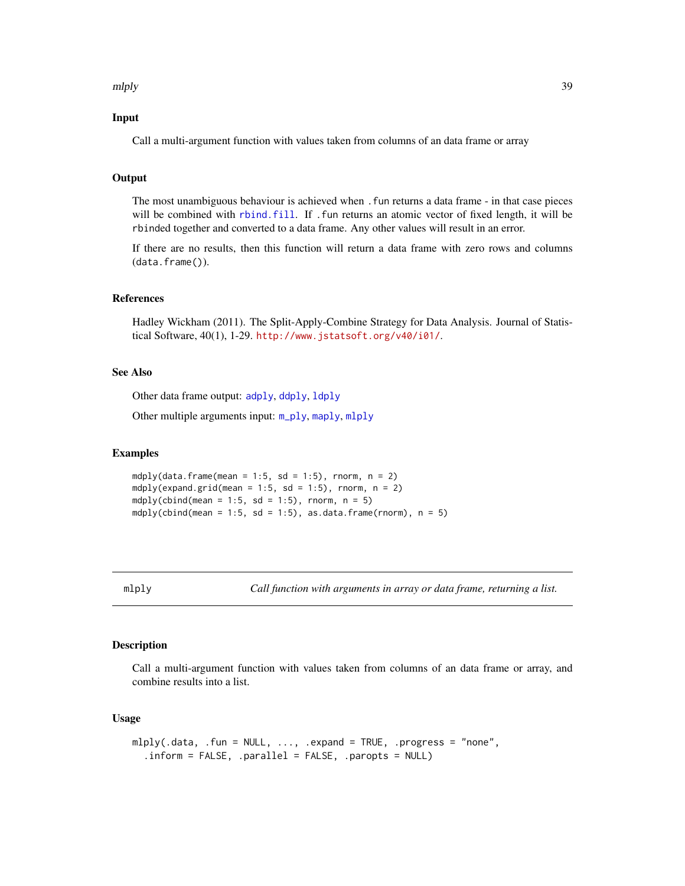### Input

Call a multi-argument function with values taken from columns of an data frame or array

### Output

The most unambiguous behaviour is achieved when `.fun` returns a data frame - in that case pieces will be combined with `rbind.fill`. If `.fun` returns an atomic vector of fixed length, it will be `rbind`ed together and converted to a data frame. Any other values will result in an error.

If there are no results, then this function will return a data frame with zero rows and columns (`data.frame()`).

### References

Hadley Wickham (2011). The Split-Apply-Combine Strategy for Data Analysis. Journal of Statistical Software, 40(1), 1-29. http://www.jstatsoft.org/v40/i01/.

### See Also

Other data frame output: `adply`, `ddply`, `ldply`

Other multiple arguments input: `m_ply`, `maply`, `mlply`

### Examples

```
mdply(data.frame(mean = 1:5, sd = 1:5), rnorm, n = 2)
mdply(expand.grid(mean = 1:5, sd = 1:5), rnorm, n = 2)
mdply(cbind(mean = 1:5, sd = 1:5), rnorm, n = 5)
mdply(cbind(mean = 1:5, sd = 1:5), as.data.frame(rnorm), n = 5)
```

---

## mlply — *Call function with arguments in array or data frame, returning a list.*

### Description

Call a multi-argument function with values taken from columns of an data frame or array, and combine results into a list.

### Usage

```
mlply(.data, .fun = NULL, ..., .expand = TRUE, .progress = "none",
  .inform = FALSE, .parallel = FALSE, .paropts = NULL)
```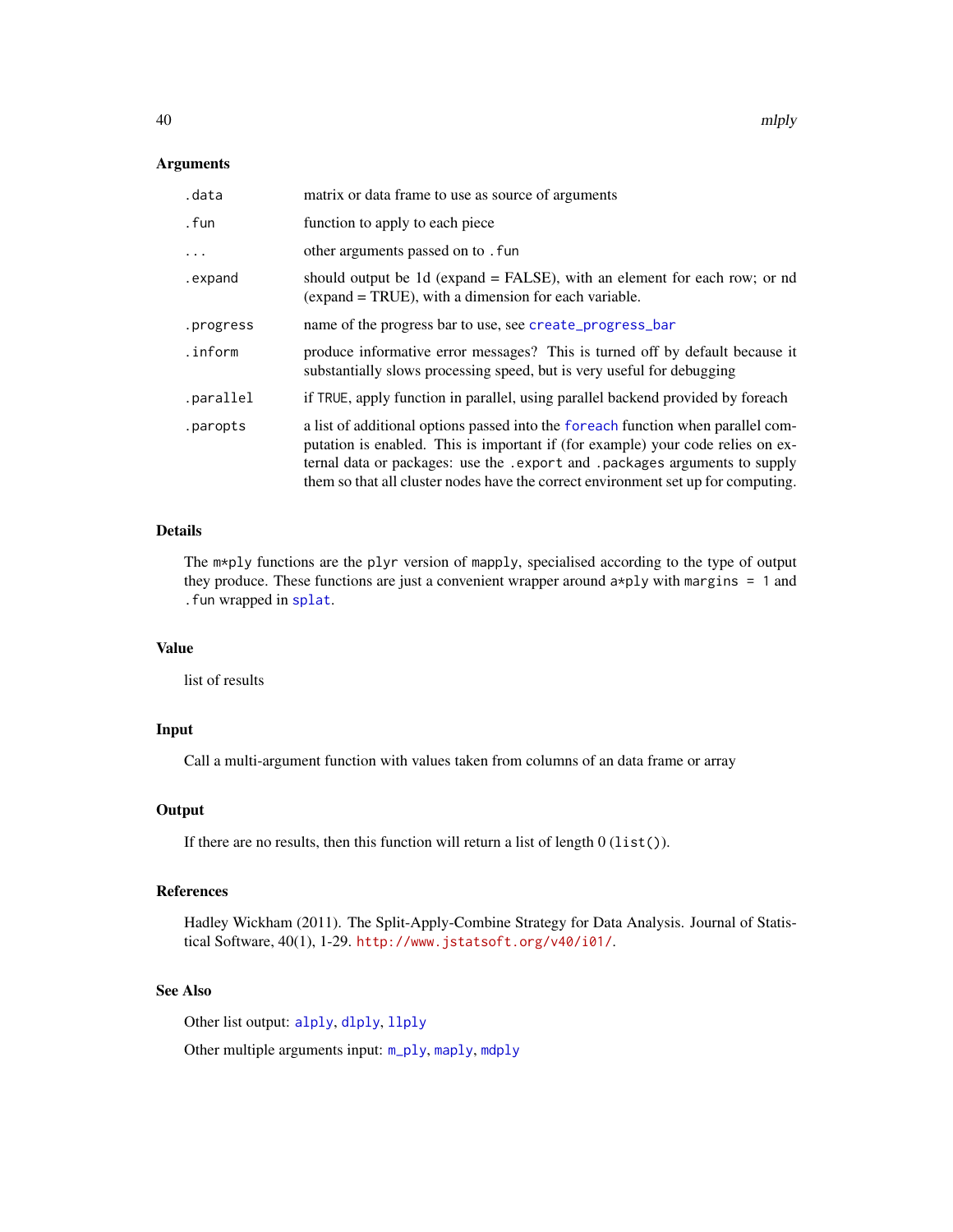### Arguments

| | |
|---|---|
| `.data` | matrix or data frame to use as source of arguments |
| `.fun` | function to apply to each piece |
| `...` | other arguments passed on to `.fun` |
| `.expand` | should output be 1d (expand = FALSE), with an element for each row; or nd (expand = TRUE), with a dimension for each variable. |
| `.progress` | name of the progress bar to use, see `create_progress_bar` |
| `.inform` | produce informative error messages? This is turned off by default because it substantially slows processing speed, but is very useful for debugging |
| `.parallel` | if `TRUE`, apply function in parallel, using parallel backend provided by foreach |
| `.paropts` | a list of additional options passed into the `foreach` function when parallel computation is enabled. This is important if (for example) your code relies on external data or packages: use the `.export` and `.packages` arguments to supply them so that all cluster nodes have the correct environment set up for computing. |

### Details

The `m*ply` functions are the `plyr` version of `mapply`, specialised according to the type of output they produce. These functions are just a convenient wrapper around `a*ply` with `margins = 1` and `.fun` wrapped in `splat`.

### Value

list of results

### Input

Call a multi-argument function with values taken from columns of an data frame or array

### Output

If there are no results, then this function will return a list of length 0 (`list()`).

### References

Hadley Wickham (2011). The Split-Apply-Combine Strategy for Data Analysis. Journal of Statistical Software, 40(1), 1-29. http://www.jstatsoft.org/v40/i01/.

### See Also

Other list output: `alply`, `dlply`, `llply`

Other multiple arguments input: `m_ply`, `maply`, `mdply`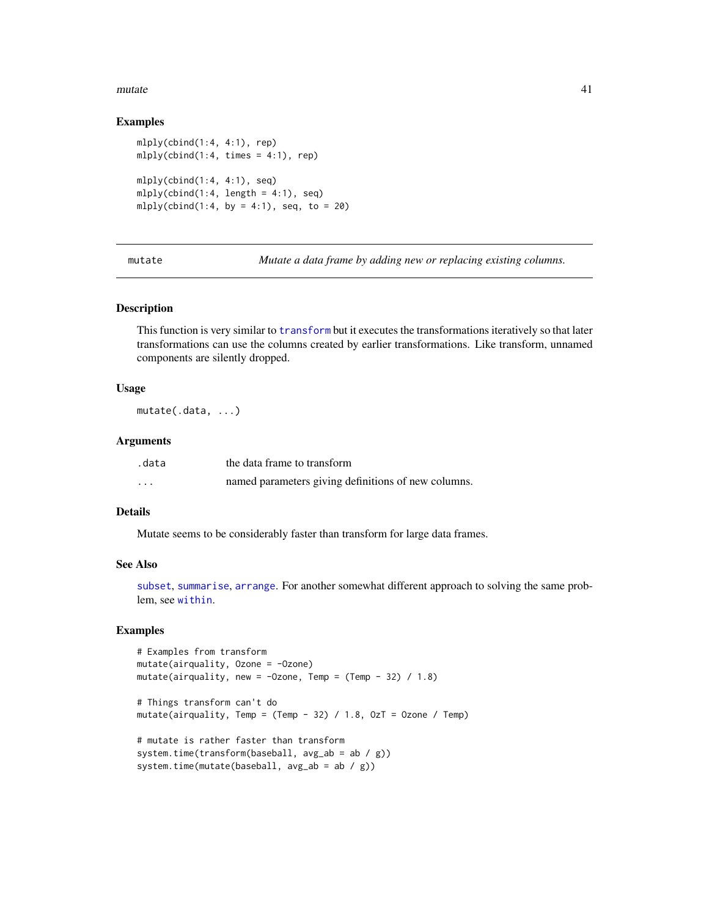### Examples

```
mlply(cbind(1:4, 4:1), rep)
mlply(cbind(1:4, times = 4:1), rep)

mlply(cbind(1:4, 4:1), seq)
mlply(cbind(1:4, length = 4:1), seq)
mlply(cbind(1:4, by = 4:1), seq, to = 20)
```

---

## mutate — *Mutate a data frame by adding new or replacing existing columns.*

### Description

This function is very similar to `transform` but it executes the transformations iteratively so that later transformations can use the columns created by earlier transformations. Like transform, unnamed components are silently dropped.

### Usage

```
mutate(.data, ...)
```

### Arguments

| | |
|---|---|
| `.data` | the data frame to transform |
| `...` | named parameters giving definitions of new columns. |

### Details

Mutate seems to be considerably faster than transform for large data frames.

### See Also

`subset`, `summarise`, `arrange`. For another somewhat different approach to solving the same problem, see `within`.

### Examples

```
# Examples from transform
mutate(airquality, Ozone = -Ozone)
mutate(airquality, new = -Ozone, Temp = (Temp - 32) / 1.8)

# Things transform can't do
mutate(airquality, Temp = (Temp - 32) / 1.8, OzT = Ozone / Temp)

# mutate is rather faster than transform
system.time(transform(baseball, avg_ab = ab / g))
system.time(mutate(baseball, avg_ab = ab / g))
```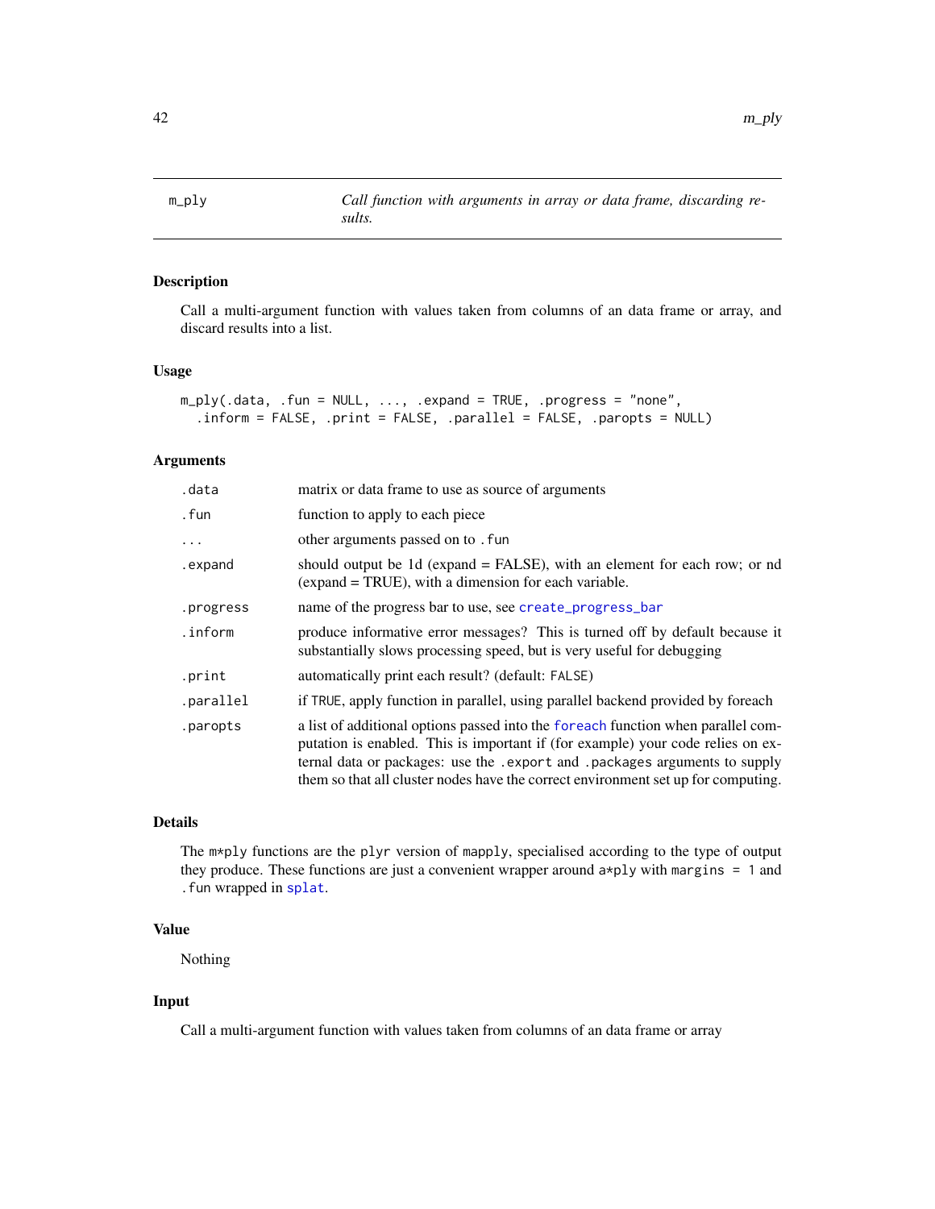# m_ply — *Call function with arguments in array or data frame, discarding results.*

## Description

Call a multi-argument function with values taken from columns of an data frame or array, and discard results into a list.

## Usage

```
m_ply(.data, .fun = NULL, ..., .expand = TRUE, .progress = "none",
  .inform = FALSE, .print = FALSE, .parallel = FALSE, .paropts = NULL)
```

## Arguments

| | |
|---|---|
| `.data` | matrix or data frame to use as source of arguments |
| `.fun` | function to apply to each piece |
| `...` | other arguments passed on to `.fun` |
| `.expand` | should output be 1d (expand = FALSE), with an element for each row; or nd (expand = TRUE), with a dimension for each variable. |
| `.progress` | name of the progress bar to use, see `create_progress_bar` |
| `.inform` | produce informative error messages? This is turned off by default because it substantially slows processing speed, but is very useful for debugging |
| `.print` | automatically print each result? (default: `FALSE`) |
| `.parallel` | if `TRUE`, apply function in parallel, using parallel backend provided by foreach |
| `.paropts` | a list of additional options passed into the `foreach` function when parallel computation is enabled. This is important if (for example) your code relies on external data or packages: use the `.export` and `.packages` arguments to supply them so that all cluster nodes have the correct environment set up for computing. |

## Details

The `m*ply` functions are the `plyr` version of `mapply`, specialised according to the type of output they produce. These functions are just a convenient wrapper around `a*ply` with `margins = 1` and `.fun` wrapped in `splat`.

## Value

Nothing

## Input

Call a multi-argument function with values taken from columns of an data frame or array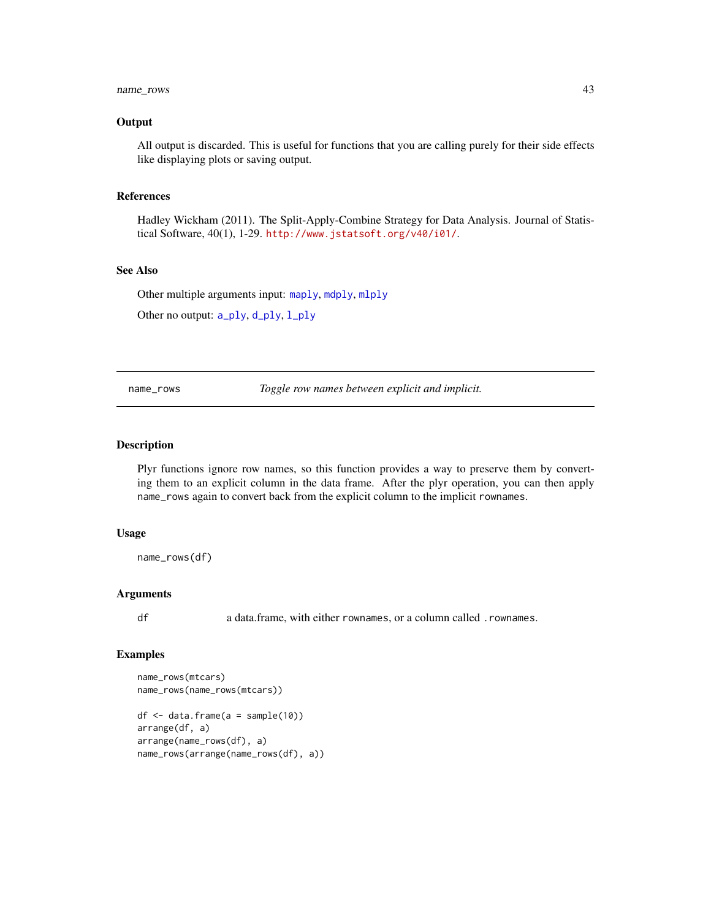### Output

All output is discarded. This is useful for functions that you are calling purely for their side effects like displaying plots or saving output.

### References

Hadley Wickham (2011). The Split-Apply-Combine Strategy for Data Analysis. Journal of Statistical Software, 40(1), 1-29. http://www.jstatsoft.org/v40/i01/.

### See Also

Other multiple arguments input: maply, mdply, mlply

Other no output: a_ply, d_ply, l_ply

---

## name_rows *Toggle row names between explicit and implicit.*

---

### Description

Plyr functions ignore row names, so this function provides a way to preserve them by converting them to an explicit column in the data frame. After the plyr operation, you can then apply `name_rows` again to convert back from the explicit column to the implicit `rownames`.

### Usage

```
name_rows(df)
```

### Arguments

| | |
|---|---|
| df | a data.frame, with either `rownames`, or a column called `.rownames`. |

### Examples

```
name_rows(mtcars)
name_rows(name_rows(mtcars))

df <- data.frame(a = sample(10))
arrange(df, a)
arrange(name_rows(df), a)
name_rows(arrange(name_rows(df), a))
```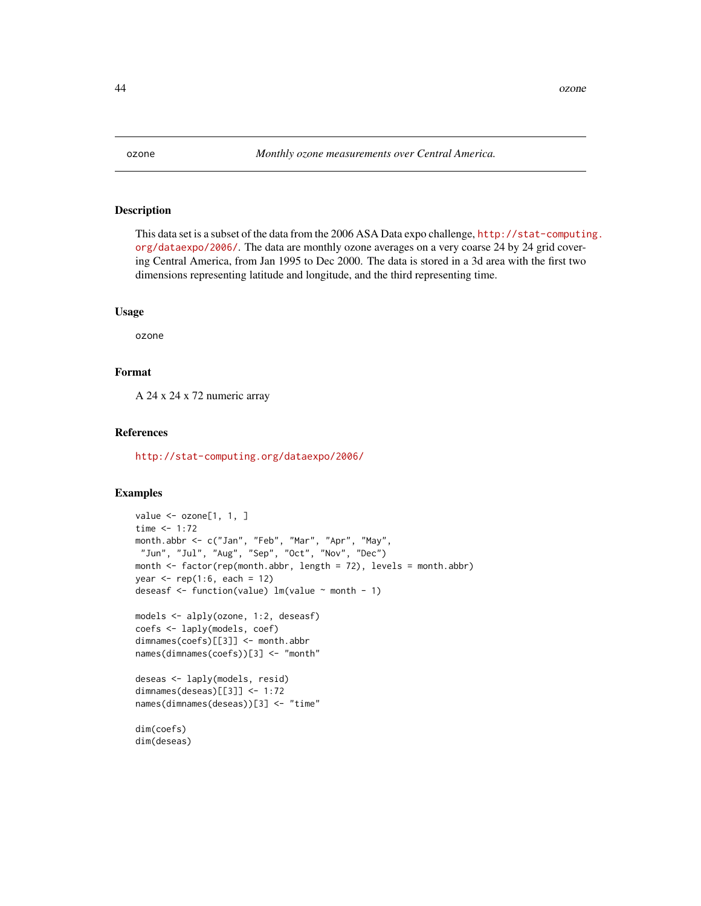ozone *Monthly ozone measurements over Central America.*

## Description

This data set is a subset of the data from the 2006 ASA Data expo challenge, http://stat-computing.org/dataexpo/2006/. The data are monthly ozone averages on a very coarse 24 by 24 grid covering Central America, from Jan 1995 to Dec 2000. The data is stored in a 3d area with the first two dimensions representing latitude and longitude, and the third representing time.

## Usage

```
ozone
```

## Format

A 24 x 24 x 72 numeric array

## References

http://stat-computing.org/dataexpo/2006/

## Examples

```
value <- ozone[1, 1, ]
time <- 1:72
month.abbr <- c("Jan", "Feb", "Mar", "Apr", "May",
 "Jun", "Jul", "Aug", "Sep", "Oct", "Nov", "Dec")
month <- factor(rep(month.abbr, length = 72), levels = month.abbr)
year <- rep(1:6, each = 12)
deseasf <- function(value) lm(value ~ month - 1)

models <- alply(ozone, 1:2, deseasf)
coefs <- laply(models, coef)
dimnames(coefs)[[3]] <- month.abbr
names(dimnames(coefs))[3] <- "month"

deseas <- laply(models, resid)
dimnames(deseas)[[3]] <- 1:72
names(dimnames(deseas))[3] <- "time"

dim(coefs)
dim(deseas)
```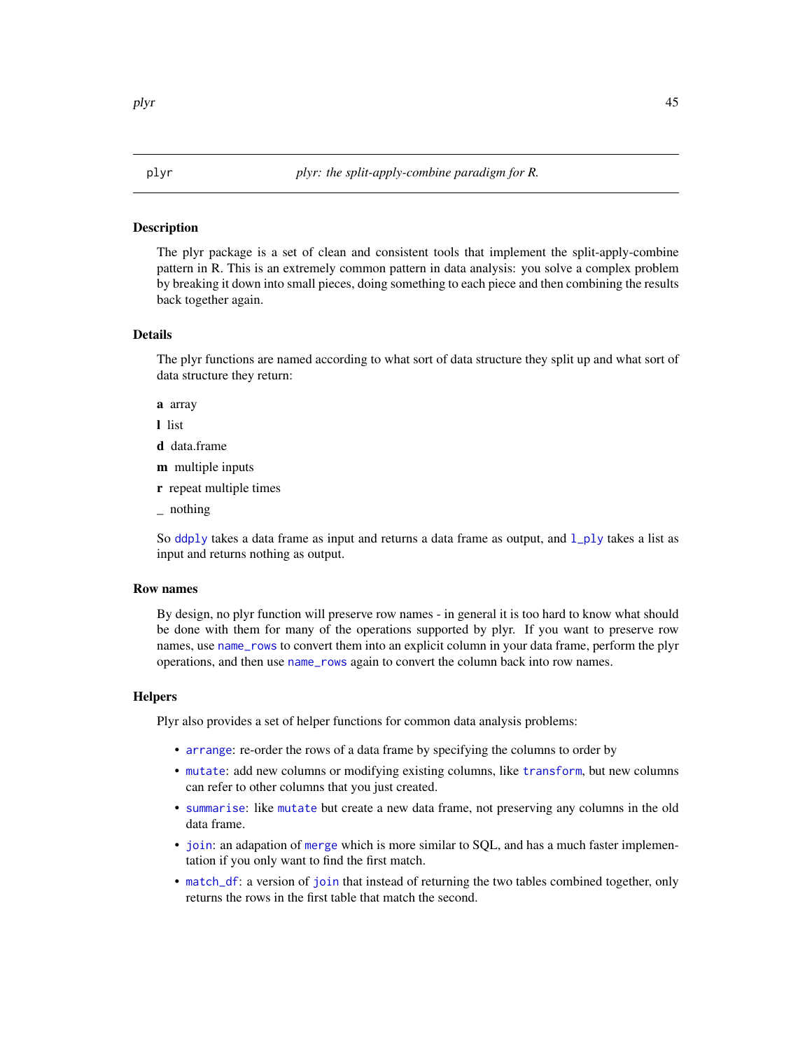plyr    *plyr: the split-apply-combine paradigm for R.*

## Description

The plyr package is a set of clean and consistent tools that implement the split-apply-combine pattern in R. This is an extremely common pattern in data analysis: you solve a complex problem by breaking it down into small pieces, doing something to each piece and then combining the results back together again.

## Details

The plyr functions are named according to what sort of data structure they split up and what sort of data structure they return:

**a** array

**l** list

**d** data.frame

**m** multiple inputs

**r** repeat multiple times

_ nothing

So `ddply` takes a data frame as input and returns a data frame as output, and `l_ply` takes a list as input and returns nothing as output.

## Row names

By design, no plyr function will preserve row names - in general it is too hard to know what should be done with them for many of the operations supported by plyr. If you want to preserve row names, use `name_rows` to convert them into an explicit column in your data frame, perform the plyr operations, and then use `name_rows` again to convert the column back into row names.

## Helpers

Plyr also provides a set of helper functions for common data analysis problems:

- `arrange`: re-order the rows of a data frame by specifying the columns to order by
- `mutate`: add new columns or modifying existing columns, like `transform`, but new columns can refer to other columns that you just created.
- `summarise`: like `mutate` but create a new data frame, not preserving any columns in the old data frame.
- `join`: an adapation of `merge` which is more similar to SQL, and has a much faster implementation if you only want to find the first match.
- `match_df`: a version of `join` that instead of returning the two tables combined together, only returns the rows in the first table that match the second.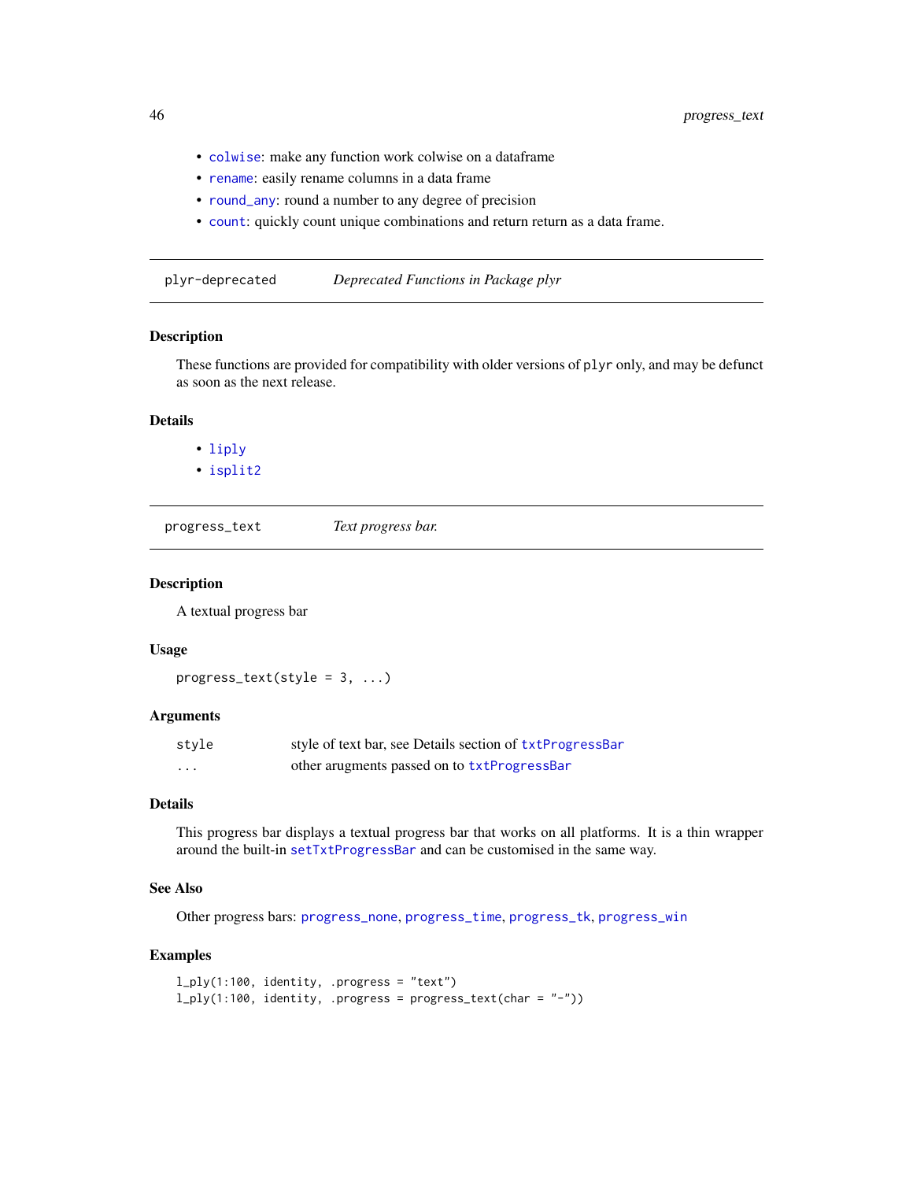- `colwise`: make any function work colwise on a dataframe
- `rename`: easily rename columns in a data frame
- `round_any`: round a number to any degree of precision
- `count`: quickly count unique combinations and return return as a data frame.

## plyr-deprecated — *Deprecated Functions in Package plyr*

### Description

These functions are provided for compatibility with older versions of `plyr` only, and may be defunct as soon as the next release.

### Details

- `liply`
- `isplit2`

## progress_text — *Text progress bar.*

### Description

A textual progress bar

### Usage

```
progress_text(style = 3, ...)
```

### Arguments

| | |
|---|---|
| `style` | style of text bar, see Details section of `txtProgressBar` |
| `...` | other arugments passed on to `txtProgressBar` |

### Details

This progress bar displays a textual progress bar that works on all platforms. It is a thin wrapper around the built-in `setTxtProgressBar` and can be customised in the same way.

### See Also

Other progress bars: `progress_none`, `progress_time`, `progress_tk`, `progress_win`

### Examples

```
l_ply(1:100, identity, .progress = "text")
l_ply(1:100, identity, .progress = progress_text(char = "-"))
```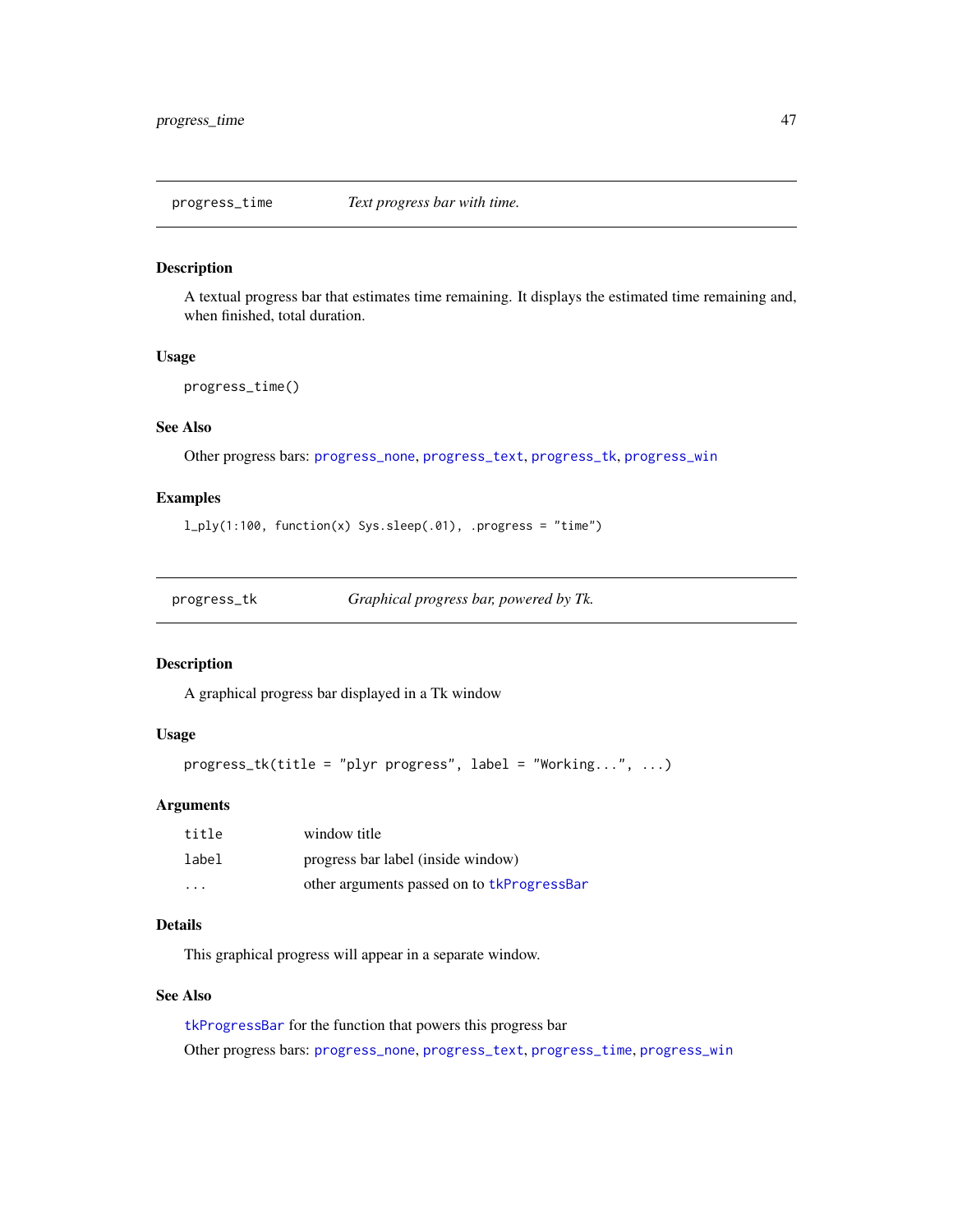## progress_time — *Text progress bar with time.*

### Description

A textual progress bar that estimates time remaining. It displays the estimated time remaining and, when finished, total duration.

### Usage

```
progress_time()
```

### See Also

Other progress bars: `progress_none`, `progress_text`, `progress_tk`, `progress_win`

### Examples

```
l_ply(1:100, function(x) Sys.sleep(.01), .progress = "time")
```

## progress_tk — *Graphical progress bar, powered by Tk.*

### Description

A graphical progress bar displayed in a Tk window

### Usage

```
progress_tk(title = "plyr progress", label = "Working...", ...)
```

### Arguments

| | |
|---|---|
| `title` | window title |
| `label` | progress bar label (inside window) |
| `...` | other arguments passed on to `tkProgressBar` |

### Details

This graphical progress will appear in a separate window.

### See Also

`tkProgressBar` for the function that powers this progress bar

Other progress bars: `progress_none`, `progress_text`, `progress_time`, `progress_win`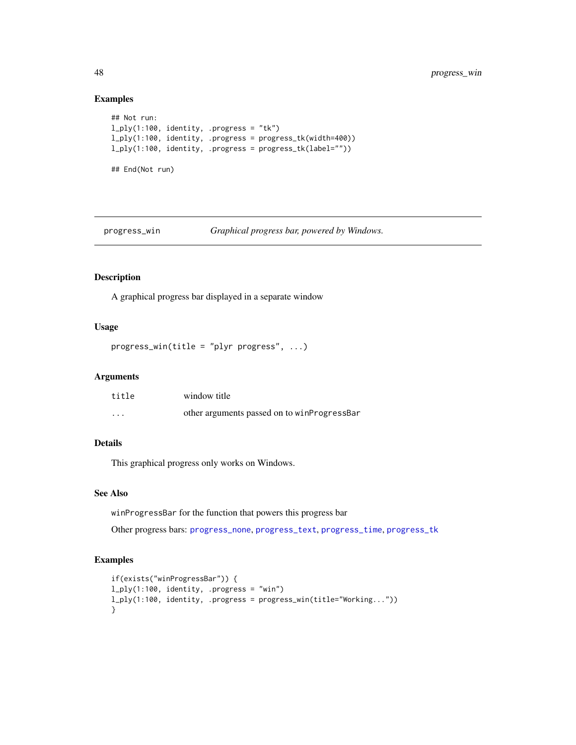### Examples

```
## Not run:
l_ply(1:100, identity, .progress = "tk")
l_ply(1:100, identity, .progress = progress_tk(width=400))
l_ply(1:100, identity, .progress = progress_tk(label=""))

## End(Not run)
```

---

## progress_win — *Graphical progress bar, powered by Windows.*

---

### Description

A graphical progress bar displayed in a separate window

### Usage

```
progress_win(title = "plyr progress", ...)
```

### Arguments

| | |
|---|---|
| title | window title |
| ... | other arguments passed on to winProgressBar |

### Details

This graphical progress only works on Windows.

### See Also

winProgressBar for the function that powers this progress bar

Other progress bars: progress_none, progress_text, progress_time, progress_tk

### Examples

```
if(exists("winProgressBar")) {
l_ply(1:100, identity, .progress = "win")
l_ply(1:100, identity, .progress = progress_win(title="Working..."))
}
```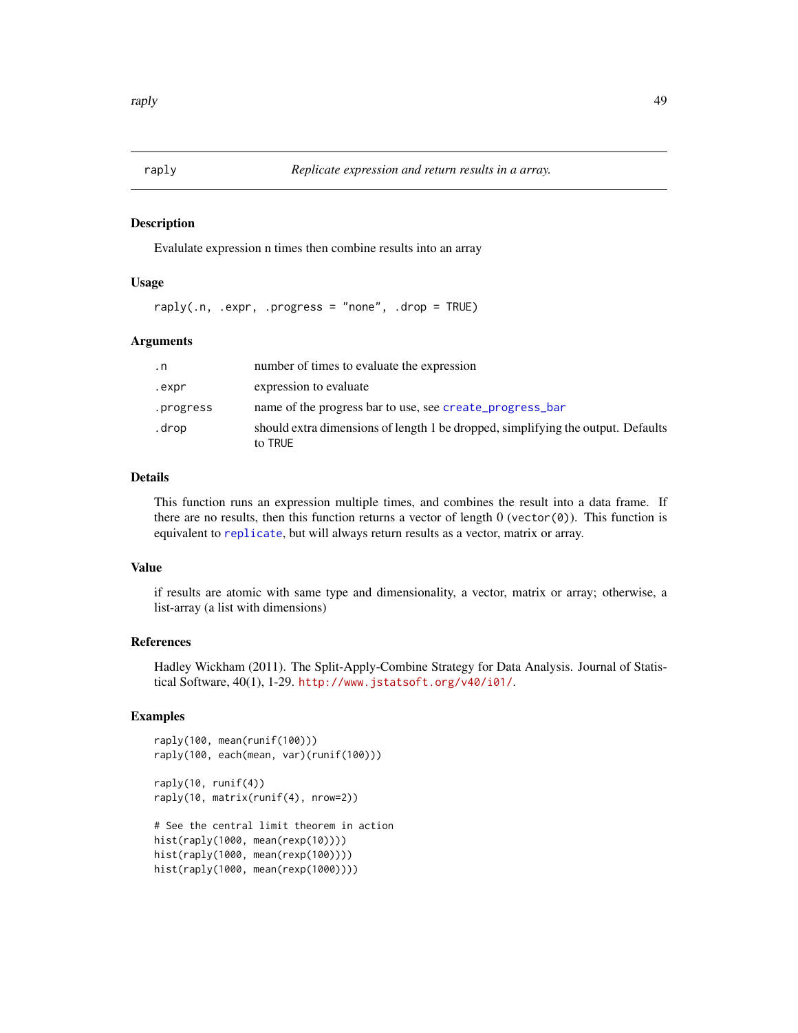## raply — *Replicate expression and return results in a array.*

### Description

Evalulate expression n times then combine results into an array

### Usage

```
raply(.n, .expr, .progress = "none", .drop = TRUE)
```

### Arguments

| | |
|---|---|
| `.n` | number of times to evaluate the expression |
| `.expr` | expression to evaluate |
| `.progress` | name of the progress bar to use, see `create_progress_bar` |
| `.drop` | should extra dimensions of length 1 be dropped, simplifying the output. Defaults to `TRUE` |

### Details

This function runs an expression multiple times, and combines the result into a data frame. If there are no results, then this function returns a vector of length 0 (`vector(0)`). This function is equivalent to `replicate`, but will always return results as a vector, matrix or array.

### Value

if results are atomic with same type and dimensionality, a vector, matrix or array; otherwise, a list-array (a list with dimensions)

### References

Hadley Wickham (2011). The Split-Apply-Combine Strategy for Data Analysis. Journal of Statistical Software, 40(1), 1-29. http://www.jstatsoft.org/v40/i01/.

### Examples

```
raply(100, mean(runif(100)))
raply(100, each(mean, var)(runif(100)))

raply(10, runif(4))
raply(10, matrix(runif(4), nrow=2))

# See the central limit theorem in action
hist(raply(1000, mean(rexp(10))))
hist(raply(1000, mean(rexp(100))))
hist(raply(1000, mean(rexp(1000))))
```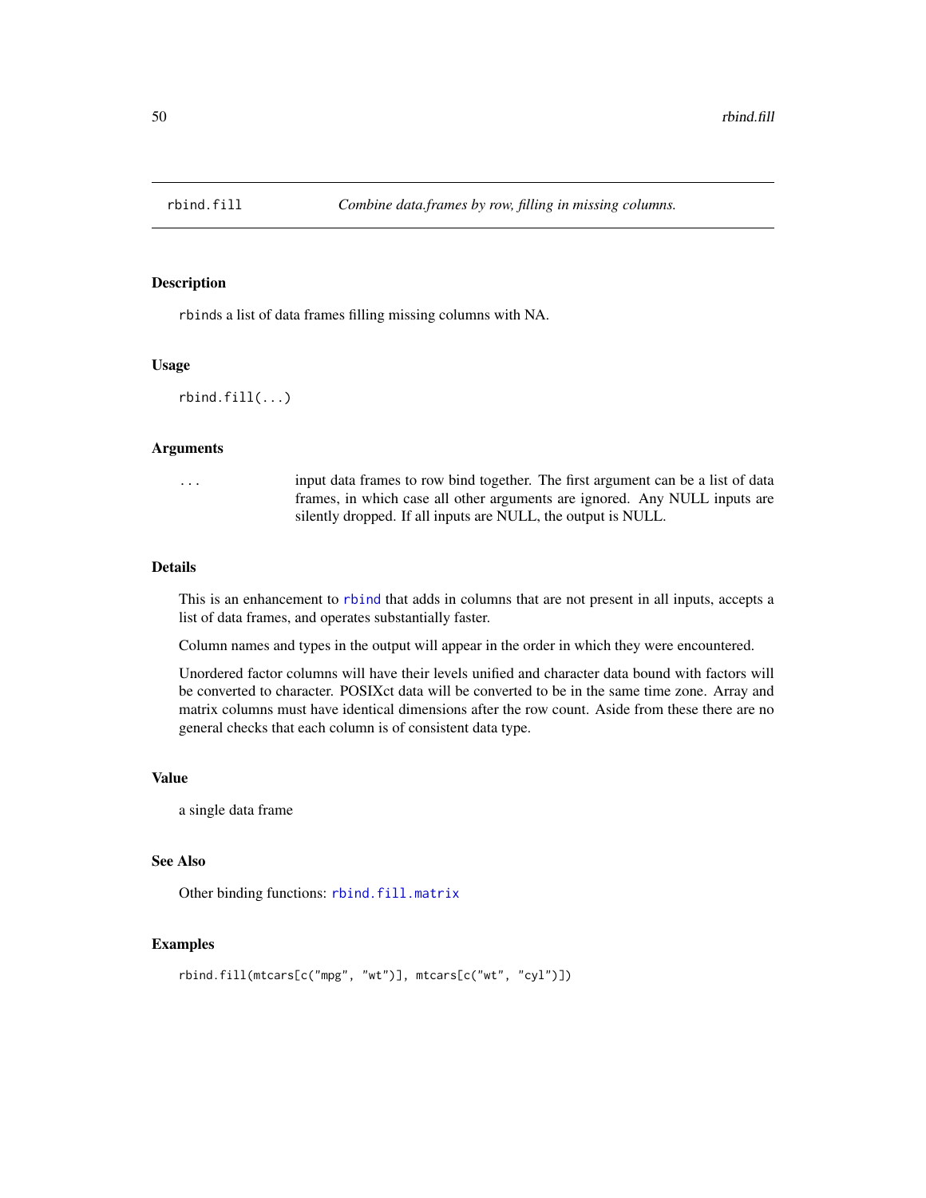## rbind.fill

*Combine data.frames by row, filling in missing columns.*

### Description

rbinds a list of data frames filling missing columns with NA.

### Usage

```
rbind.fill(...)
```

### Arguments

| | |
|---|---|
| ... | input data frames to row bind together. The first argument can be a list of data frames, in which case all other arguments are ignored. Any NULL inputs are silently dropped. If all inputs are NULL, the output is NULL. |

### Details

This is an enhancement to rbind that adds in columns that are not present in all inputs, accepts a list of data frames, and operates substantially faster.

Column names and types in the output will appear in the order in which they were encountered.

Unordered factor columns will have their levels unified and character data bound with factors will be converted to character. POSIXct data will be converted to be in the same time zone. Array and matrix columns must have identical dimensions after the row count. Aside from these there are no general checks that each column is of consistent data type.

### Value

a single data frame

### See Also

Other binding functions: rbind.fill.matrix

### Examples

```
rbind.fill(mtcars[c("mpg", "wt")], mtcars[c("wt", "cyl")])
```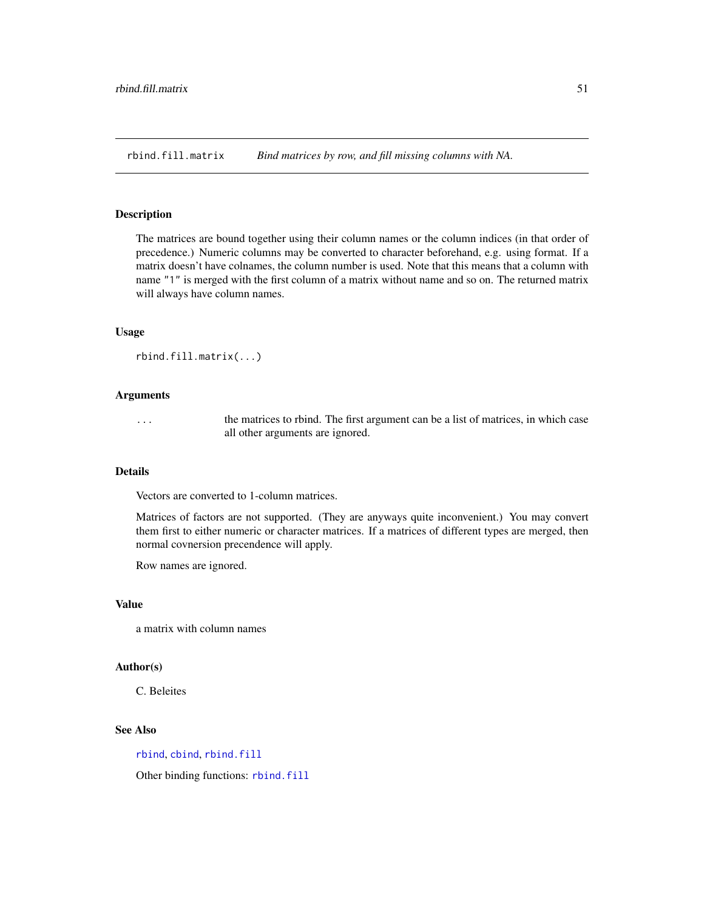# rbind.fill.matrix — *Bind matrices by row, and fill missing columns with NA.*

## Description

The matrices are bound together using their column names or the column indices (in that order of precedence.) Numeric columns may be converted to character beforehand, e.g. using format. If a matrix doesn't have colnames, the column number is used. Note that this means that a column with name "1" is merged with the first column of a matrix without name and so on. The returned matrix will always have column names.

## Usage

```
rbind.fill.matrix(...)
```

## Arguments

| | |
|---|---|
| `...` | the matrices to rbind. The first argument can be a list of matrices, in which case all other arguments are ignored. |

## Details

Vectors are converted to 1-column matrices.

Matrices of factors are not supported. (They are anyways quite inconvenient.) You may convert them first to either numeric or character matrices. If a matrices of different types are merged, then normal covnersion precendence will apply.

Row names are ignored.

## Value

a matrix with column names

## Author(s)

C. Beleites

## See Also

`rbind`, `cbind`, `rbind.fill`

Other binding functions: `rbind.fill`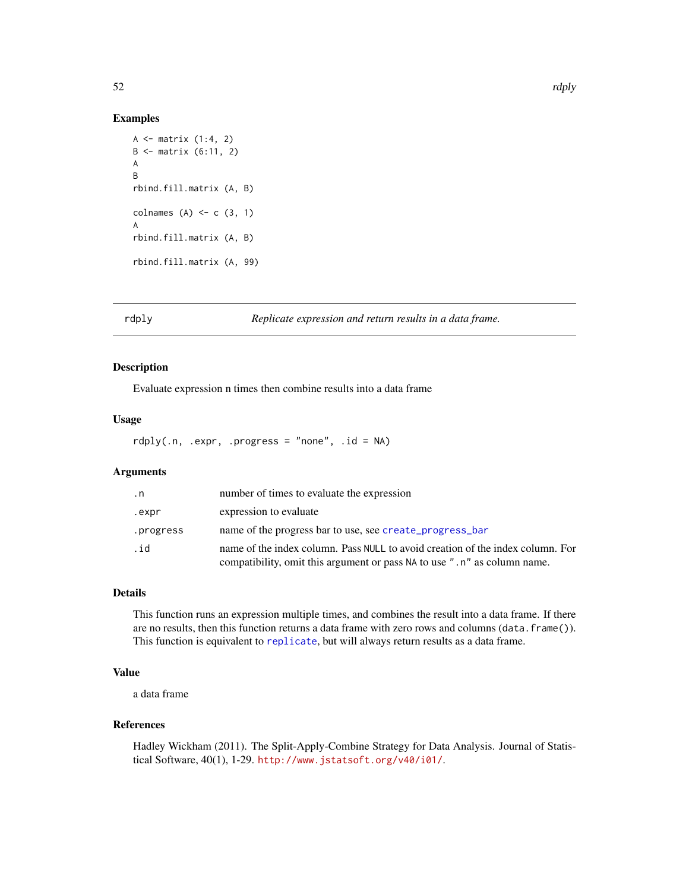### Examples

```
A <- matrix (1:4, 2)
B <- matrix (6:11, 2)
A
B
rbind.fill.matrix (A, B)

colnames (A) <- c (3, 1)
A
rbind.fill.matrix (A, B)

rbind.fill.matrix (A, 99)
```

---

## rdply — *Replicate expression and return results in a data frame.*

### Description

Evaluate expression n times then combine results into a data frame

### Usage

```
rdply(.n, .expr, .progress = "none", .id = NA)
```

### Arguments

| | |
|---|---|
| `.n` | number of times to evaluate the expression |
| `.expr` | expression to evaluate |
| `.progress` | name of the progress bar to use, see `create_progress_bar` |
| `.id` | name of the index column. Pass `NULL` to avoid creation of the index column. For compatibility, omit this argument or pass `NA` to use `".n"` as column name. |

### Details

This function runs an expression multiple times, and combines the result into a data frame. If there are no results, then this function returns a data frame with zero rows and columns (`data.frame()`). This function is equivalent to `replicate`, but will always return results as a data frame.

### Value

a data frame

### References

Hadley Wickham (2011). The Split-Apply-Combine Strategy for Data Analysis. Journal of Statistical Software, 40(1), 1-29. http://www.jstatsoft.org/v40/i01/.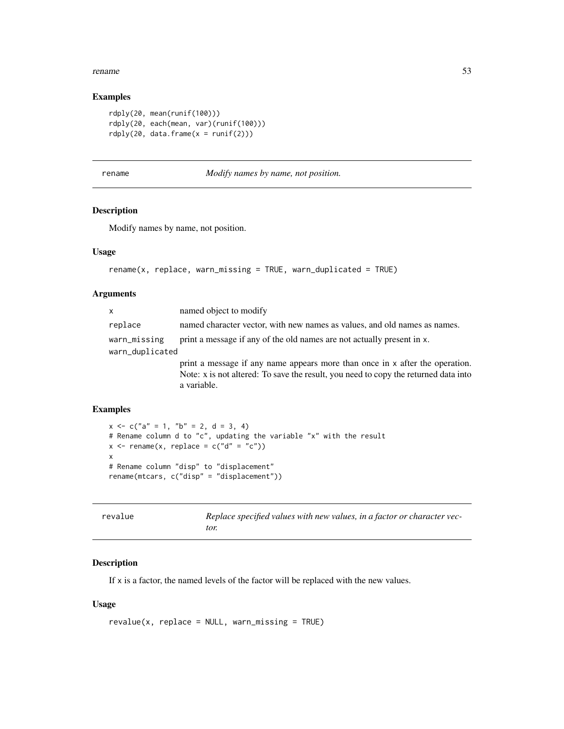### Examples

```
rdply(20, mean(runif(100)))
rdply(20, each(mean, var)(runif(100)))
rdply(20, data.frame(x = runif(2)))
```

## rename — *Modify names by name, not position.*

### Description

Modify names by name, not position.

### Usage

```
rename(x, replace, warn_missing = TRUE, warn_duplicated = TRUE)
```

### Arguments

| | |
|---|---|
| x | named object to modify |
| replace | named character vector, with new names as values, and old names as names. |
| warn_missing | print a message if any of the old names are not actually present in x. |
| warn_duplicated | print a message if any name appears more than once in x after the operation. Note: x is not altered: To save the result, you need to copy the returned data into a variable. |

### Examples

```
x <- c("a" = 1, "b" = 2, d = 3, 4)
# Rename column d to "c", updating the variable "x" with the result
x <- rename(x, replace = c("d" = "c"))
x
# Rename column "disp" to "displacement"
rename(mtcars, c("disp" = "displacement"))
```

## revalue — *Replace specified values with new values, in a factor or character vector.*

### Description

If x is a factor, the named levels of the factor will be replaced with the new values.

### Usage

```
revalue(x, replace = NULL, warn_missing = TRUE)
```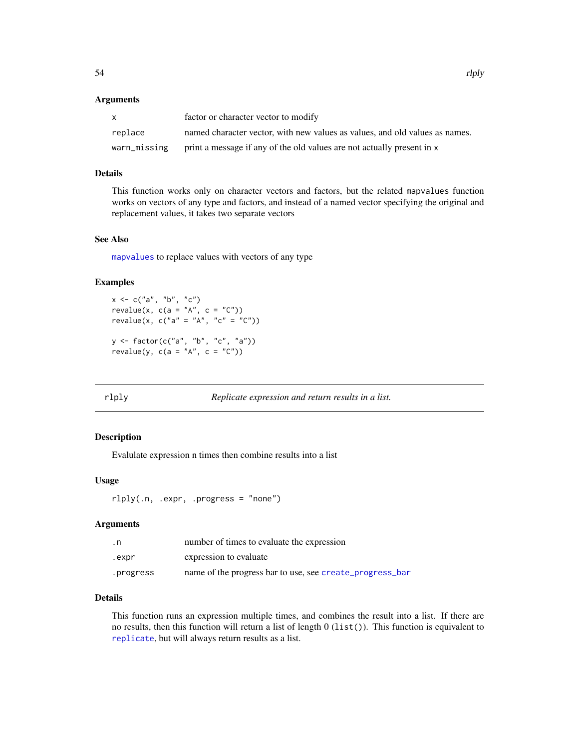### Arguments

| | |
|---|---|
| x | factor or character vector to modify |
| replace | named character vector, with new values as values, and old values as names. |
| warn_missing | print a message if any of the old values are not actually present in x |

### Details

This function works only on character vectors and factors, but the related mapvalues function works on vectors of any type and factors, and instead of a named vector specifying the original and replacement values, it takes two separate vectors

### See Also

mapvalues to replace values with vectors of any type

### Examples

```
x <- c("a", "b", "c")
revalue(x, c(a = "A", c = "C"))
revalue(x, c("a" = "A", "c" = "C"))

y <- factor(c("a", "b", "c", "a"))
revalue(y, c(a = "A", c = "C"))
```

## rlply — *Replicate expression and return results in a list.*

### Description

Evalulate expression n times then combine results into a list

### Usage

```
rlply(.n, .expr, .progress = "none")
```

### Arguments

| | |
|---|---|
| .n | number of times to evaluate the expression |
| .expr | expression to evaluate |
| .progress | name of the progress bar to use, see create_progress_bar |

### Details

This function runs an expression multiple times, and combines the result into a list. If there are no results, then this function will return a list of length 0 (list()). This function is equivalent to replicate, but will always return results as a list.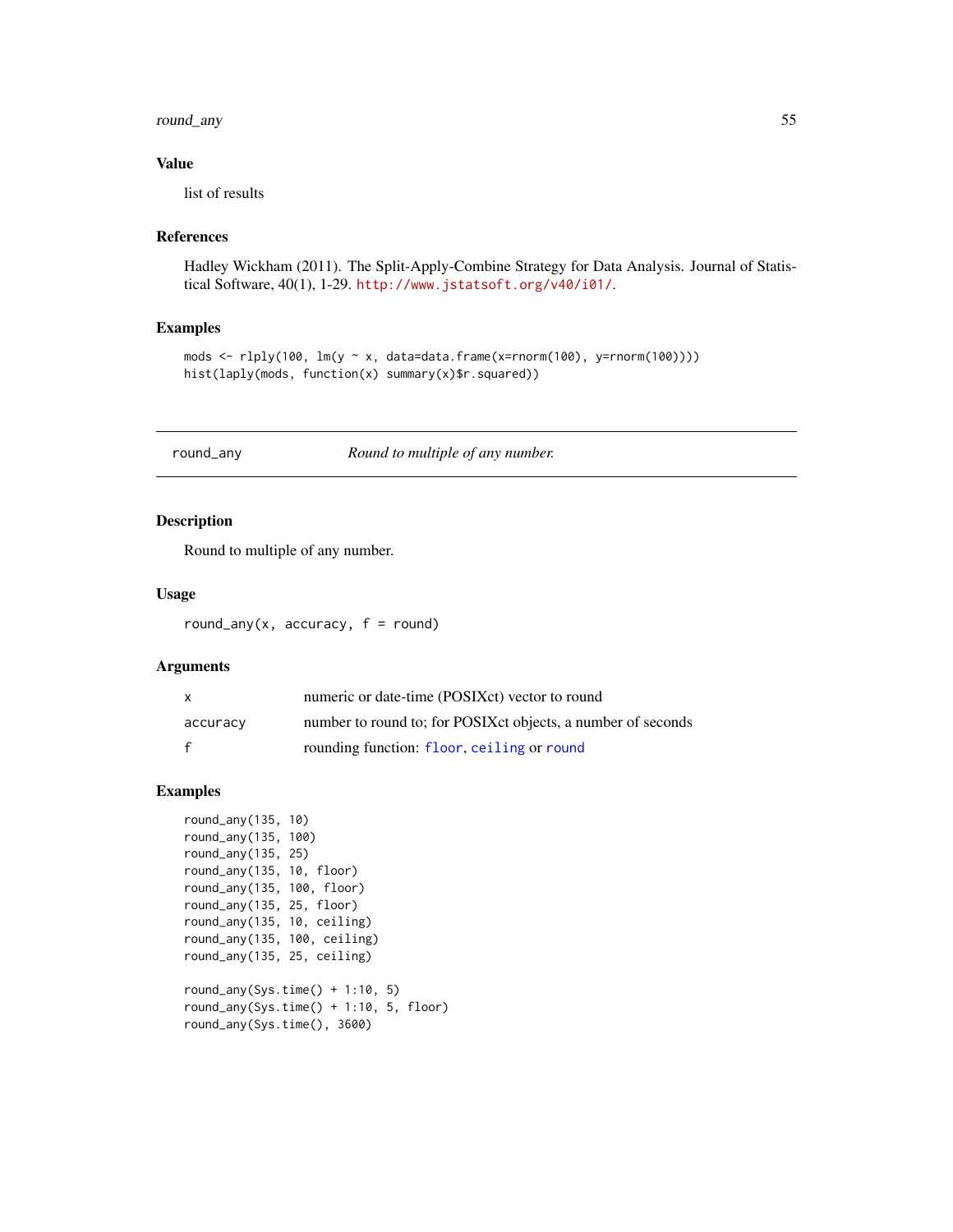### Value

list of results

### References

Hadley Wickham (2011). The Split-Apply-Combine Strategy for Data Analysis. Journal of Statistical Software, 40(1), 1-29. http://www.jstatsoft.org/v40/i01/.

### Examples

```
mods <- rlply(100, lm(y ~ x, data=data.frame(x=rnorm(100), y=rnorm(100))))
hist(laply(mods, function(x) summary(x)$r.squared))
```

---

## round_any — *Round to multiple of any number.*

### Description

Round to multiple of any number.

### Usage

```
round_any(x, accuracy, f = round)
```

### Arguments

| | |
|---|---|
| x | numeric or date-time (POSIXct) vector to round |
| accuracy | number to round to; for POSIXct objects, a number of seconds |
| f | rounding function: floor, ceiling or round |

### Examples

```
round_any(135, 10)
round_any(135, 100)
round_any(135, 25)
round_any(135, 10, floor)
round_any(135, 100, floor)
round_any(135, 25, floor)
round_any(135, 10, ceiling)
round_any(135, 100, ceiling)
round_any(135, 25, ceiling)

round_any(Sys.time() + 1:10, 5)
round_any(Sys.time() + 1:10, 5, floor)
round_any(Sys.time(), 3600)
```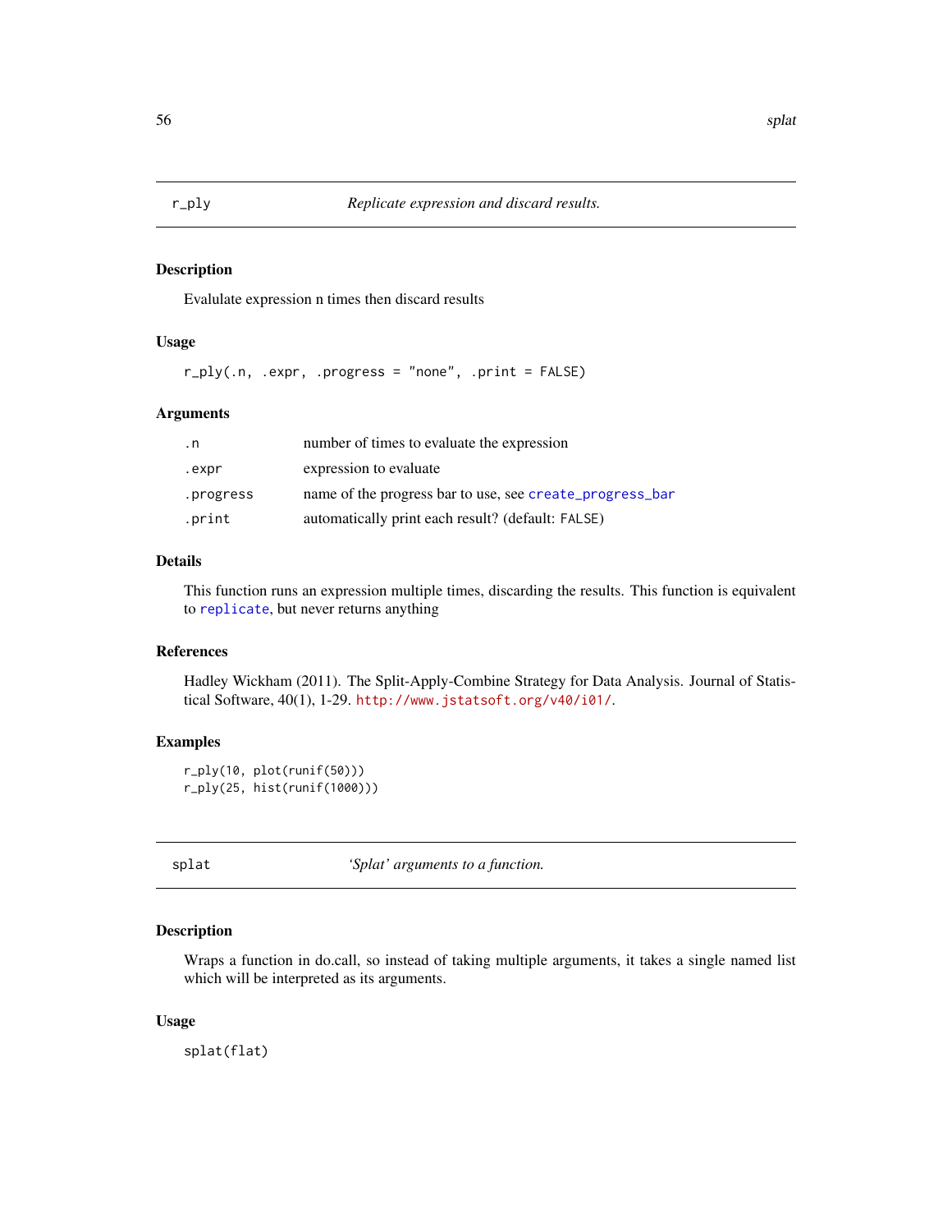## r_ply — *Replicate expression and discard results.*

### Description

Evalulate expression n times then discard results

### Usage

```
r_ply(.n, .expr, .progress = "none", .print = FALSE)
```

### Arguments

| | |
|---|---|
| .n | number of times to evaluate the expression |
| .expr | expression to evaluate |
| .progress | name of the progress bar to use, see create_progress_bar |
| .print | automatically print each result? (default: FALSE) |

### Details

This function runs an expression multiple times, discarding the results. This function is equivalent to replicate, but never returns anything

### References

Hadley Wickham (2011). The Split-Apply-Combine Strategy for Data Analysis. Journal of Statistical Software, 40(1), 1-29. http://www.jstatsoft.org/v40/i01/.

### Examples

```
r_ply(10, plot(runif(50)))
r_ply(25, hist(runif(1000)))
```

## splat — *'Splat' arguments to a function.*

### Description

Wraps a function in do.call, so instead of taking multiple arguments, it takes a single named list which will be interpreted as its arguments.

### Usage

```
splat(flat)
```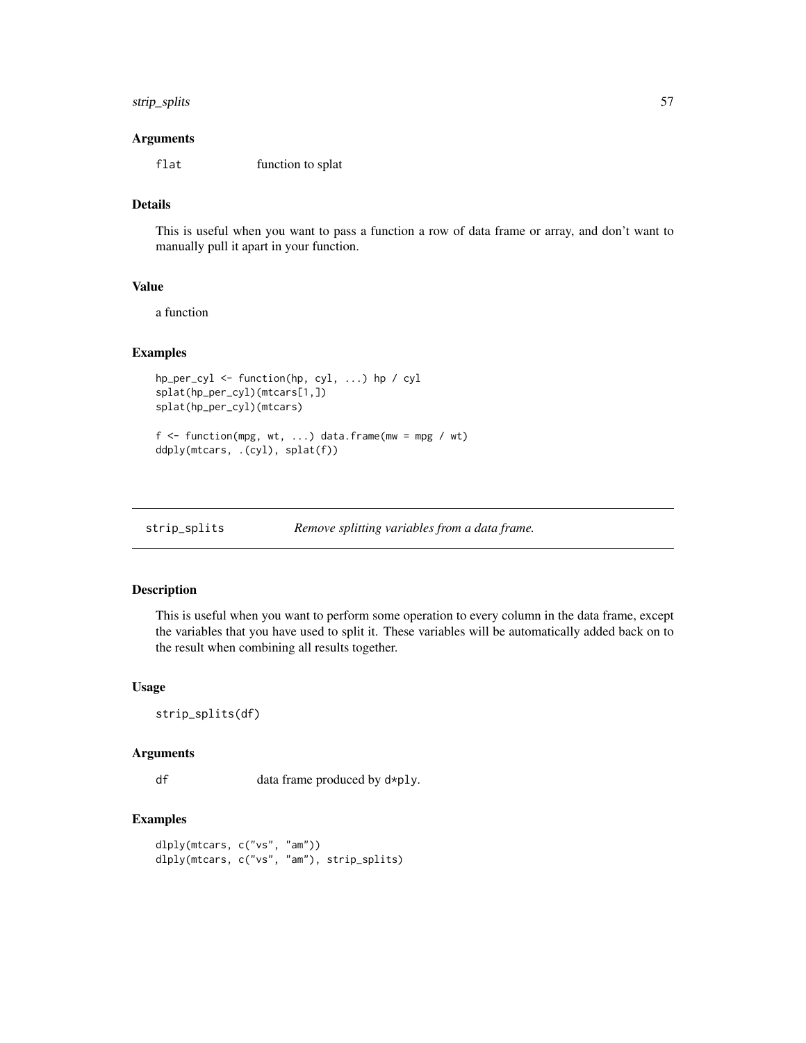### Arguments

flat function to splat

### Details

This is useful when you want to pass a function a row of data frame or array, and don't want to manually pull it apart in your function.

### Value

a function

### Examples

```
hp_per_cyl <- function(hp, cyl, ...) hp / cyl
splat(hp_per_cyl)(mtcars[1,])
splat(hp_per_cyl)(mtcars)

f <- function(mpg, wt, ...) data.frame(mw = mpg / wt)
ddply(mtcars, .(cyl), splat(f))
```

---

## strip_splits — *Remove splitting variables from a data frame.*

### Description

This is useful when you want to perform some operation to every column in the data frame, except the variables that you have used to split it. These variables will be automatically added back on to the result when combining all results together.

### Usage

```
strip_splits(df)
```

### Arguments

df data frame produced by d*ply.

### Examples

```
dlply(mtcars, c("vs", "am"))
dlply(mtcars, c("vs", "am"), strip_splits)
```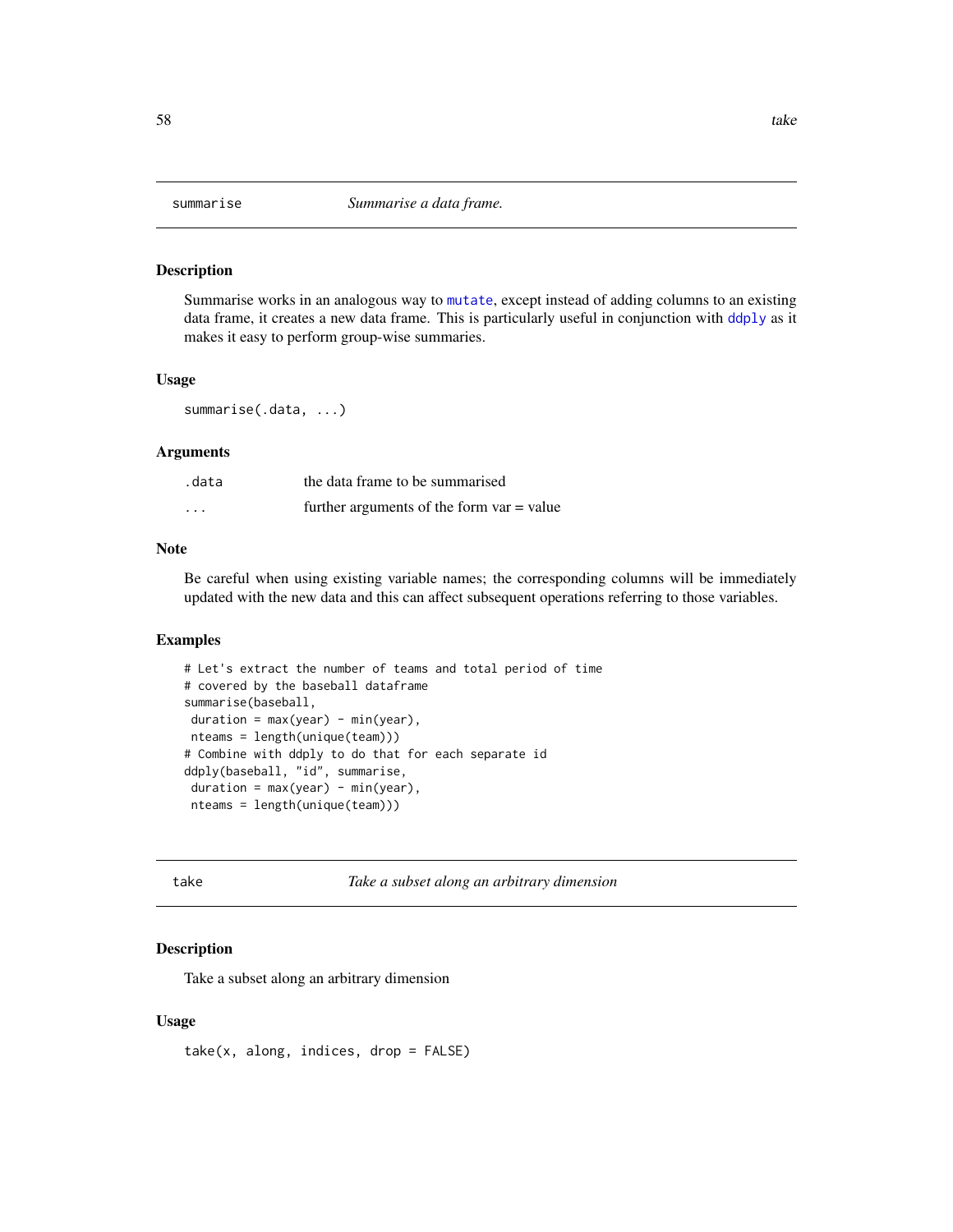## summarise — *Summarise a data frame.*

### Description

Summarise works in an analogous way to mutate, except instead of adding columns to an existing data frame, it creates a new data frame. This is particularly useful in conjunction with ddply as it makes it easy to perform group-wise summaries.

### Usage

```
summarise(.data, ...)
```

### Arguments

| | |
|---|---|
| .data | the data frame to be summarised |
| ... | further arguments of the form var = value |

### Note

Be careful when using existing variable names; the corresponding columns will be immediately updated with the new data and this can affect subsequent operations referring to those variables.

### Examples

```
# Let's extract the number of teams and total period of time
# covered by the baseball dataframe
summarise(baseball,
 duration = max(year) - min(year),
 nteams = length(unique(team)))
# Combine with ddply to do that for each separate id
ddply(baseball, "id", summarise,
 duration = max(year) - min(year),
 nteams = length(unique(team)))
```

## take — *Take a subset along an arbitrary dimension*

### Description

Take a subset along an arbitrary dimension

### Usage

```
take(x, along, indices, drop = FALSE)
```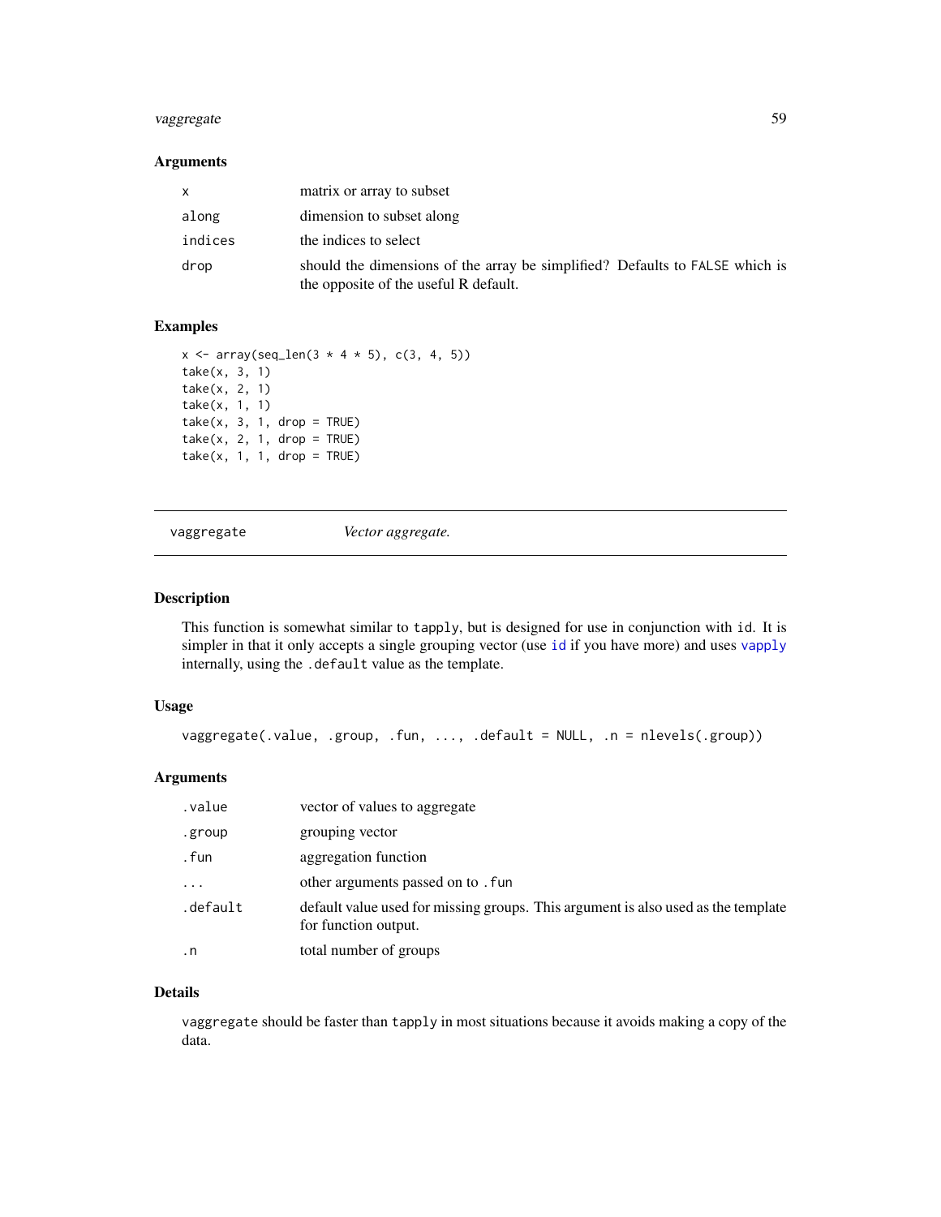### Arguments

| | |
|---|---|
| x | matrix or array to subset |
| along | dimension to subset along |
| indices | the indices to select |
| drop | should the dimensions of the array be simplified? Defaults to FALSE which is the opposite of the useful R default. |

### Examples

```
x <- array(seq_len(3 * 4 * 5), c(3, 4, 5))
take(x, 3, 1)
take(x, 2, 1)
take(x, 1, 1)
take(x, 3, 1, drop = TRUE)
take(x, 2, 1, drop = TRUE)
take(x, 1, 1, drop = TRUE)
```

---

## vaggregate — *Vector aggregate.*

### Description

This function is somewhat similar to tapply, but is designed for use in conjunction with id. It is simpler in that it only accepts a single grouping vector (use id if you have more) and uses vapply internally, using the .default value as the template.

### Usage

```
vaggregate(.value, .group, .fun, ..., .default = NULL, .n = nlevels(.group))
```

### Arguments

| | |
|---|---|
| .value | vector of values to aggregate |
| .group | grouping vector |
| .fun | aggregation function |
| ... | other arguments passed on to .fun |
| .default | default value used for missing groups. This argument is also used as the template for function output. |
| .n | total number of groups |

### Details

vaggregate should be faster than tapply in most situations because it avoids making a copy of the data.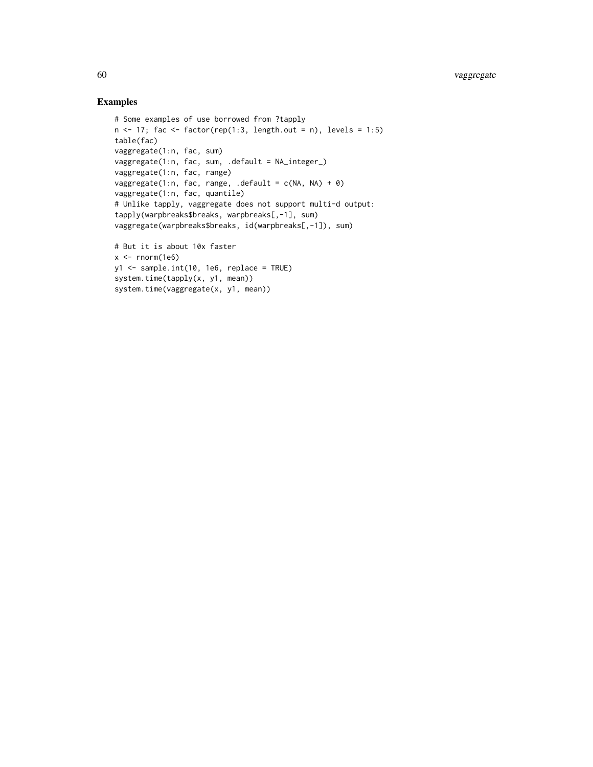## Examples

```
# Some examples of use borrowed from ?tapply
n <- 17; fac <- factor(rep(1:3, length.out = n), levels = 1:5)
table(fac)
vaggregate(1:n, fac, sum)
vaggregate(1:n, fac, sum, .default = NA_integer_)
vaggregate(1:n, fac, range)
vaggregate(1:n, fac, range, .default = c(NA, NA) + 0)
vaggregate(1:n, fac, quantile)
# Unlike tapply, vaggregate does not support multi-d output:
tapply(warpbreaks$breaks, warpbreaks[,-1], sum)
vaggregate(warpbreaks$breaks, id(warpbreaks[,-1]), sum)

# But it is about 10x faster
x <- rnorm(1e6)
y1 <- sample.int(10, 1e6, replace = TRUE)
system.time(tapply(x, y1, mean))
system.time(vaggregate(x, y1, mean))
```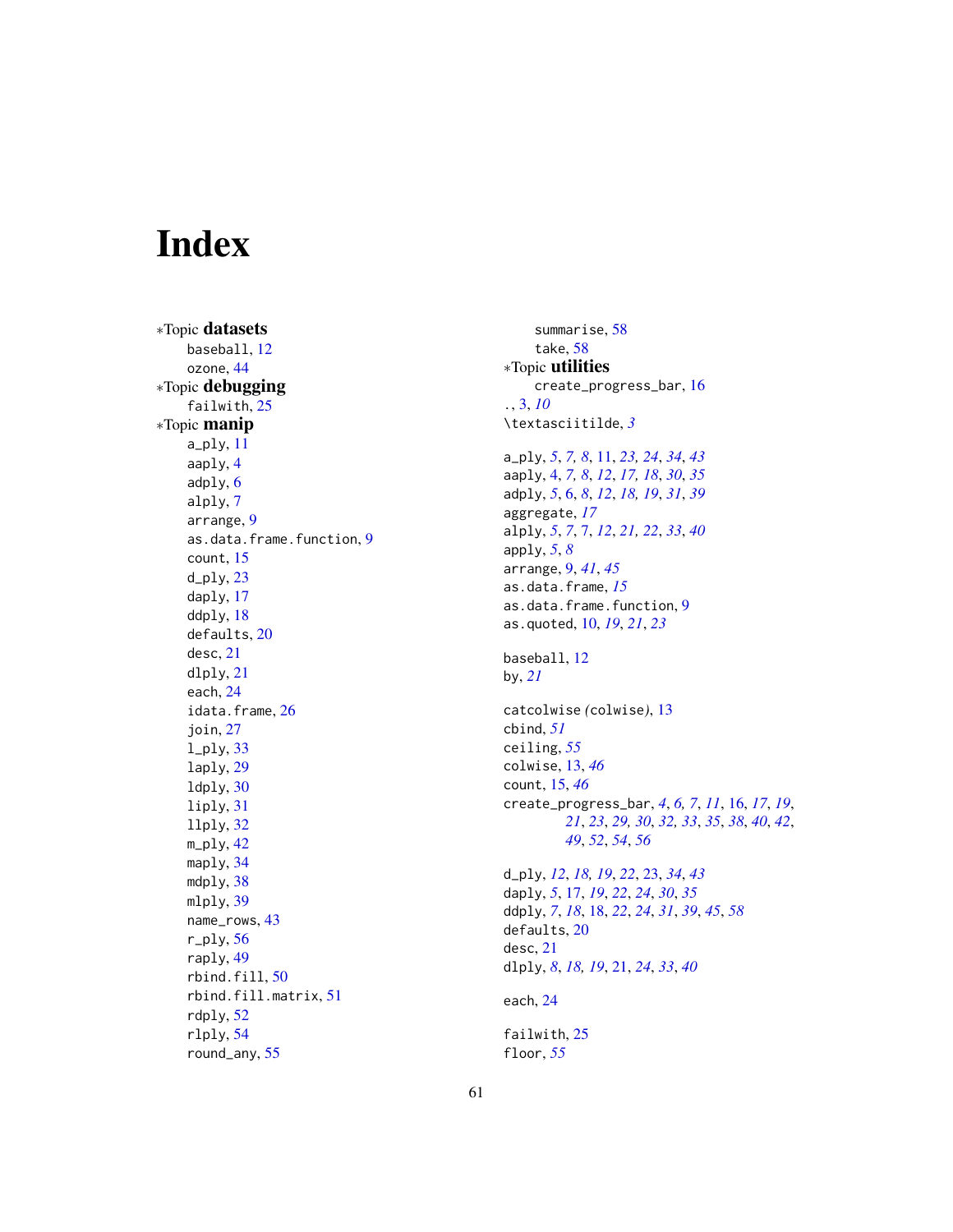# Index

*Topic **datasets**
  baseball, 12
  ozone, 44
*Topic **debugging**
  failwith, 25
*Topic **manip**
  a_ply, 11
  aaply, 4
  adply, 6
  alply, 7
  arrange, 9
  as.data.frame.function, 9
  count, 15
  d_ply, 23
  daply, 17
  ddply, 18
  defaults, 20
  desc, 21
  dlply, 21
  each, 24
  idata.frame, 26
  join, 27
  l_ply, 33
  laply, 29
  ldply, 30
  liply, 31
  llply, 32
  m_ply, 42
  maply, 34
  mdply, 38
  mlply, 39
  name_rows, 43
  r_ply, 56
  raply, 49
  rbind.fill, 50
  rbind.fill.matrix, 51
  rdply, 52
  rlply, 54
  round_any, 55
  summarise, 58
  take, 58
*Topic **utilities**
  create_progress_bar, 16
., 3, *10*
\textasciitilde, *3*

a_ply, *5*, *7*, *8*, 11, *23*, *24*, *34*, *43*
aaply, 4, *7*, *8*, *12*, *17*, *18*, *30*, *35*
adply, *5*, 6, *8*, *12*, *18*, *19*, *31*, *39*
aggregate, *17*
alply, *5*, *7*, 7, *12*, *21*, *22*, *33*, *40*
apply, *5*, *8*
arrange, 9, *41*, *45*
as.data.frame, *15*
as.data.frame.function, 9
as.quoted, 10, *19*, *21*, *23*

baseball, 12
by, *21*

catcolwise *(colwise)*, 13
cbind, *51*
ceiling, *55*
colwise, 13, *46*
count, 15, *46*
create_progress_bar, *4*, *6*, *7*, *11*, 16, *17*, *19*, *21*, *23*, *29*, *30*, *32*, *33*, *35*, *38*, *40*, *42*, *49*, *52*, *54*, *56*

d_ply, *12*, *18*, *19*, *22*, 23, *34*, *43*
daply, *5*, 17, *19*, *22*, *24*, *30*, *35*
ddply, *7*, *18*, 18, *22*, *24*, *31*, *39*, *45*, *58*
defaults, 20
desc, 21
dlply, *8*, *18*, *19*, 21, *24*, *33*, *40*

each, 24

failwith, 25
floor, *55*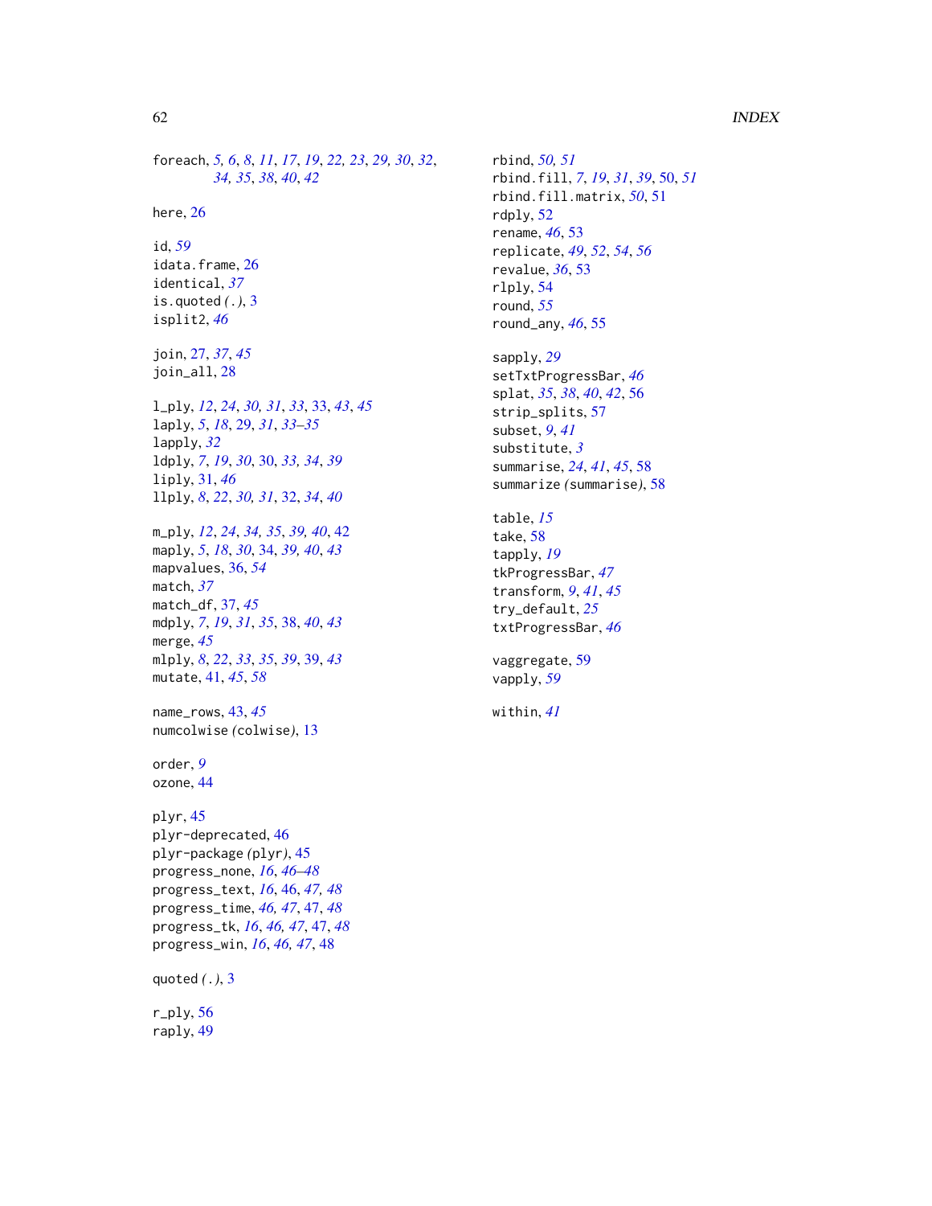foreach, *5, 6*, *8*, *11*, *17*, *19*, *22, 23*, *29, 30*, *32*, *34, 35*, *38*, *40*, *42*

here, 26

id, *59*
idata.frame, 26
identical, *37*
is.quoted *(.)*, 3
isplit2, *46*

join, 27, *37*, *45*
join_all, 28

l_ply, *12*, *24*, *30, 31*, *33*, 33, *43*, *45*
laply, *5*, *18*, 29, *31*, *33–35*
lapply, *32*
ldply, *7*, *19*, *30*, 30, *33, 34*, *39*
liply, 31, *46*
llply, *8*, *22*, *30, 31*, 32, *34*, *40*

m_ply, *12*, *24*, *34, 35*, *39, 40*, 42
maply, *5*, *18*, *30*, 34, *39, 40*, *43*
mapvalues, 36, *54*
match, *37*
match_df, 37, *45*
mdply, *7*, *19*, *31*, *35*, 38, *40*, *43*
merge, *45*
mlply, *8*, *22*, *33*, *35*, *39*, 39, *43*
mutate, 41, *45*, *58*

name_rows, 43, *45*
numcolwise *(colwise)*, 13

order, *9*
ozone, 44

plyr, 45
plyr-deprecated, 46
plyr-package *(plyr)*, 45
progress_none, *16*, *46–48*
progress_text, *16*, 46, *47, 48*
progress_time, *46, 47*, 47, *48*
progress_tk, *16*, *46, 47*, 47, *48*
progress_win, *16*, *46, 47*, 48

quoted *(.)*, 3

r_ply, 56
raply, 49
rbind, *50, 51*
rbind.fill, *7*, *19*, *31*, *39*, 50, *51*
rbind.fill.matrix, *50*, 51
rdply, 52
rename, *46*, 53
replicate, *49*, *52*, *54*, *56*
revalue, *36*, 53
rlply, 54
round, *55*
round_any, *46*, 55

sapply, *29*
setTxtProgressBar, *46*
splat, *35*, *38*, *40*, *42*, 56
strip_splits, 57
subset, *9*, *41*
substitute, *3*
summarise, *24*, *41*, *45*, 58
summarize *(summarise)*, 58

table, *15*
take, 58
tapply, *19*
tkProgressBar, *47*
transform, *9*, *41*, *45*
try_default, *25*
txtProgressBar, *46*

vaggregate, 59
vapply, *59*

within, *41*